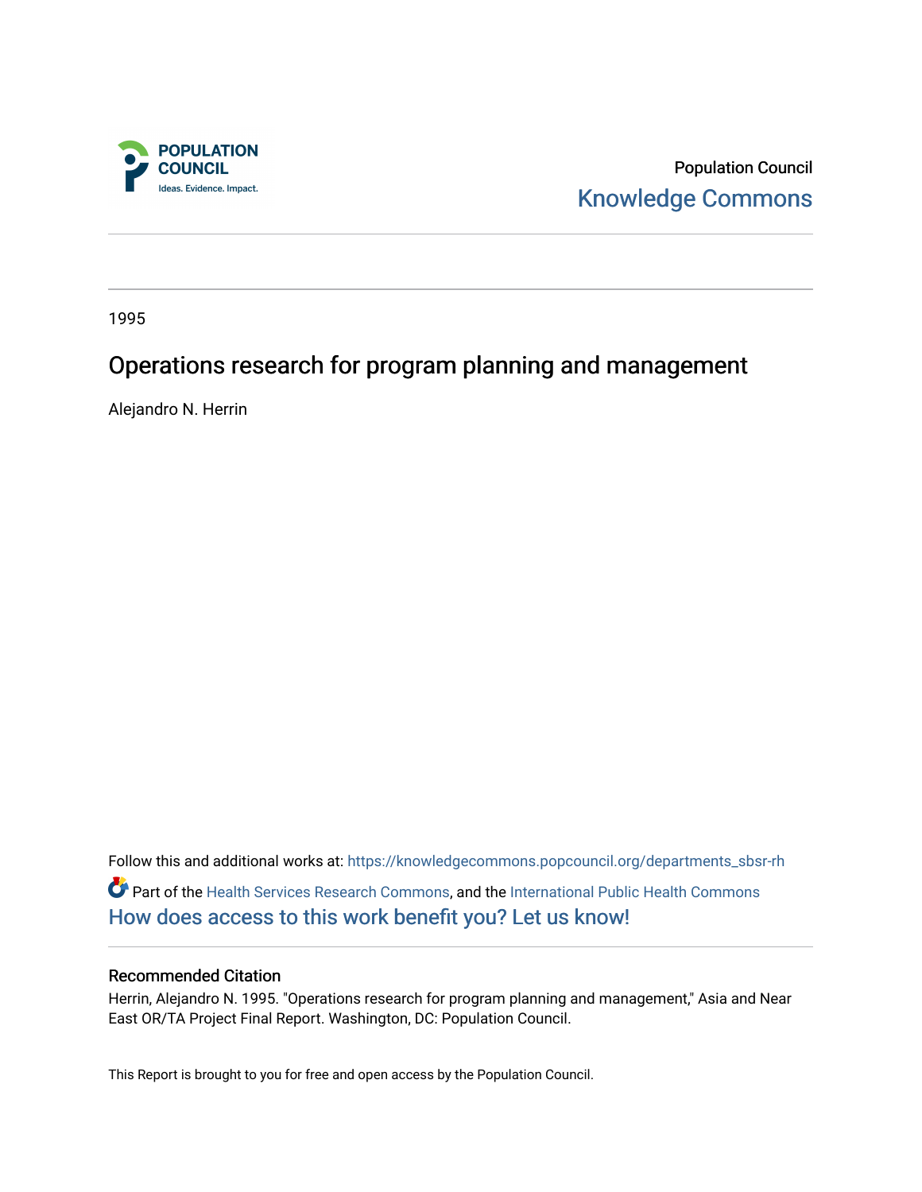POPULATION COUNCIL
Ideas. Evidence. Impact.

Population Council
Knowledge Commons

1995

# Operations research for program planning and management

Alejandro N. Herrin

Follow this and additional works at: https://knowledgecommons.popcouncil.org/departments_sbsr-rh

Part of the Health Services Research Commons, and the International Public Health Commons

How does access to this work benefit you? Let us know!

## Recommended Citation

Herrin, Alejandro N. 1995. "Operations research for program planning and management," Asia and Near East OR/TA Project Final Report. Washington, DC: Population Council.

This Report is brought to you for free and open access by the Population Council.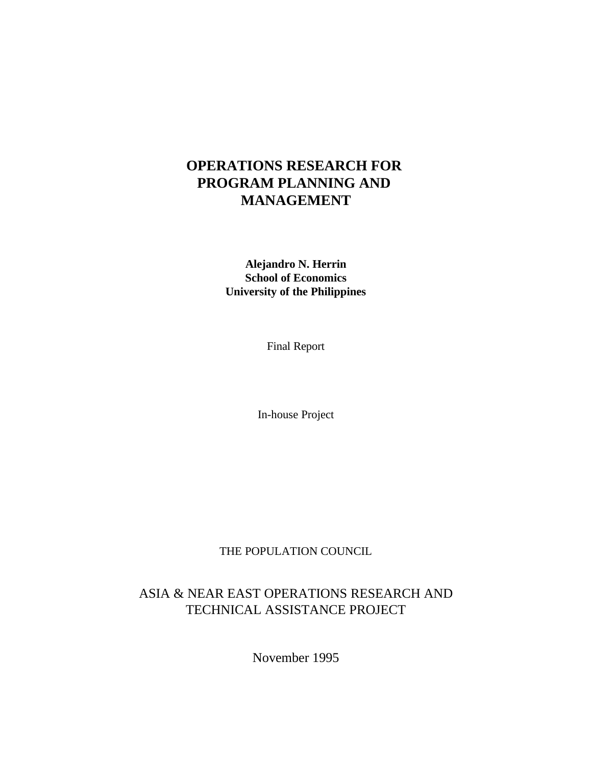# OPERATIONS RESEARCH FOR PROGRAM PLANNING AND MANAGEMENT

**Alejandro N. Herrin**
**School of Economics**
**University of the Philippines**

Final Report

In-house Project

THE POPULATION COUNCIL

ASIA & NEAR EAST OPERATIONS RESEARCH AND TECHNICAL ASSISTANCE PROJECT

November 1995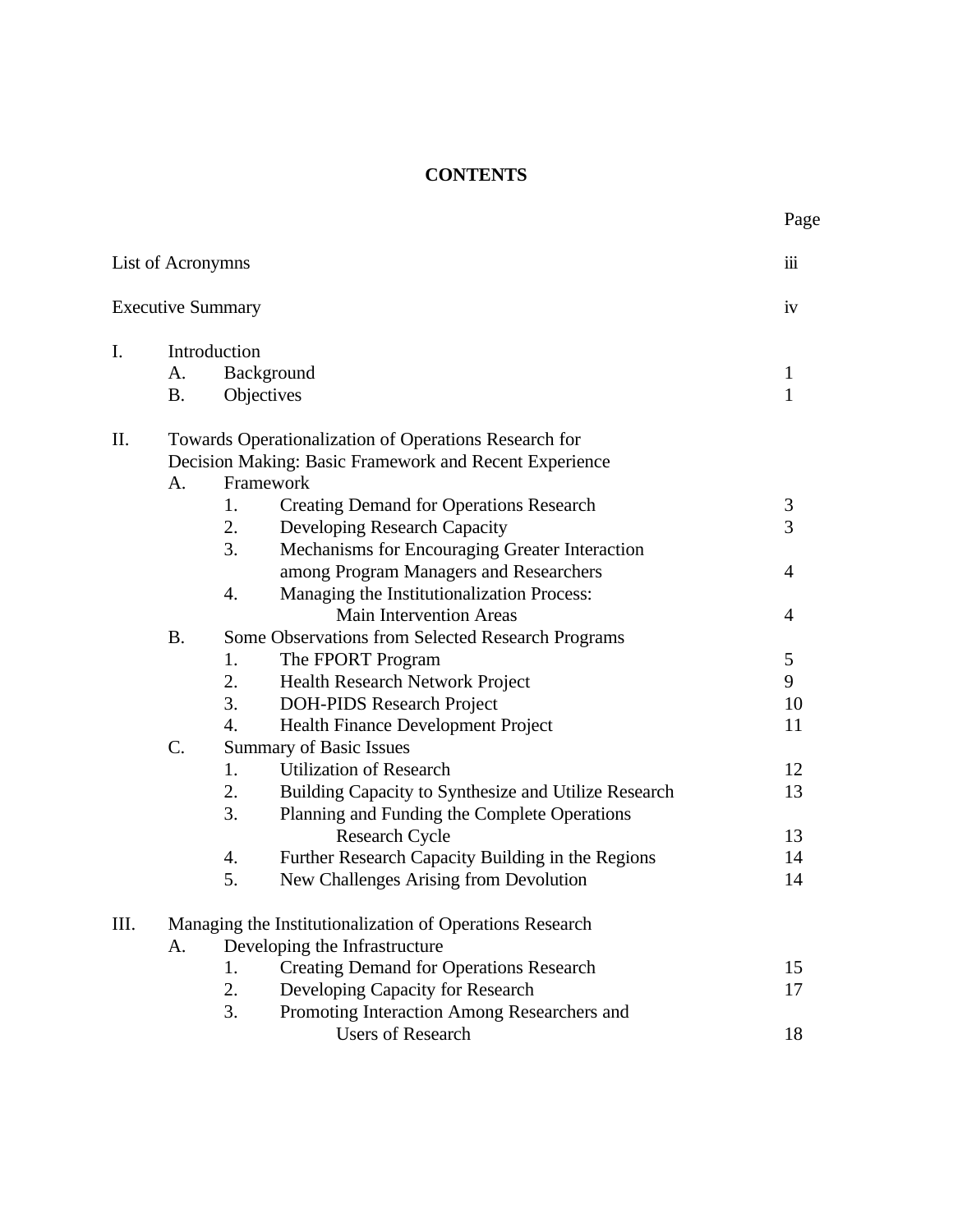# CONTENTS

| | Page |
|---|---|
| List of Acronymns | iii |
| Executive Summary | iv |
| I. Introduction | |
| A. Background | 1 |
| B. Objectives | 1 |
| II. Towards Operationalization of Operations Research for Decision Making: Basic Framework and Recent Experience | |
| A. Framework | |
| 1. Creating Demand for Operations Research | 3 |
| 2. Developing Research Capacity | 3 |
| 3. Mechanisms for Encouraging Greater Interaction among Program Managers and Researchers | 4 |
| 4. Managing the Institutionalization Process: Main Intervention Areas | 4 |
| B. Some Observations from Selected Research Programs | |
| 1. The FPORT Program | 5 |
| 2. Health Research Network Project | 9 |
| 3. DOH-PIDS Research Project | 10 |
| 4. Health Finance Development Project | 11 |
| C. Summary of Basic Issues | |
| 1. Utilization of Research | 12 |
| 2. Building Capacity to Synthesize and Utilize Research | 13 |
| 3. Planning and Funding the Complete Operations Research Cycle | 13 |
| 4. Further Research Capacity Building in the Regions | 14 |
| 5. New Challenges Arising from Devolution | 14 |
| III. Managing the Institutionalization of Operations Research | |
| A. Developing the Infrastructure | |
| 1. Creating Demand for Operations Research | 15 |
| 2. Developing Capacity for Research | 17 |
| 3. Promoting Interaction Among Researchers and Users of Research | 18 |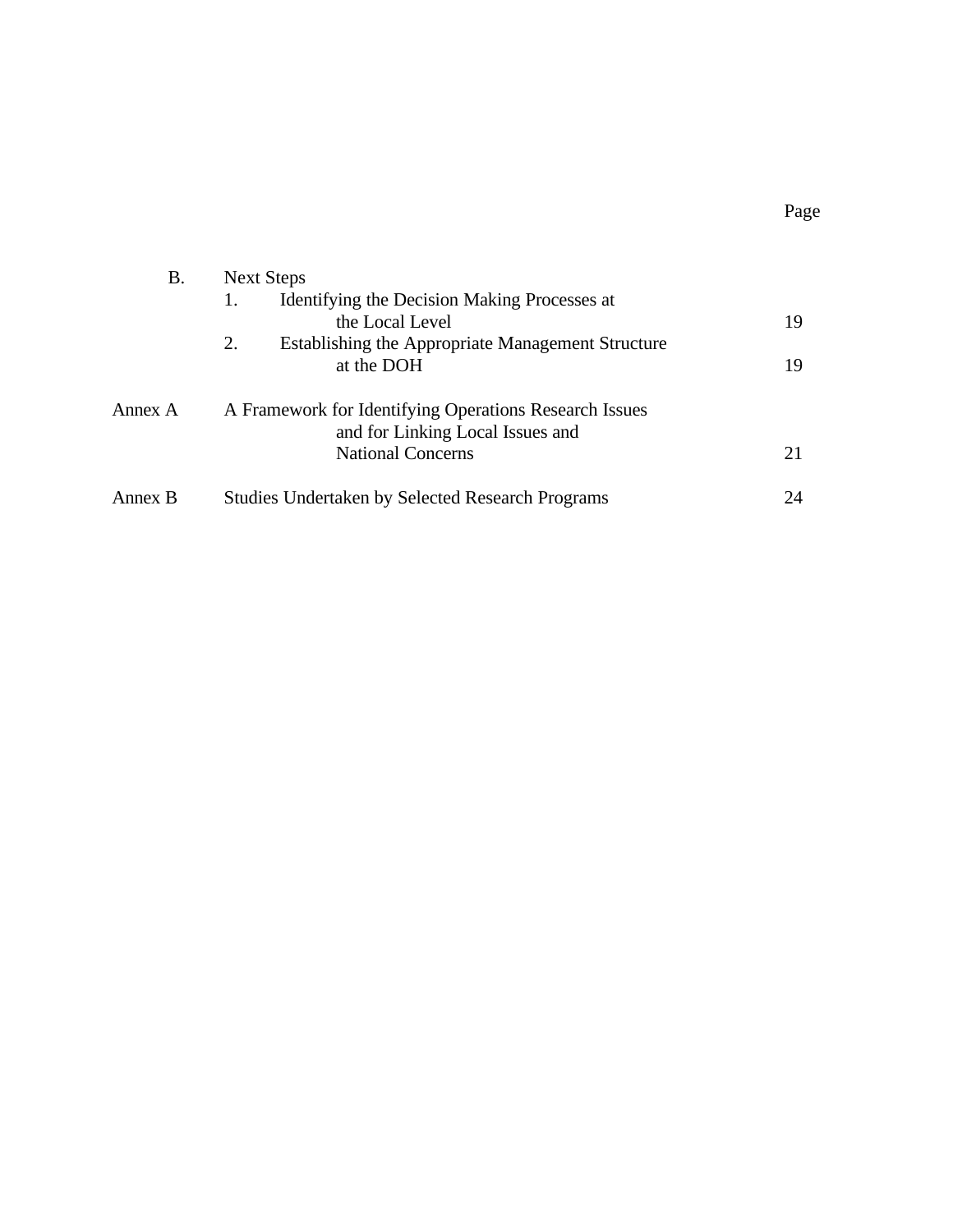| | | Page |
|---|---|---|
| B. | Next Steps | |
| | 1. Identifying the Decision Making Processes at the Local Level | 19 |
| | 2. Establishing the Appropriate Management Structure at the DOH | 19 |
| Annex A | A Framework for Identifying Operations Research Issues and for Linking Local Issues and National Concerns | 21 |
| Annex B | Studies Undertaken by Selected Research Programs | 24 |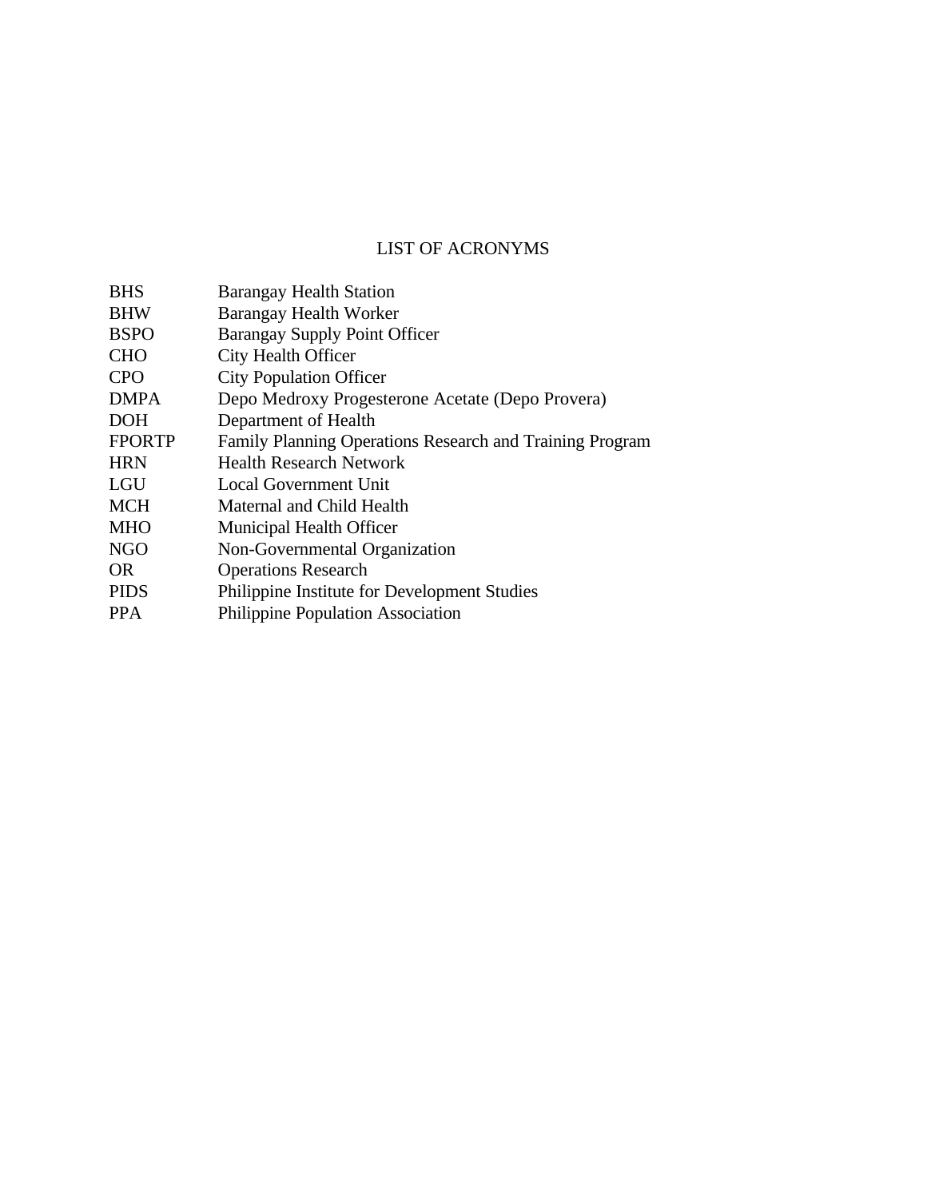# LIST OF ACRONYMS

| | |
|---|---|
| BHS | Barangay Health Station |
| BHW | Barangay Health Worker |
| BSPO | Barangay Supply Point Officer |
| CHO | City Health Officer |
| CPO | City Population Officer |
| DMPA | Depo Medroxy Progesterone Acetate (Depo Provera) |
| DOH | Department of Health |
| FPORTP | Family Planning Operations Research and Training Program |
| HRN | Health Research Network |
| LGU | Local Government Unit |
| MCH | Maternal and Child Health |
| MHO | Municipal Health Officer |
| NGO | Non-Governmental Organization |
| OR | Operations Research |
| PIDS | Philippine Institute for Development Studies |
| PPA | Philippine Population Association |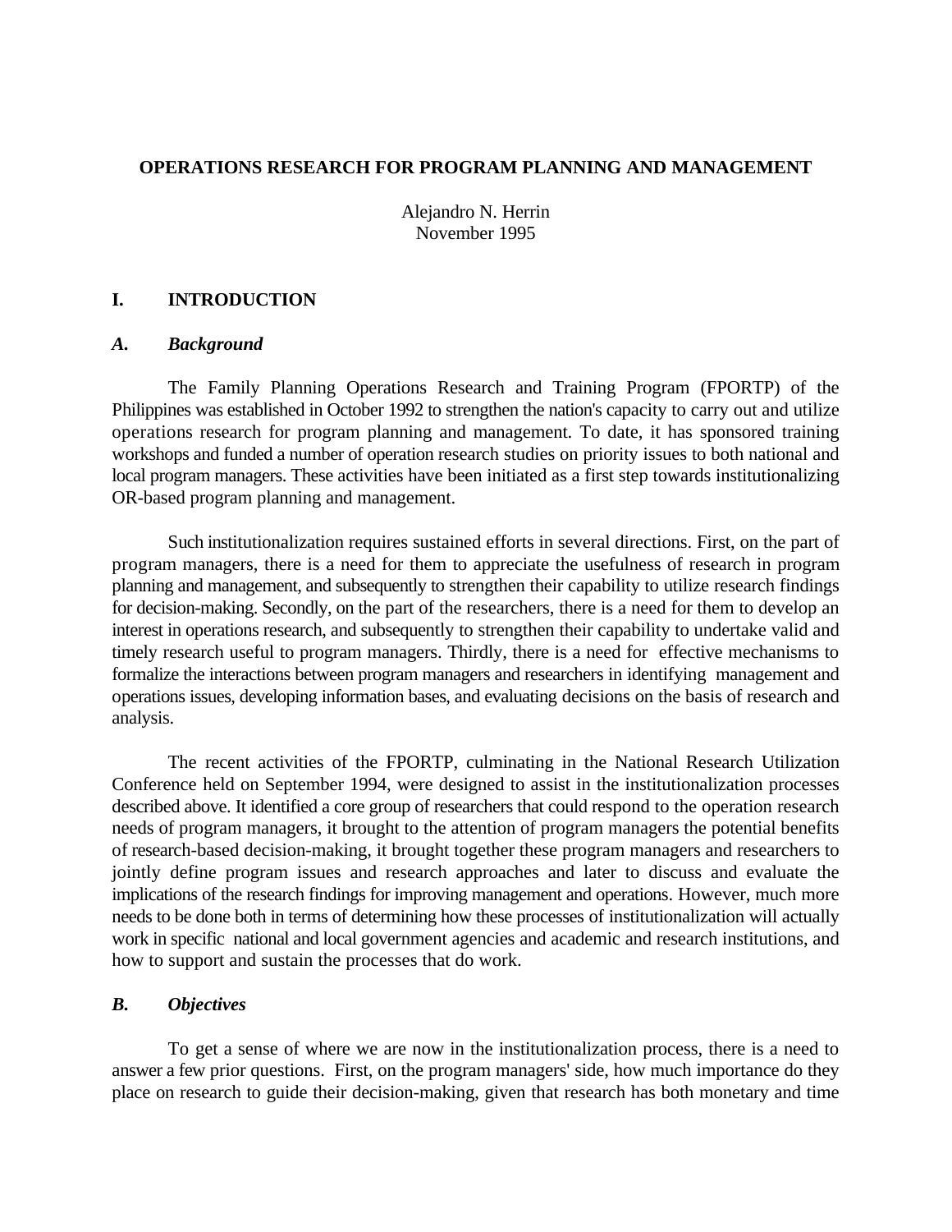## OPERATIONS RESEARCH FOR PROGRAM PLANNING AND MANAGEMENT

Alejandro N. Herrin
November 1995

# I. INTRODUCTION

### *A. Background*

The Family Planning Operations Research and Training Program (FPORTP) of the Philippines was established in October 1992 to strengthen the nation's capacity to carry out and utilize operations research for program planning and management. To date, it has sponsored training workshops and funded a number of operation research studies on priority issues to both national and local program managers. These activities have been initiated as a first step towards institutionalizing OR-based program planning and management.

Such institutionalization requires sustained efforts in several directions. First, on the part of program managers, there is a need for them to appreciate the usefulness of research in program planning and management, and subsequently to strengthen their capability to utilize research findings for decision-making. Secondly, on the part of the researchers, there is a need for them to develop an interest in operations research, and subsequently to strengthen their capability to undertake valid and timely research useful to program managers. Thirdly, there is a need for effective mechanisms to formalize the interactions between program managers and researchers in identifying management and operations issues, developing information bases, and evaluating decisions on the basis of research and analysis.

The recent activities of the FPORTP, culminating in the National Research Utilization Conference held on September 1994, were designed to assist in the institutionalization processes described above. It identified a core group of researchers that could respond to the operation research needs of program managers, it brought to the attention of program managers the potential benefits of research-based decision-making, it brought together these program managers and researchers to jointly define program issues and research approaches and later to discuss and evaluate the implications of the research findings for improving management and operations. However, much more needs to be done both in terms of determining how these processes of institutionalization will actually work in specific national and local government agencies and academic and research institutions, and how to support and sustain the processes that do work.

### *B. Objectives*

To get a sense of where we are now in the institutionalization process, there is a need to answer a few prior questions. First, on the program managers' side, how much importance do they place on research to guide their decision-making, given that research has both monetary and time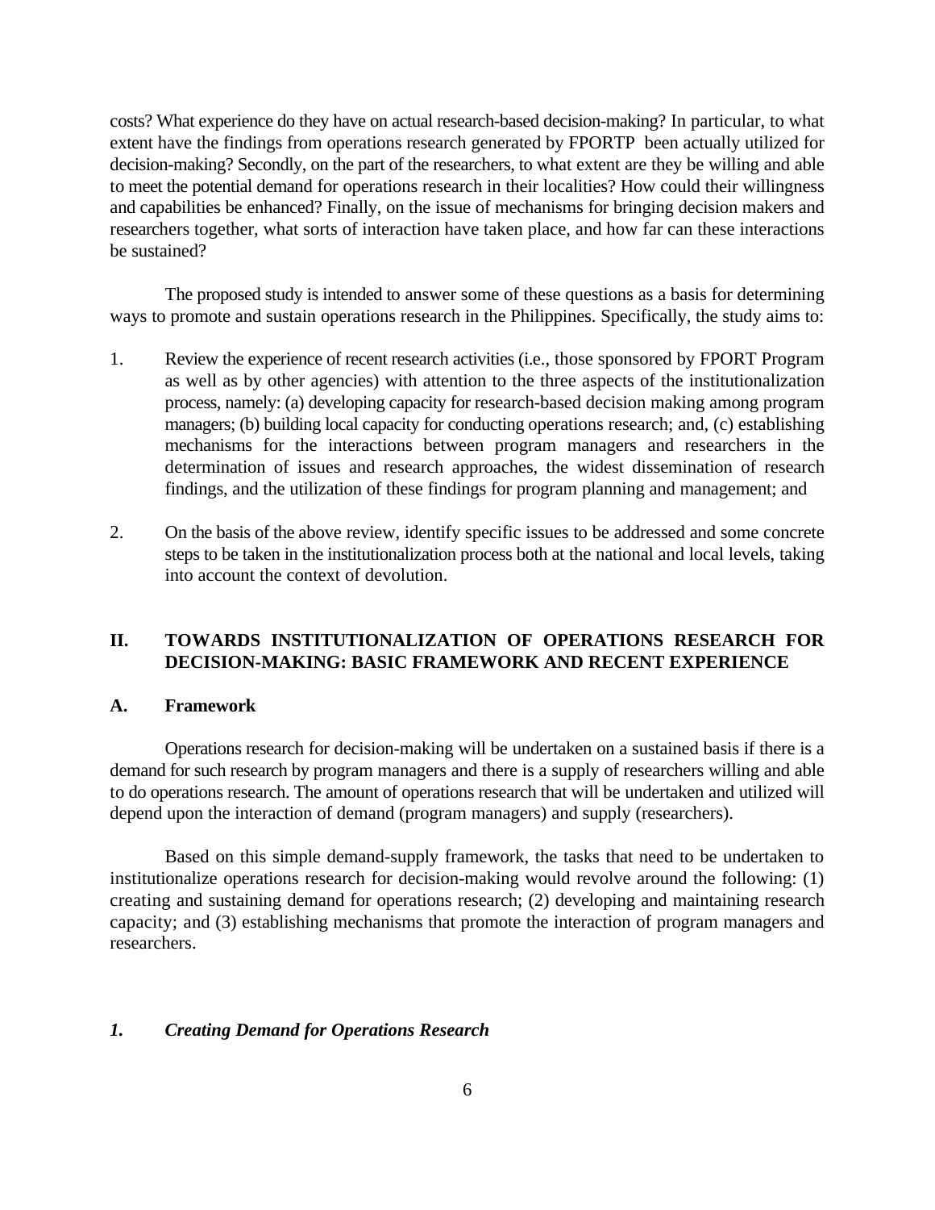costs? What experience do they have on actual research-based decision-making? In particular, to what extent have the findings from operations research generated by FPORTP been actually utilized for decision-making? Secondly, on the part of the researchers, to what extent are they be willing and able to meet the potential demand for operations research in their localities? How could their willingness and capabilities be enhanced? Finally, on the issue of mechanisms for bringing decision makers and researchers together, what sorts of interaction have taken place, and how far can these interactions be sustained?

The proposed study is intended to answer some of these questions as a basis for determining ways to promote and sustain operations research in the Philippines. Specifically, the study aims to:

1. Review the experience of recent research activities (i.e., those sponsored by FPORT Program as well as by other agencies) with attention to the three aspects of the institutionalization process, namely: (a) developing capacity for research-based decision making among program managers; (b) building local capacity for conducting operations research; and, (c) establishing mechanisms for the interactions between program managers and researchers in the determination of issues and research approaches, the widest dissemination of research findings, and the utilization of these findings for program planning and management; and

2. On the basis of the above review, identify specific issues to be addressed and some concrete steps to be taken in the institutionalization process both at the national and local levels, taking into account the context of devolution.

## II. TOWARDS INSTITUTIONALIZATION OF OPERATIONS RESEARCH FOR DECISION-MAKING: BASIC FRAMEWORK AND RECENT EXPERIENCE

### A. Framework

Operations research for decision-making will be undertaken on a sustained basis if there is a demand for such research by program managers and there is a supply of researchers willing and able to do operations research. The amount of operations research that will be undertaken and utilized will depend upon the interaction of demand (program managers) and supply (researchers).

Based on this simple demand-supply framework, the tasks that need to be undertaken to institutionalize operations research for decision-making would revolve around the following: (1) creating and sustaining demand for operations research; (2) developing and maintaining research capacity; and (3) establishing mechanisms that promote the interaction of program managers and researchers.

#### *1. Creating Demand for Operations Research*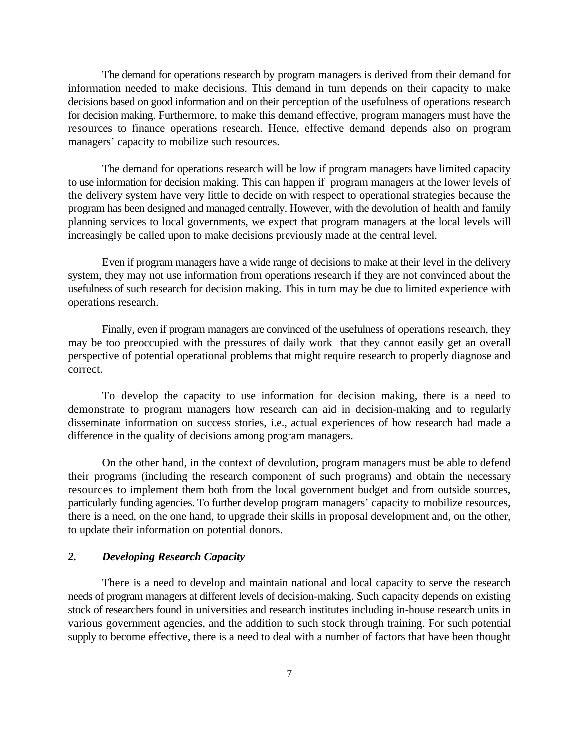The demand for operations research by program managers is derived from their demand for information needed to make decisions. This demand in turn depends on their capacity to make decisions based on good information and on their perception of the usefulness of operations research for decision making. Furthermore, to make this demand effective, program managers must have the resources to finance operations research. Hence, effective demand depends also on program managers' capacity to mobilize such resources.

The demand for operations research will be low if program managers have limited capacity to use information for decision making. This can happen if program managers at the lower levels of the delivery system have very little to decide on with respect to operational strategies because the program has been designed and managed centrally. However, with the devolution of health and family planning services to local governments, we expect that program managers at the local levels will increasingly be called upon to make decisions previously made at the central level.

Even if program managers have a wide range of decisions to make at their level in the delivery system, they may not use information from operations research if they are not convinced about the usefulness of such research for decision making. This in turn may be due to limited experience with operations research.

Finally, even if program managers are convinced of the usefulness of operations research, they may be too preoccupied with the pressures of daily work that they cannot easily get an overall perspective of potential operational problems that might require research to properly diagnose and correct.

To develop the capacity to use information for decision making, there is a need to demonstrate to program managers how research can aid in decision-making and to regularly disseminate information on success stories, i.e., actual experiences of how research had made a difference in the quality of decisions among program managers.

On the other hand, in the context of devolution, program managers must be able to defend their programs (including the research component of such programs) and obtain the necessary resources to implement them both from the local government budget and from outside sources, particularly funding agencies. To further develop program managers' capacity to mobilize resources, there is a need, on the one hand, to upgrade their skills in proposal development and, on the other, to update their information on potential donors.

### *2. Developing Research Capacity*

There is a need to develop and maintain national and local capacity to serve the research needs of program managers at different levels of decision-making. Such capacity depends on existing stock of researchers found in universities and research institutes including in-house research units in various government agencies, and the addition to such stock through training. For such potential supply to become effective, there is a need to deal with a number of factors that have been thought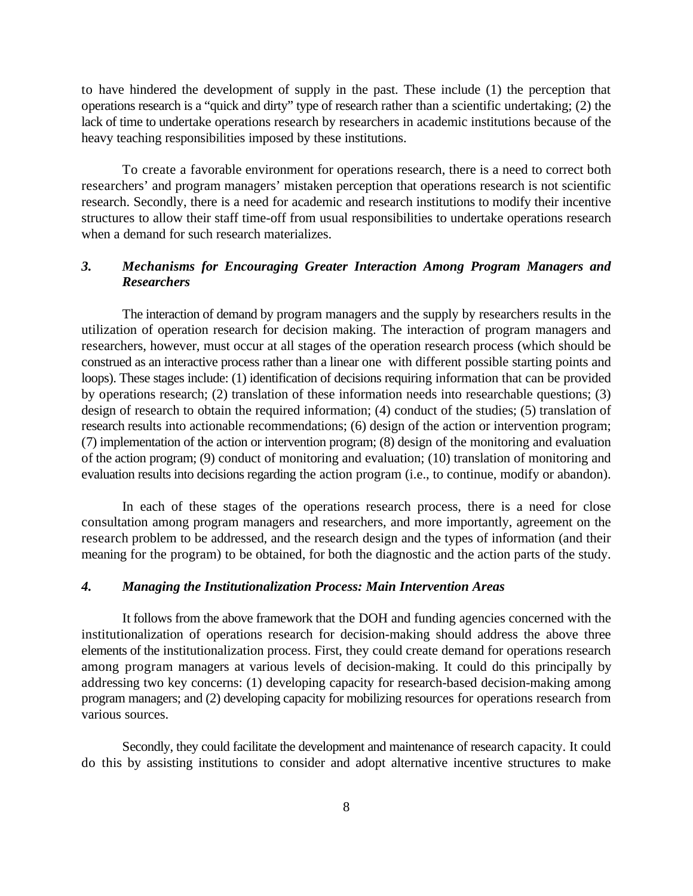to have hindered the development of supply in the past. These include (1) the perception that operations research is a "quick and dirty" type of research rather than a scientific undertaking; (2) the lack of time to undertake operations research by researchers in academic institutions because of the heavy teaching responsibilities imposed by these institutions.

To create a favorable environment for operations research, there is a need to correct both researchers' and program managers' mistaken perception that operations research is not scientific research. Secondly, there is a need for academic and research institutions to modify their incentive structures to allow their staff time-off from usual responsibilities to undertake operations research when a demand for such research materializes.

### *3. Mechanisms for Encouraging Greater Interaction Among Program Managers and Researchers*

The interaction of demand by program managers and the supply by researchers results in the utilization of operation research for decision making. The interaction of program managers and researchers, however, must occur at all stages of the operation research process (which should be construed as an interactive process rather than a linear one with different possible starting points and loops). These stages include: (1) identification of decisions requiring information that can be provided by operations research; (2) translation of these information needs into researchable questions; (3) design of research to obtain the required information; (4) conduct of the studies; (5) translation of research results into actionable recommendations; (6) design of the action or intervention program; (7) implementation of the action or intervention program; (8) design of the monitoring and evaluation of the action program; (9) conduct of monitoring and evaluation; (10) translation of monitoring and evaluation results into decisions regarding the action program (i.e., to continue, modify or abandon).

In each of these stages of the operations research process, there is a need for close consultation among program managers and researchers, and more importantly, agreement on the research problem to be addressed, and the research design and the types of information (and their meaning for the program) to be obtained, for both the diagnostic and the action parts of the study.

### *4. Managing the Institutionalization Process: Main Intervention Areas*

It follows from the above framework that the DOH and funding agencies concerned with the institutionalization of operations research for decision-making should address the above three elements of the institutionalization process. First, they could create demand for operations research among program managers at various levels of decision-making. It could do this principally by addressing two key concerns: (1) developing capacity for research-based decision-making among program managers; and (2) developing capacity for mobilizing resources for operations research from various sources.

Secondly, they could facilitate the development and maintenance of research capacity. It could do this by assisting institutions to consider and adopt alternative incentive structures to make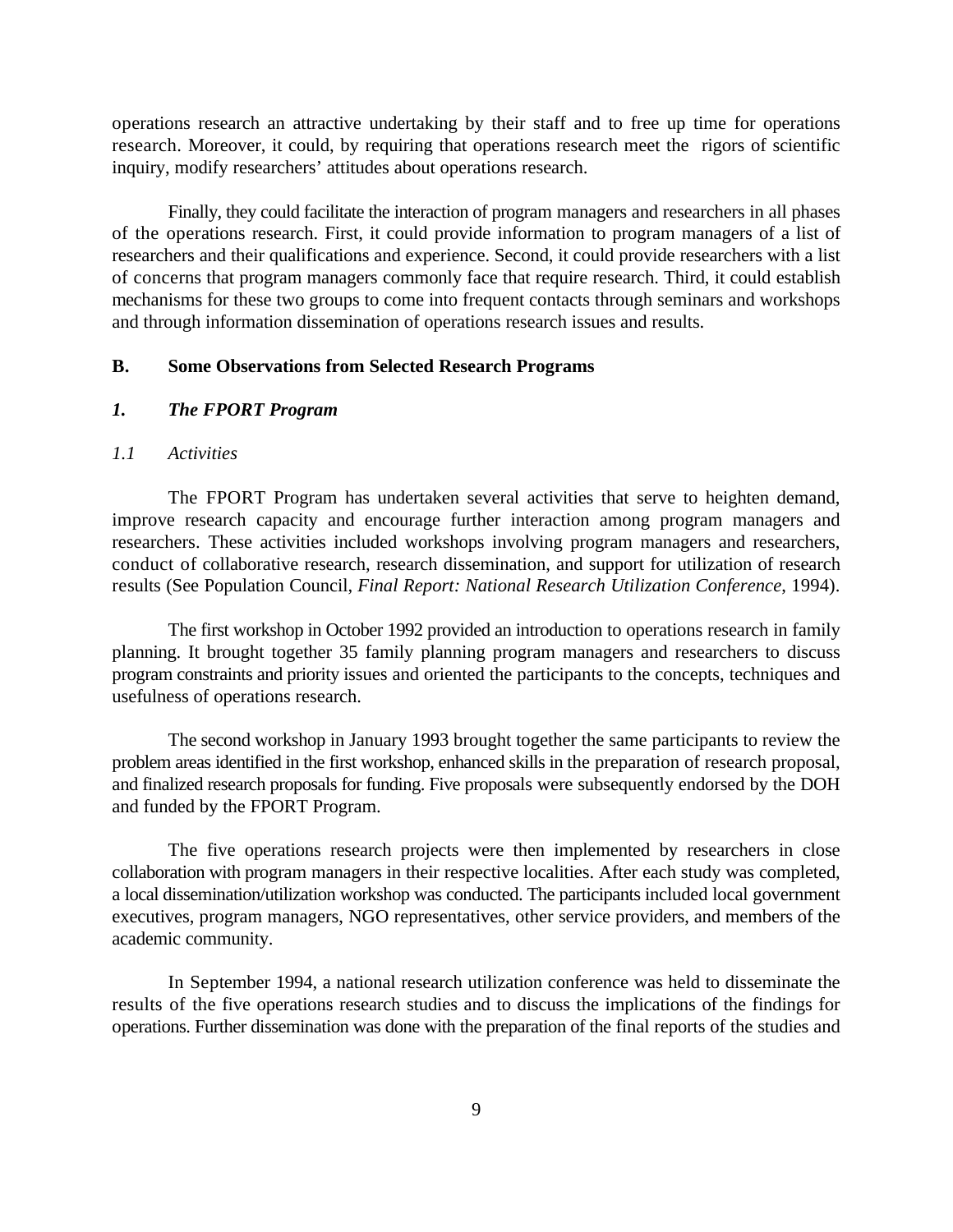operations research an attractive undertaking by their staff and to free up time for operations research. Moreover, it could, by requiring that operations research meet the rigors of scientific inquiry, modify researchers' attitudes about operations research.

Finally, they could facilitate the interaction of program managers and researchers in all phases of the operations research. First, it could provide information to program managers of a list of researchers and their qualifications and experience. Second, it could provide researchers with a list of concerns that program managers commonly face that require research. Third, it could establish mechanisms for these two groups to come into frequent contacts through seminars and workshops and through information dissemination of operations research issues and results.

## B. Some Observations from Selected Research Programs

### *1. The FPORT Program*

#### *1.1 Activities*

The FPORT Program has undertaken several activities that serve to heighten demand, improve research capacity and encourage further interaction among program managers and researchers. These activities included workshops involving program managers and researchers, conduct of collaborative research, research dissemination, and support for utilization of research results (See Population Council, *Final Report: National Research Utilization Conference*, 1994).

The first workshop in October 1992 provided an introduction to operations research in family planning. It brought together 35 family planning program managers and researchers to discuss program constraints and priority issues and oriented the participants to the concepts, techniques and usefulness of operations research.

The second workshop in January 1993 brought together the same participants to review the problem areas identified in the first workshop, enhanced skills in the preparation of research proposal, and finalized research proposals for funding. Five proposals were subsequently endorsed by the DOH and funded by the FPORT Program.

The five operations research projects were then implemented by researchers in close collaboration with program managers in their respective localities. After each study was completed, a local dissemination/utilization workshop was conducted. The participants included local government executives, program managers, NGO representatives, other service providers, and members of the academic community.

In September 1994, a national research utilization conference was held to disseminate the results of the five operations research studies and to discuss the implications of the findings for operations. Further dissemination was done with the preparation of the final reports of the studies and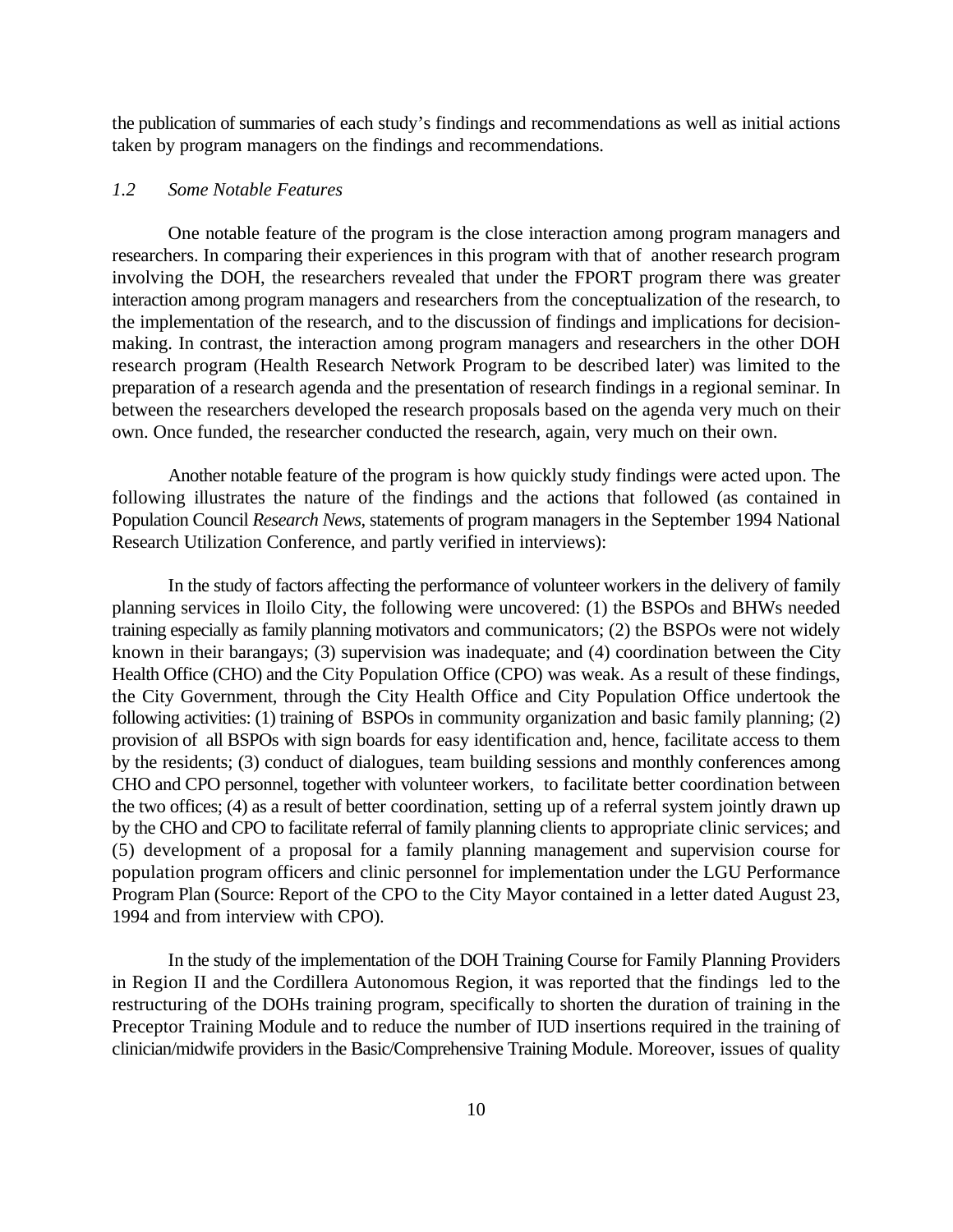the publication of summaries of each study's findings and recommendations as well as initial actions taken by program managers on the findings and recommendations.

### *1.2 Some Notable Features*

One notable feature of the program is the close interaction among program managers and researchers. In comparing their experiences in this program with that of another research program involving the DOH, the researchers revealed that under the FPORT program there was greater interaction among program managers and researchers from the conceptualization of the research, to the implementation of the research, and to the discussion of findings and implications for decision-making. In contrast, the interaction among program managers and researchers in the other DOH research program (Health Research Network Program to be described later) was limited to the preparation of a research agenda and the presentation of research findings in a regional seminar. In between the researchers developed the research proposals based on the agenda very much on their own. Once funded, the researcher conducted the research, again, very much on their own.

Another notable feature of the program is how quickly study findings were acted upon. The following illustrates the nature of the findings and the actions that followed (as contained in Population Council *Research News*, statements of program managers in the September 1994 National Research Utilization Conference, and partly verified in interviews):

In the study of factors affecting the performance of volunteer workers in the delivery of family planning services in Iloilo City, the following were uncovered: (1) the BSPOs and BHWs needed training especially as family planning motivators and communicators; (2) the BSPOs were not widely known in their barangays; (3) supervision was inadequate; and (4) coordination between the City Health Office (CHO) and the City Population Office (CPO) was weak. As a result of these findings, the City Government, through the City Health Office and City Population Office undertook the following activities: (1) training of BSPOs in community organization and basic family planning; (2) provision of all BSPOs with sign boards for easy identification and, hence, facilitate access to them by the residents; (3) conduct of dialogues, team building sessions and monthly conferences among CHO and CPO personnel, together with volunteer workers, to facilitate better coordination between the two offices; (4) as a result of better coordination, setting up of a referral system jointly drawn up by the CHO and CPO to facilitate referral of family planning clients to appropriate clinic services; and (5) development of a proposal for a family planning management and supervision course for population program officers and clinic personnel for implementation under the LGU Performance Program Plan (Source: Report of the CPO to the City Mayor contained in a letter dated August 23, 1994 and from interview with CPO).

In the study of the implementation of the DOH Training Course for Family Planning Providers in Region II and the Cordillera Autonomous Region, it was reported that the findings led to the restructuring of the DOHs training program, specifically to shorten the duration of training in the Preceptor Training Module and to reduce the number of IUD insertions required in the training of clinician/midwife providers in the Basic/Comprehensive Training Module. Moreover, issues of quality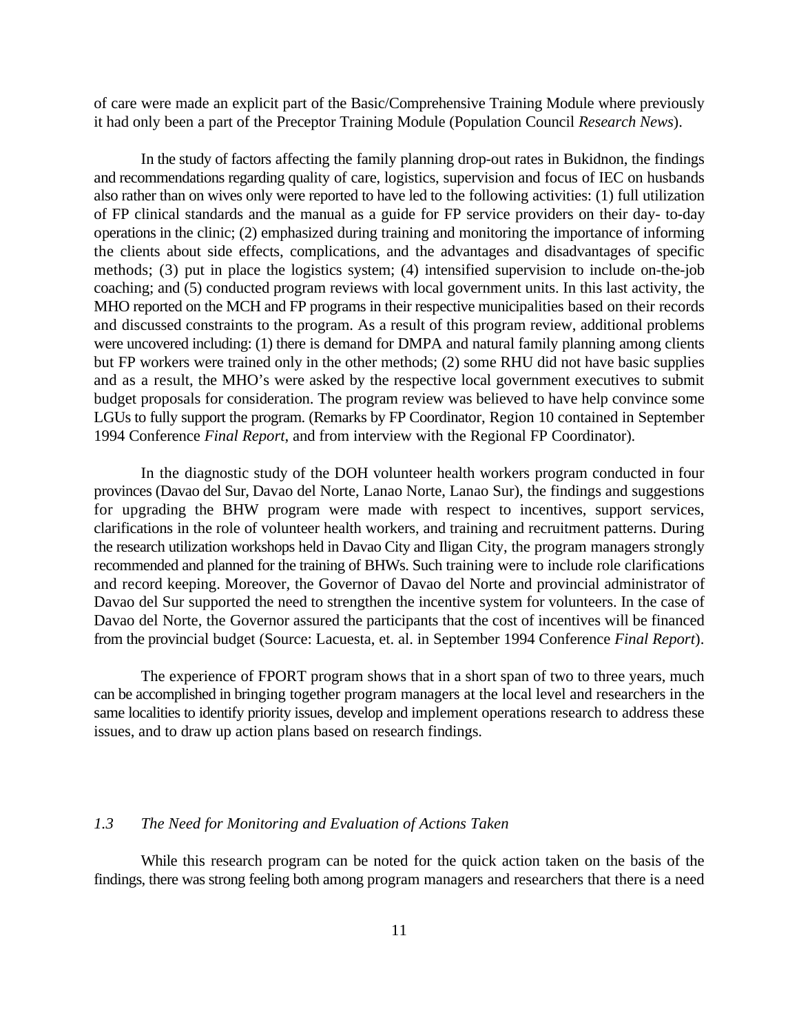of care were made an explicit part of the Basic/Comprehensive Training Module where previously it had only been a part of the Preceptor Training Module (Population Council *Research News*).

In the study of factors affecting the family planning drop-out rates in Bukidnon, the findings and recommendations regarding quality of care, logistics, supervision and focus of IEC on husbands also rather than on wives only were reported to have led to the following activities: (1) full utilization of FP clinical standards and the manual as a guide for FP service providers on their day- to-day operations in the clinic; (2) emphasized during training and monitoring the importance of informing the clients about side effects, complications, and the advantages and disadvantages of specific methods; (3) put in place the logistics system; (4) intensified supervision to include on-the-job coaching; and (5) conducted program reviews with local government units. In this last activity, the MHO reported on the MCH and FP programs in their respective municipalities based on their records and discussed constraints to the program. As a result of this program review, additional problems were uncovered including: (1) there is demand for DMPA and natural family planning among clients but FP workers were trained only in the other methods; (2) some RHU did not have basic supplies and as a result, the MHO's were asked by the respective local government executives to submit budget proposals for consideration. The program review was believed to have help convince some LGUs to fully support the program. (Remarks by FP Coordinator, Region 10 contained in September 1994 Conference *Final Report*, and from interview with the Regional FP Coordinator).

In the diagnostic study of the DOH volunteer health workers program conducted in four provinces (Davao del Sur, Davao del Norte, Lanao Norte, Lanao Sur), the findings and suggestions for upgrading the BHW program were made with respect to incentives, support services, clarifications in the role of volunteer health workers, and training and recruitment patterns. During the research utilization workshops held in Davao City and Iligan City, the program managers strongly recommended and planned for the training of BHWs. Such training were to include role clarifications and record keeping. Moreover, the Governor of Davao del Norte and provincial administrator of Davao del Sur supported the need to strengthen the incentive system for volunteers. In the case of Davao del Norte, the Governor assured the participants that the cost of incentives will be financed from the provincial budget (Source: Lacuesta, et. al. in September 1994 Conference *Final Report*).

The experience of FPORT program shows that in a short span of two to three years, much can be accomplished in bringing together program managers at the local level and researchers in the same localities to identify priority issues, develop and implement operations research to address these issues, and to draw up action plans based on research findings.

### *1.3 The Need for Monitoring and Evaluation of Actions Taken*

While this research program can be noted for the quick action taken on the basis of the findings, there was strong feeling both among program managers and researchers that there is a need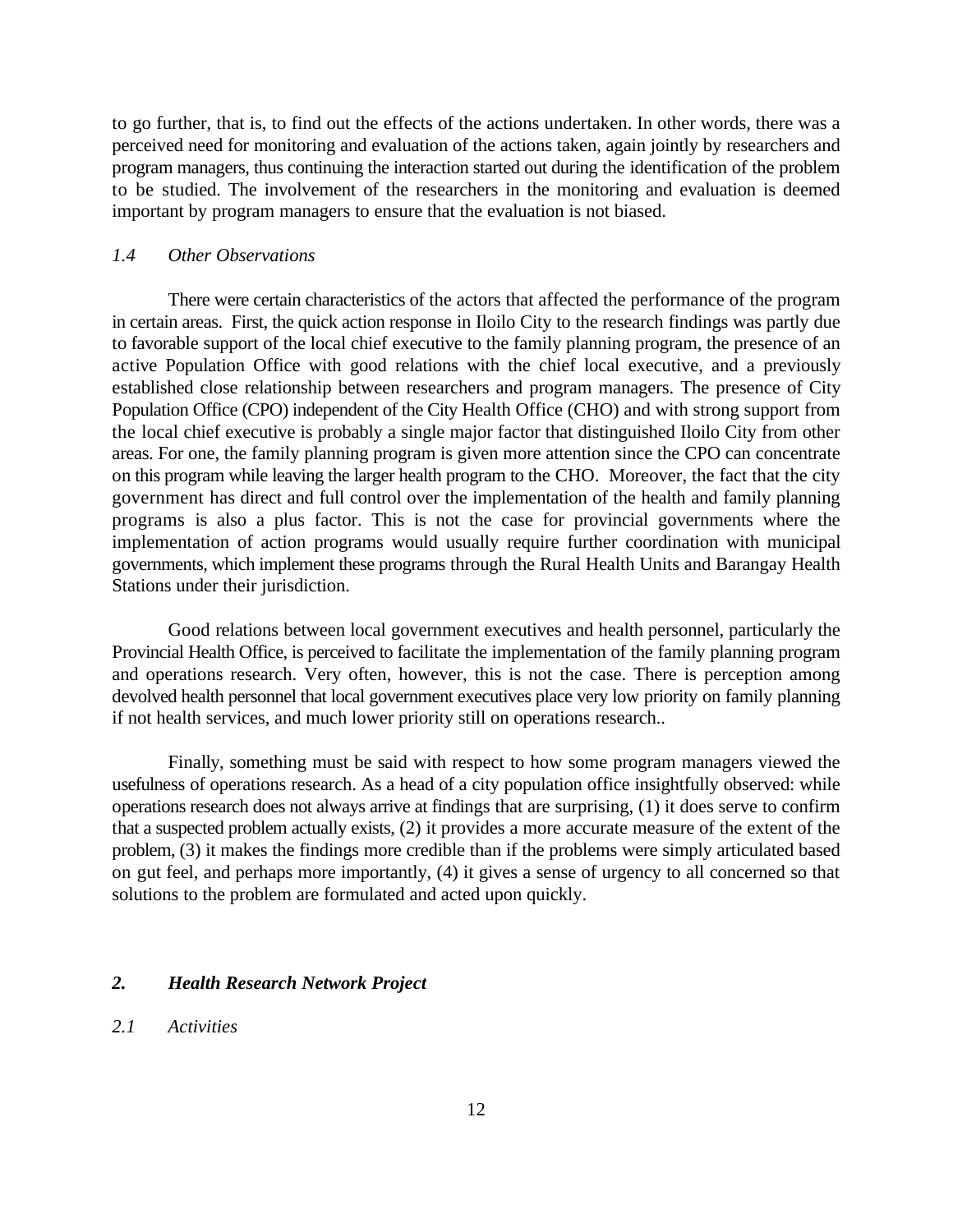to go further, that is, to find out the effects of the actions undertaken. In other words, there was a perceived need for monitoring and evaluation of the actions taken, again jointly by researchers and program managers, thus continuing the interaction started out during the identification of the problem to be studied. The involvement of the researchers in the monitoring and evaluation is deemed important by program managers to ensure that the evaluation is not biased.

### *1.4 Other Observations*

There were certain characteristics of the actors that affected the performance of the program in certain areas. First, the quick action response in Iloilo City to the research findings was partly due to favorable support of the local chief executive to the family planning program, the presence of an active Population Office with good relations with the chief local executive, and a previously established close relationship between researchers and program managers. The presence of City Population Office (CPO) independent of the City Health Office (CHO) and with strong support from the local chief executive is probably a single major factor that distinguished Iloilo City from other areas. For one, the family planning program is given more attention since the CPO can concentrate on this program while leaving the larger health program to the CHO. Moreover, the fact that the city government has direct and full control over the implementation of the health and family planning programs is also a plus factor. This is not the case for provincial governments where the implementation of action programs would usually require further coordination with municipal governments, which implement these programs through the Rural Health Units and Barangay Health Stations under their jurisdiction.

Good relations between local government executives and health personnel, particularly the Provincial Health Office, is perceived to facilitate the implementation of the family planning program and operations research. Very often, however, this is not the case. There is perception among devolved health personnel that local government executives place very low priority on family planning if not health services, and much lower priority still on operations research..

Finally, something must be said with respect to how some program managers viewed the usefulness of operations research. As a head of a city population office insightfully observed: while operations research does not always arrive at findings that are surprising, (1) it does serve to confirm that a suspected problem actually exists, (2) it provides a more accurate measure of the extent of the problem, (3) it makes the findings more credible than if the problems were simply articulated based on gut feel, and perhaps more importantly, (4) it gives a sense of urgency to all concerned so that solutions to the problem are formulated and acted upon quickly.

## *2. Health Research Network Project*

### *2.1 Activities*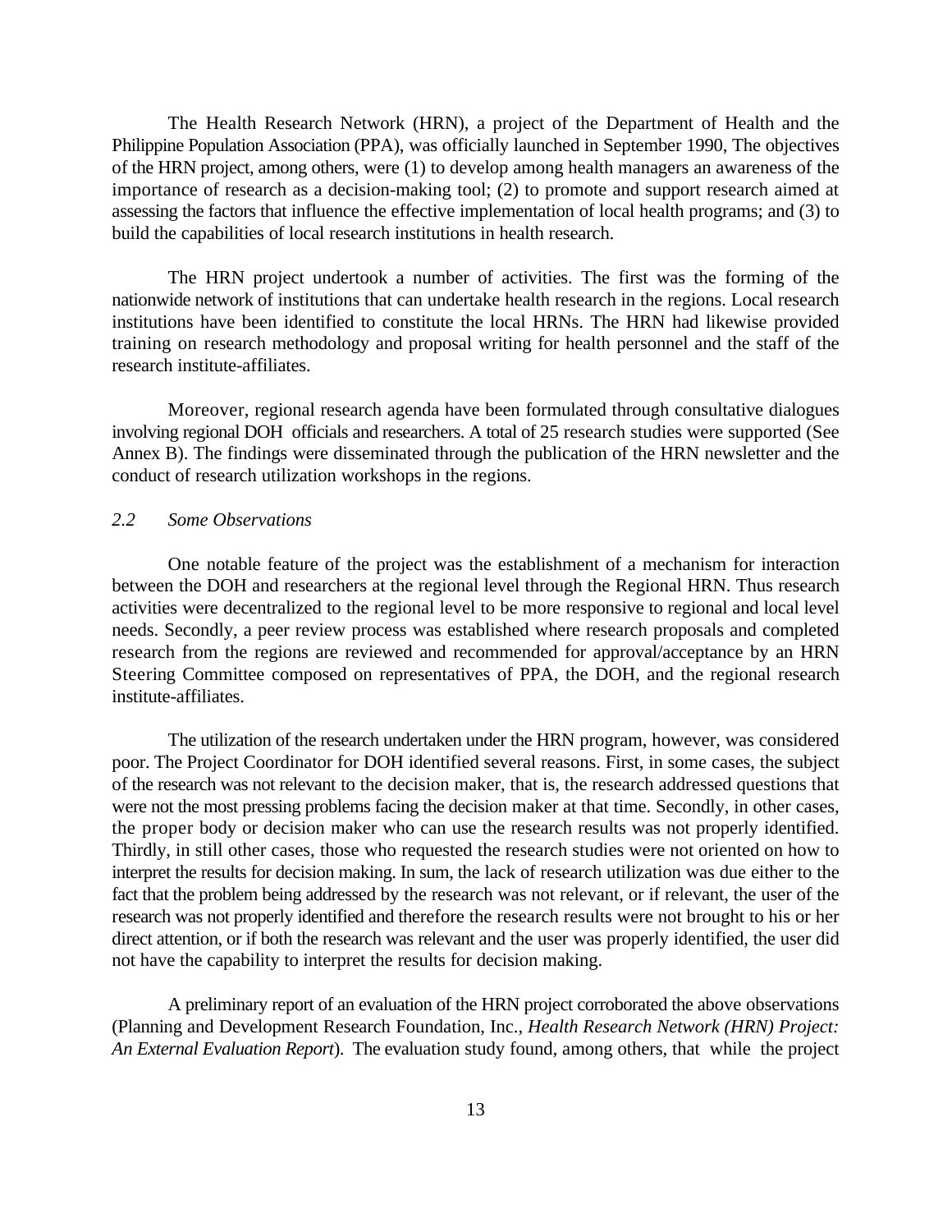The Health Research Network (HRN), a project of the Department of Health and the Philippine Population Association (PPA), was officially launched in September 1990, The objectives of the HRN project, among others, were (1) to develop among health managers an awareness of the importance of research as a decision-making tool; (2) to promote and support research aimed at assessing the factors that influence the effective implementation of local health programs; and (3) to build the capabilities of local research institutions in health research.

The HRN project undertook a number of activities. The first was the forming of the nationwide network of institutions that can undertake health research in the regions. Local research institutions have been identified to constitute the local HRNs. The HRN had likewise provided training on research methodology and proposal writing for health personnel and the staff of the research institute-affiliates.

Moreover, regional research agenda have been formulated through consultative dialogues involving regional DOH officials and researchers. A total of 25 research studies were supported (See Annex B). The findings were disseminated through the publication of the HRN newsletter and the conduct of research utilization workshops in the regions.

### *2.2 Some Observations*

One notable feature of the project was the establishment of a mechanism for interaction between the DOH and researchers at the regional level through the Regional HRN. Thus research activities were decentralized to the regional level to be more responsive to regional and local level needs. Secondly, a peer review process was established where research proposals and completed research from the regions are reviewed and recommended for approval/acceptance by an HRN Steering Committee composed on representatives of PPA, the DOH, and the regional research institute-affiliates.

The utilization of the research undertaken under the HRN program, however, was considered poor. The Project Coordinator for DOH identified several reasons. First, in some cases, the subject of the research was not relevant to the decision maker, that is, the research addressed questions that were not the most pressing problems facing the decision maker at that time. Secondly, in other cases, the proper body or decision maker who can use the research results was not properly identified. Thirdly, in still other cases, those who requested the research studies were not oriented on how to interpret the results for decision making. In sum, the lack of research utilization was due either to the fact that the problem being addressed by the research was not relevant, or if relevant, the user of the research was not properly identified and therefore the research results were not brought to his or her direct attention, or if both the research was relevant and the user was properly identified, the user did not have the capability to interpret the results for decision making.

A preliminary report of an evaluation of the HRN project corroborated the above observations (Planning and Development Research Foundation, Inc., *Health Research Network (HRN) Project: An External Evaluation Report*). The evaluation study found, among others, that while the project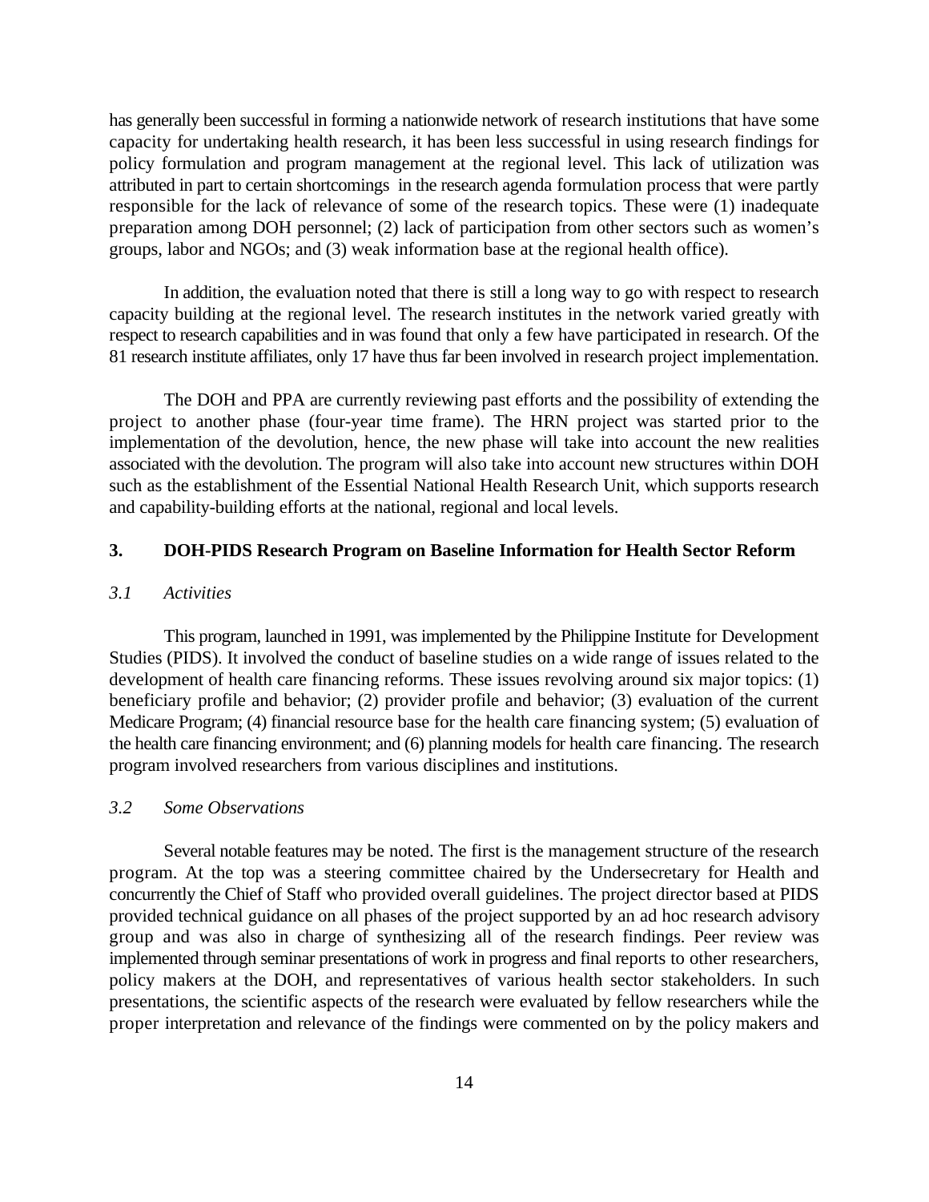has generally been successful in forming a nationwide network of research institutions that have some capacity for undertaking health research, it has been less successful in using research findings for policy formulation and program management at the regional level. This lack of utilization was attributed in part to certain shortcomings in the research agenda formulation process that were partly responsible for the lack of relevance of some of the research topics. These were (1) inadequate preparation among DOH personnel; (2) lack of participation from other sectors such as women's groups, labor and NGOs; and (3) weak information base at the regional health office).

In addition, the evaluation noted that there is still a long way to go with respect to research capacity building at the regional level. The research institutes in the network varied greatly with respect to research capabilities and in was found that only a few have participated in research. Of the 81 research institute affiliates, only 17 have thus far been involved in research project implementation.

The DOH and PPA are currently reviewing past efforts and the possibility of extending the project to another phase (four-year time frame). The HRN project was started prior to the implementation of the devolution, hence, the new phase will take into account the new realities associated with the devolution. The program will also take into account new structures within DOH such as the establishment of the Essential National Health Research Unit, which supports research and capability-building efforts at the national, regional and local levels.

## 3. DOH-PIDS Research Program on Baseline Information for Health Sector Reform

### *3.1 Activities*

This program, launched in 1991, was implemented by the Philippine Institute for Development Studies (PIDS). It involved the conduct of baseline studies on a wide range of issues related to the development of health care financing reforms. These issues revolving around six major topics: (1) beneficiary profile and behavior; (2) provider profile and behavior; (3) evaluation of the current Medicare Program; (4) financial resource base for the health care financing system; (5) evaluation of the health care financing environment; and (6) planning models for health care financing. The research program involved researchers from various disciplines and institutions.

### *3.2 Some Observations*

Several notable features may be noted. The first is the management structure of the research program. At the top was a steering committee chaired by the Undersecretary for Health and concurrently the Chief of Staff who provided overall guidelines. The project director based at PIDS provided technical guidance on all phases of the project supported by an ad hoc research advisory group and was also in charge of synthesizing all of the research findings. Peer review was implemented through seminar presentations of work in progress and final reports to other researchers, policy makers at the DOH, and representatives of various health sector stakeholders. In such presentations, the scientific aspects of the research were evaluated by fellow researchers while the proper interpretation and relevance of the findings were commented on by the policy makers and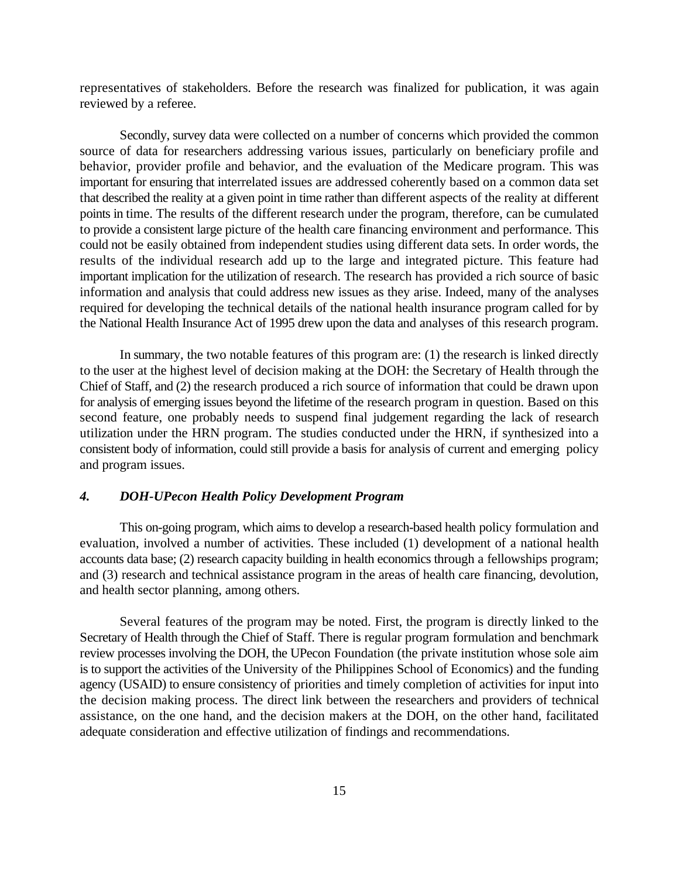representatives of stakeholders. Before the research was finalized for publication, it was again reviewed by a referee.

Secondly, survey data were collected on a number of concerns which provided the common source of data for researchers addressing various issues, particularly on beneficiary profile and behavior, provider profile and behavior, and the evaluation of the Medicare program. This was important for ensuring that interrelated issues are addressed coherently based on a common data set that described the reality at a given point in time rather than different aspects of the reality at different points in time. The results of the different research under the program, therefore, can be cumulated to provide a consistent large picture of the health care financing environment and performance. This could not be easily obtained from independent studies using different data sets. In order words, the results of the individual research add up to the large and integrated picture. This feature had important implication for the utilization of research. The research has provided a rich source of basic information and analysis that could address new issues as they arise. Indeed, many of the analyses required for developing the technical details of the national health insurance program called for by the National Health Insurance Act of 1995 drew upon the data and analyses of this research program.

In summary, the two notable features of this program are: (1) the research is linked directly to the user at the highest level of decision making at the DOH: the Secretary of Health through the Chief of Staff, and (2) the research produced a rich source of information that could be drawn upon for analysis of emerging issues beyond the lifetime of the research program in question. Based on this second feature, one probably needs to suspend final judgement regarding the lack of research utilization under the HRN program. The studies conducted under the HRN, if synthesized into a consistent body of information, could still provide a basis for analysis of current and emerging policy and program issues.

### *4. DOH-UPecon Health Policy Development Program*

This on-going program, which aims to develop a research-based health policy formulation and evaluation, involved a number of activities. These included (1) development of a national health accounts data base; (2) research capacity building in health economics through a fellowships program; and (3) research and technical assistance program in the areas of health care financing, devolution, and health sector planning, among others.

Several features of the program may be noted. First, the program is directly linked to the Secretary of Health through the Chief of Staff. There is regular program formulation and benchmark review processes involving the DOH, the UPecon Foundation (the private institution whose sole aim is to support the activities of the University of the Philippines School of Economics) and the funding agency (USAID) to ensure consistency of priorities and timely completion of activities for input into the decision making process. The direct link between the researchers and providers of technical assistance, on the one hand, and the decision makers at the DOH, on the other hand, facilitated adequate consideration and effective utilization of findings and recommendations.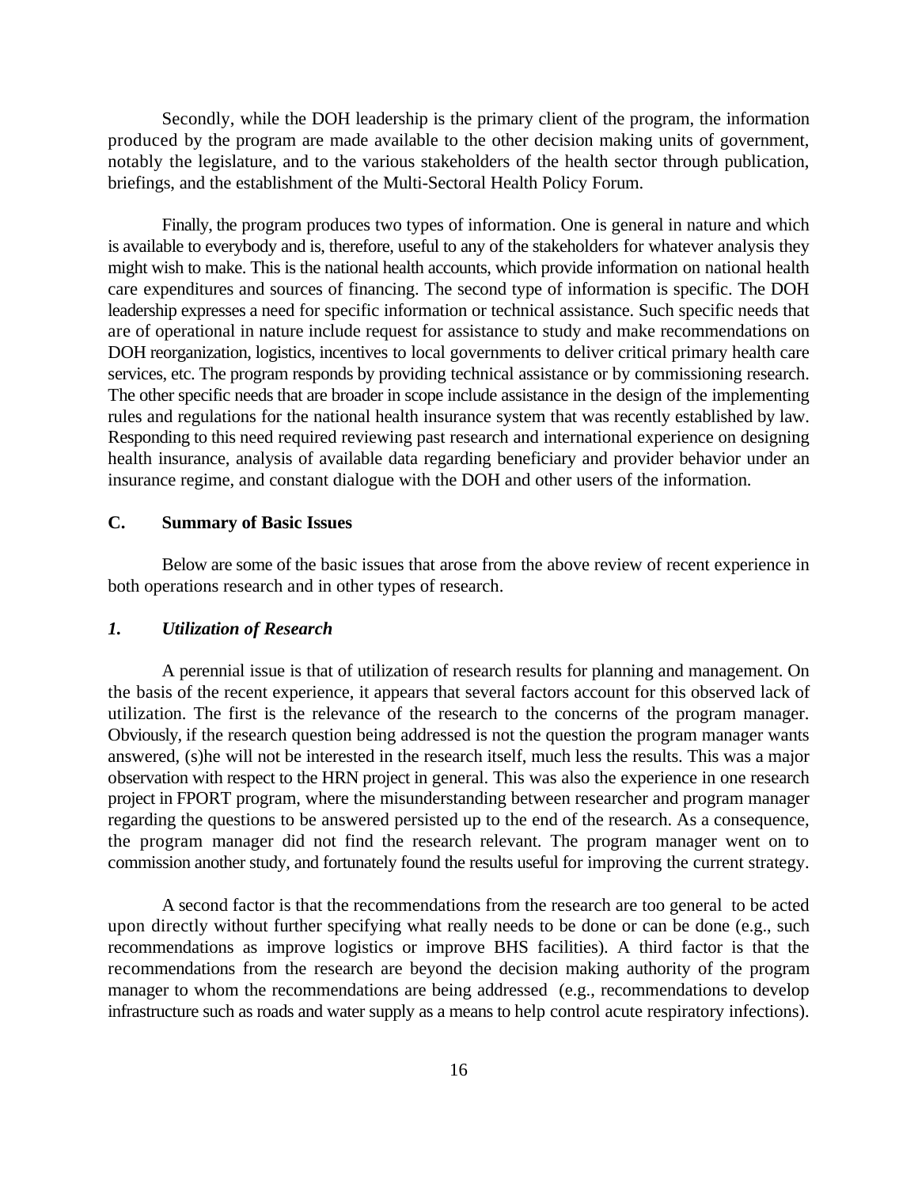Secondly, while the DOH leadership is the primary client of the program, the information produced by the program are made available to the other decision making units of government, notably the legislature, and to the various stakeholders of the health sector through publication, briefings, and the establishment of the Multi-Sectoral Health Policy Forum.

Finally, the program produces two types of information. One is general in nature and which is available to everybody and is, therefore, useful to any of the stakeholders for whatever analysis they might wish to make. This is the national health accounts, which provide information on national health care expenditures and sources of financing. The second type of information is specific. The DOH leadership expresses a need for specific information or technical assistance. Such specific needs that are of operational in nature include request for assistance to study and make recommendations on DOH reorganization, logistics, incentives to local governments to deliver critical primary health care services, etc. The program responds by providing technical assistance or by commissioning research. The other specific needs that are broader in scope include assistance in the design of the implementing rules and regulations for the national health insurance system that was recently established by law. Responding to this need required reviewing past research and international experience on designing health insurance, analysis of available data regarding beneficiary and provider behavior under an insurance regime, and constant dialogue with the DOH and other users of the information.

## C. Summary of Basic Issues

Below are some of the basic issues that arose from the above review of recent experience in both operations research and in other types of research.

### *1. Utilization of Research*

A perennial issue is that of utilization of research results for planning and management. On the basis of the recent experience, it appears that several factors account for this observed lack of utilization. The first is the relevance of the research to the concerns of the program manager. Obviously, if the research question being addressed is not the question the program manager wants answered, (s)he will not be interested in the research itself, much less the results. This was a major observation with respect to the HRN project in general. This was also the experience in one research project in FPORT program, where the misunderstanding between researcher and program manager regarding the questions to be answered persisted up to the end of the research. As a consequence, the program manager did not find the research relevant. The program manager went on to commission another study, and fortunately found the results useful for improving the current strategy.

A second factor is that the recommendations from the research are too general to be acted upon directly without further specifying what really needs to be done or can be done (e.g., such recommendations as improve logistics or improve BHS facilities). A third factor is that the recommendations from the research are beyond the decision making authority of the program manager to whom the recommendations are being addressed (e.g., recommendations to develop infrastructure such as roads and water supply as a means to help control acute respiratory infections).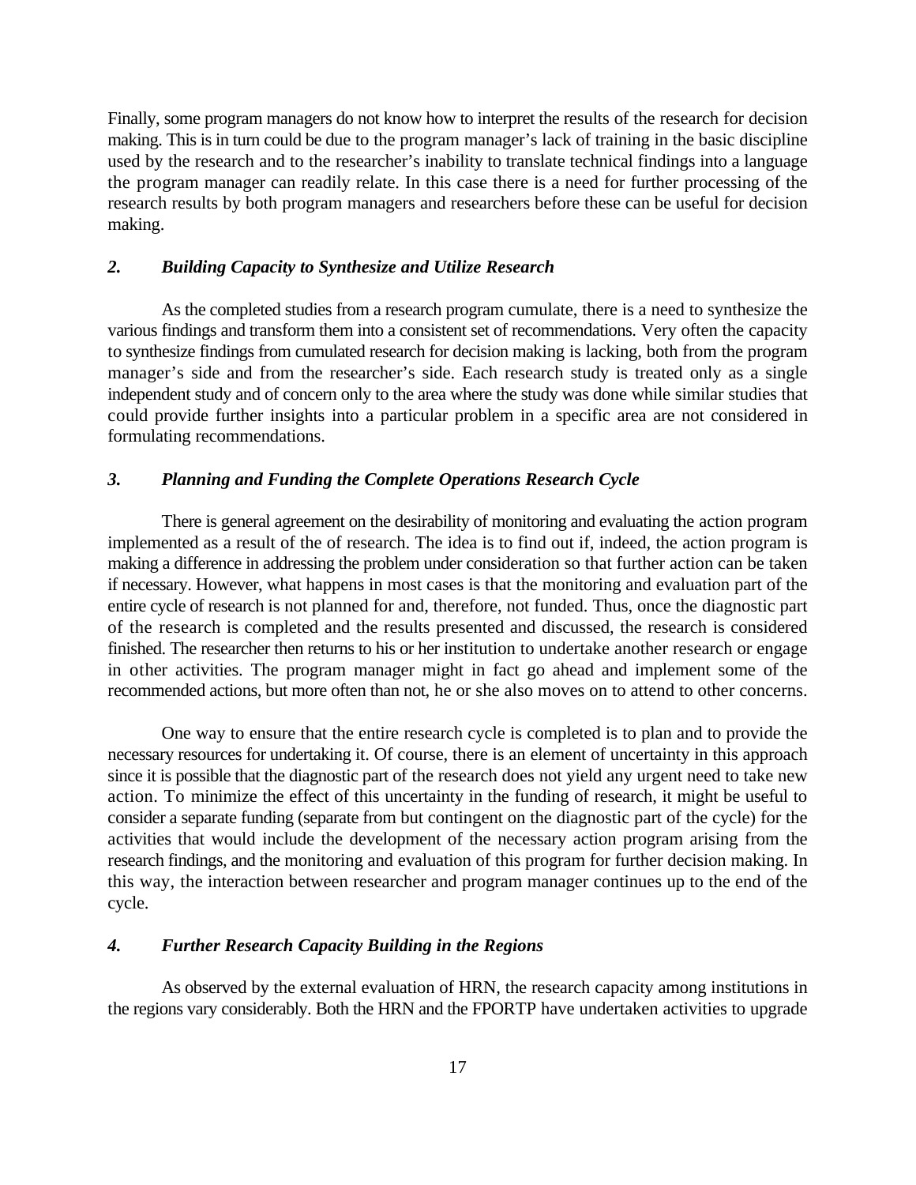Finally, some program managers do not know how to interpret the results of the research for decision making. This is in turn could be due to the program manager's lack of training in the basic discipline used by the research and to the researcher's inability to translate technical findings into a language the program manager can readily relate. In this case there is a need for further processing of the research results by both program managers and researchers before these can be useful for decision making.

### *2. Building Capacity to Synthesize and Utilize Research*

As the completed studies from a research program cumulate, there is a need to synthesize the various findings and transform them into a consistent set of recommendations. Very often the capacity to synthesize findings from cumulated research for decision making is lacking, both from the program manager's side and from the researcher's side. Each research study is treated only as a single independent study and of concern only to the area where the study was done while similar studies that could provide further insights into a particular problem in a specific area are not considered in formulating recommendations.

### *3. Planning and Funding the Complete Operations Research Cycle*

There is general agreement on the desirability of monitoring and evaluating the action program implemented as a result of the of research. The idea is to find out if, indeed, the action program is making a difference in addressing the problem under consideration so that further action can be taken if necessary. However, what happens in most cases is that the monitoring and evaluation part of the entire cycle of research is not planned for and, therefore, not funded. Thus, once the diagnostic part of the research is completed and the results presented and discussed, the research is considered finished. The researcher then returns to his or her institution to undertake another research or engage in other activities. The program manager might in fact go ahead and implement some of the recommended actions, but more often than not, he or she also moves on to attend to other concerns.

One way to ensure that the entire research cycle is completed is to plan and to provide the necessary resources for undertaking it. Of course, there is an element of uncertainty in this approach since it is possible that the diagnostic part of the research does not yield any urgent need to take new action. To minimize the effect of this uncertainty in the funding of research, it might be useful to consider a separate funding (separate from but contingent on the diagnostic part of the cycle) for the activities that would include the development of the necessary action program arising from the research findings, and the monitoring and evaluation of this program for further decision making. In this way, the interaction between researcher and program manager continues up to the end of the cycle.

### *4. Further Research Capacity Building in the Regions*

As observed by the external evaluation of HRN, the research capacity among institutions in the regions vary considerably. Both the HRN and the FPORTP have undertaken activities to upgrade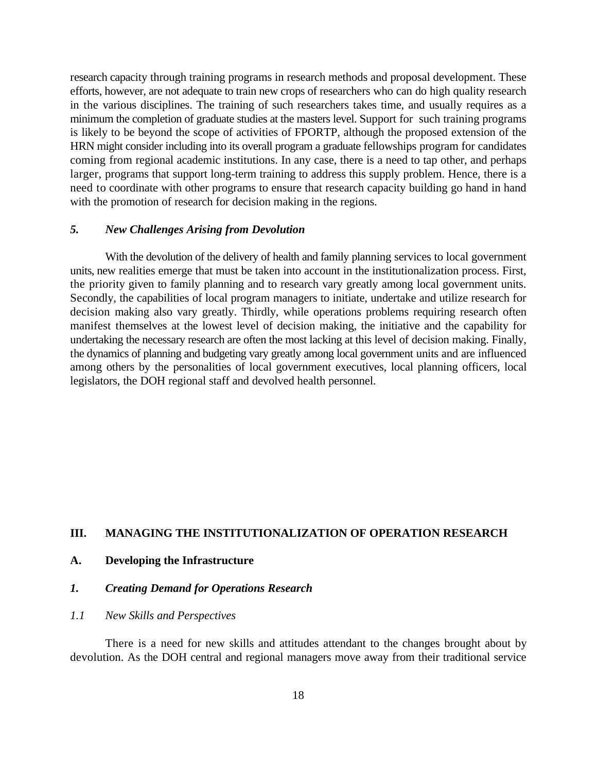research capacity through training programs in research methods and proposal development. These efforts, however, are not adequate to train new crops of researchers who can do high quality research in the various disciplines. The training of such researchers takes time, and usually requires as a minimum the completion of graduate studies at the masters level. Support for such training programs is likely to be beyond the scope of activities of FPORTP, although the proposed extension of the HRN might consider including into its overall program a graduate fellowships program for candidates coming from regional academic institutions. In any case, there is a need to tap other, and perhaps larger, programs that support long-term training to address this supply problem. Hence, there is a need to coordinate with other programs to ensure that research capacity building go hand in hand with the promotion of research for decision making in the regions.

### *5. New Challenges Arising from Devolution*

With the devolution of the delivery of health and family planning services to local government units, new realities emerge that must be taken into account in the institutionalization process. First, the priority given to family planning and to research vary greatly among local government units. Secondly, the capabilities of local program managers to initiate, undertake and utilize research for decision making also vary greatly. Thirdly, while operations problems requiring research often manifest themselves at the lowest level of decision making, the initiative and the capability for undertaking the necessary research are often the most lacking at this level of decision making. Finally, the dynamics of planning and budgeting vary greatly among local government units and are influenced among others by the personalities of local government executives, local planning officers, local legislators, the DOH regional staff and devolved health personnel.

## III. MANAGING THE INSTITUTIONALIZATION OF OPERATION RESEARCH

### A. Developing the Infrastructure

### *1. Creating Demand for Operations Research*

#### *1.1 New Skills and Perspectives*

There is a need for new skills and attitudes attendant to the changes brought about by devolution. As the DOH central and regional managers move away from their traditional service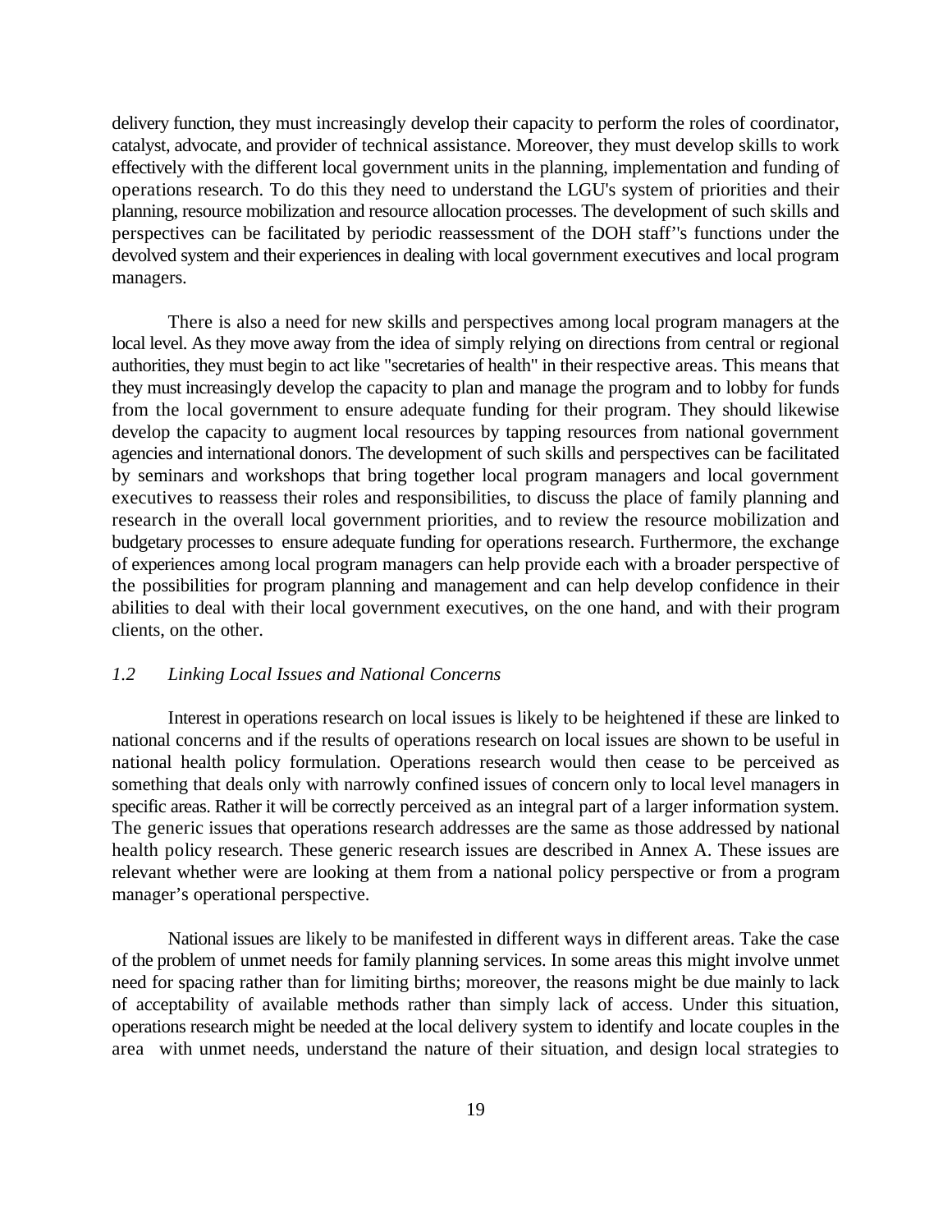delivery function, they must increasingly develop their capacity to perform the roles of coordinator, catalyst, advocate, and provider of technical assistance. Moreover, they must develop skills to work effectively with the different local government units in the planning, implementation and funding of operations research. To do this they need to understand the LGU's system of priorities and their planning, resource mobilization and resource allocation processes. The development of such skills and perspectives can be facilitated by periodic reassessment of the DOH staff''s functions under the devolved system and their experiences in dealing with local government executives and local program managers.

There is also a need for new skills and perspectives among local program managers at the local level. As they move away from the idea of simply relying on directions from central or regional authorities, they must begin to act like "secretaries of health" in their respective areas. This means that they must increasingly develop the capacity to plan and manage the program and to lobby for funds from the local government to ensure adequate funding for their program. They should likewise develop the capacity to augment local resources by tapping resources from national government agencies and international donors. The development of such skills and perspectives can be facilitated by seminars and workshops that bring together local program managers and local government executives to reassess their roles and responsibilities, to discuss the place of family planning and research in the overall local government priorities, and to review the resource mobilization and budgetary processes to ensure adequate funding for operations research. Furthermore, the exchange of experiences among local program managers can help provide each with a broader perspective of the possibilities for program planning and management and can help develop confidence in their abilities to deal with their local government executives, on the one hand, and with their program clients, on the other.

### *1.2 Linking Local Issues and National Concerns*

Interest in operations research on local issues is likely to be heightened if these are linked to national concerns and if the results of operations research on local issues are shown to be useful in national health policy formulation. Operations research would then cease to be perceived as something that deals only with narrowly confined issues of concern only to local level managers in specific areas. Rather it will be correctly perceived as an integral part of a larger information system. The generic issues that operations research addresses are the same as those addressed by national health policy research. These generic research issues are described in Annex A. These issues are relevant whether were are looking at them from a national policy perspective or from a program manager's operational perspective.

National issues are likely to be manifested in different ways in different areas. Take the case of the problem of unmet needs for family planning services. In some areas this might involve unmet need for spacing rather than for limiting births; moreover, the reasons might be due mainly to lack of acceptability of available methods rather than simply lack of access. Under this situation, operations research might be needed at the local delivery system to identify and locate couples in the area with unmet needs, understand the nature of their situation, and design local strategies to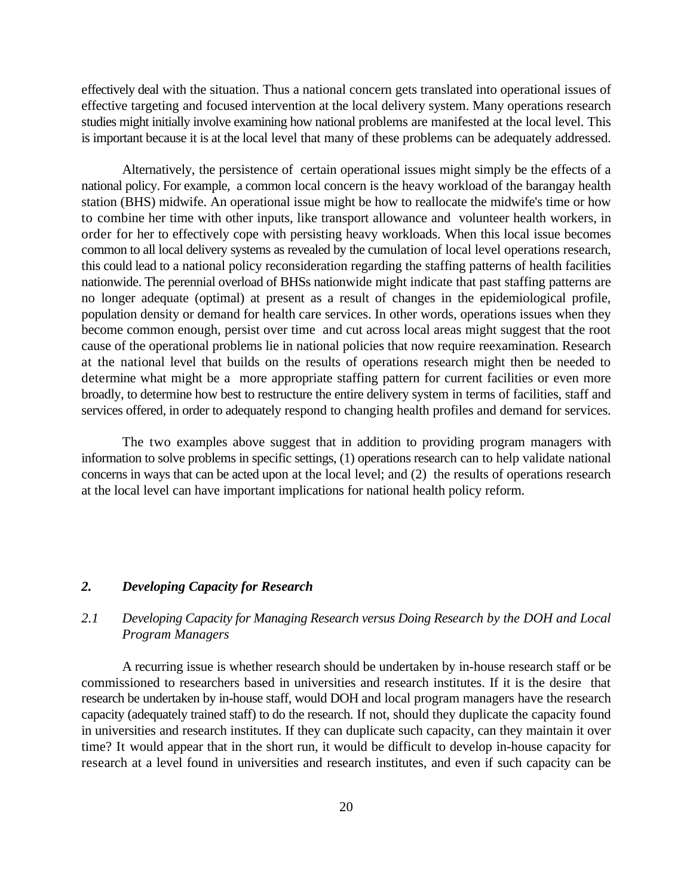effectively deal with the situation. Thus a national concern gets translated into operational issues of effective targeting and focused intervention at the local delivery system. Many operations research studies might initially involve examining how national problems are manifested at the local level. This is important because it is at the local level that many of these problems can be adequately addressed.

Alternatively, the persistence of certain operational issues might simply be the effects of a national policy. For example, a common local concern is the heavy workload of the barangay health station (BHS) midwife. An operational issue might be how to reallocate the midwife's time or how to combine her time with other inputs, like transport allowance and volunteer health workers, in order for her to effectively cope with persisting heavy workloads. When this local issue becomes common to all local delivery systems as revealed by the cumulation of local level operations research, this could lead to a national policy reconsideration regarding the staffing patterns of health facilities nationwide. The perennial overload of BHSs nationwide might indicate that past staffing patterns are no longer adequate (optimal) at present as a result of changes in the epidemiological profile, population density or demand for health care services. In other words, operations issues when they become common enough, persist over time and cut across local areas might suggest that the root cause of the operational problems lie in national policies that now require reexamination. Research at the national level that builds on the results of operations research might then be needed to determine what might be a more appropriate staffing pattern for current facilities or even more broadly, to determine how best to restructure the entire delivery system in terms of facilities, staff and services offered, in order to adequately respond to changing health profiles and demand for services.

The two examples above suggest that in addition to providing program managers with information to solve problems in specific settings, (1) operations research can to help validate national concerns in ways that can be acted upon at the local level; and (2) the results of operations research at the local level can have important implications for national health policy reform.

## *2. Developing Capacity for Research*

### *2.1 Developing Capacity for Managing Research versus Doing Research by the DOH and Local Program Managers*

A recurring issue is whether research should be undertaken by in-house research staff or be commissioned to researchers based in universities and research institutes. If it is the desire that research be undertaken by in-house staff, would DOH and local program managers have the research capacity (adequately trained staff) to do the research. If not, should they duplicate the capacity found in universities and research institutes. If they can duplicate such capacity, can they maintain it over time? It would appear that in the short run, it would be difficult to develop in-house capacity for research at a level found in universities and research institutes, and even if such capacity can be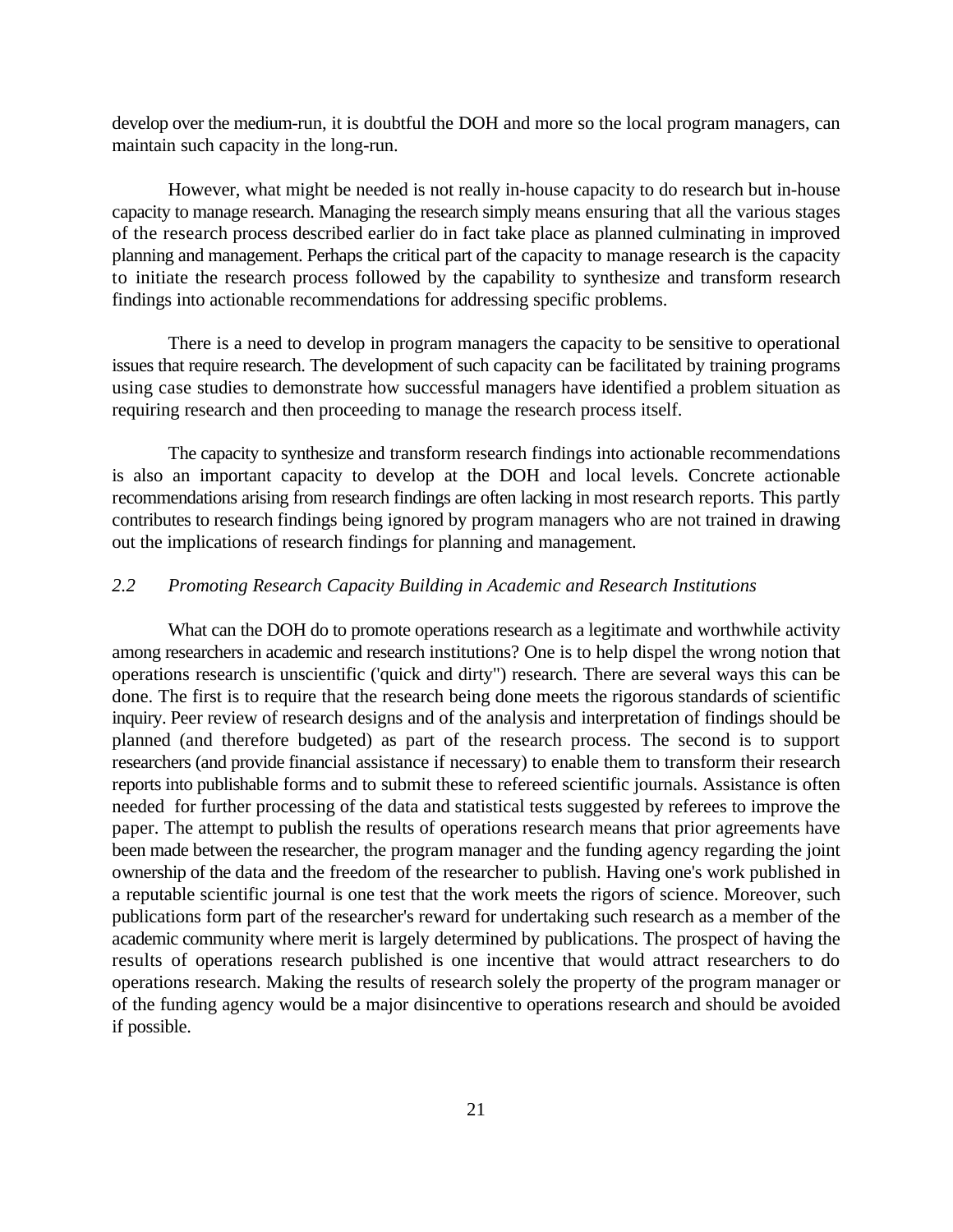develop over the medium-run, it is doubtful the DOH and more so the local program managers, can maintain such capacity in the long-run.

However, what might be needed is not really in-house capacity to do research but in-house capacity to manage research. Managing the research simply means ensuring that all the various stages of the research process described earlier do in fact take place as planned culminating in improved planning and management. Perhaps the critical part of the capacity to manage research is the capacity to initiate the research process followed by the capability to synthesize and transform research findings into actionable recommendations for addressing specific problems.

There is a need to develop in program managers the capacity to be sensitive to operational issues that require research. The development of such capacity can be facilitated by training programs using case studies to demonstrate how successful managers have identified a problem situation as requiring research and then proceeding to manage the research process itself.

The capacity to synthesize and transform research findings into actionable recommendations is also an important capacity to develop at the DOH and local levels. Concrete actionable recommendations arising from research findings are often lacking in most research reports. This partly contributes to research findings being ignored by program managers who are not trained in drawing out the implications of research findings for planning and management.

### *2.2 Promoting Research Capacity Building in Academic and Research Institutions*

What can the DOH do to promote operations research as a legitimate and worthwhile activity among researchers in academic and research institutions? One is to help dispel the wrong notion that operations research is unscientific ('quick and dirty") research. There are several ways this can be done. The first is to require that the research being done meets the rigorous standards of scientific inquiry. Peer review of research designs and of the analysis and interpretation of findings should be planned (and therefore budgeted) as part of the research process. The second is to support researchers (and provide financial assistance if necessary) to enable them to transform their research reports into publishable forms and to submit these to refereed scientific journals. Assistance is often needed for further processing of the data and statistical tests suggested by referees to improve the paper. The attempt to publish the results of operations research means that prior agreements have been made between the researcher, the program manager and the funding agency regarding the joint ownership of the data and the freedom of the researcher to publish. Having one's work published in a reputable scientific journal is one test that the work meets the rigors of science. Moreover, such publications form part of the researcher's reward for undertaking such research as a member of the academic community where merit is largely determined by publications. The prospect of having the results of operations research published is one incentive that would attract researchers to do operations research. Making the results of research solely the property of the program manager or of the funding agency would be a major disincentive to operations research and should be avoided if possible.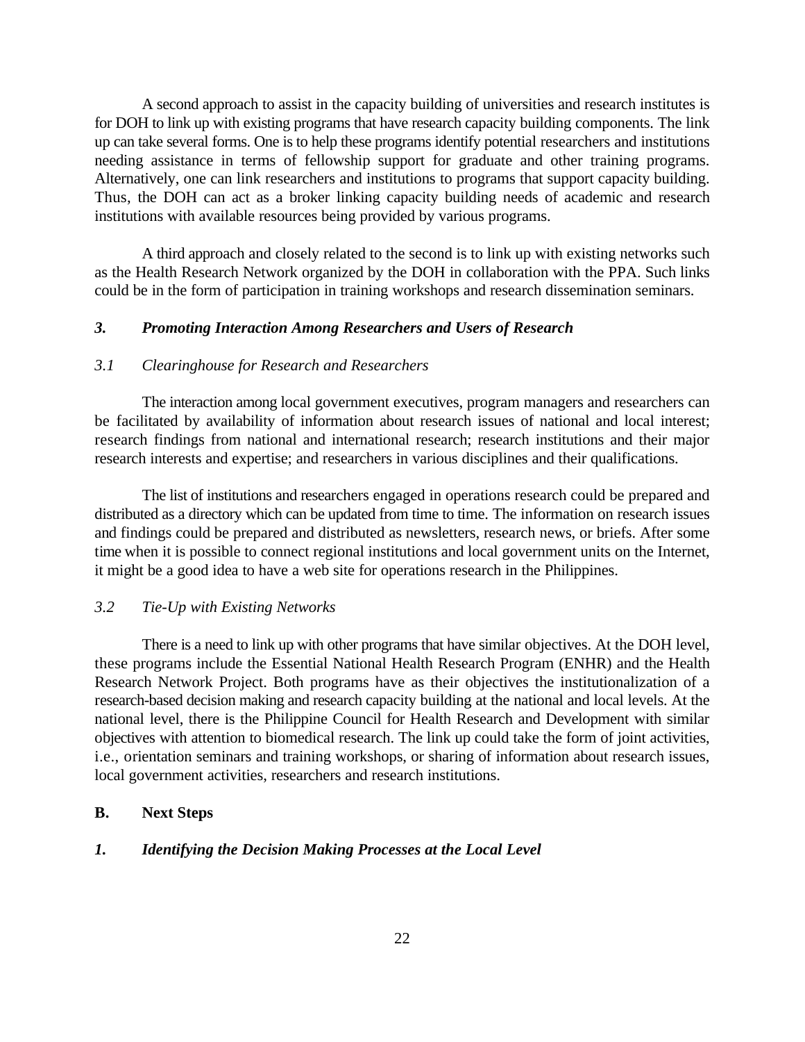A second approach to assist in the capacity building of universities and research institutes is for DOH to link up with existing programs that have research capacity building components. The link up can take several forms. One is to help these programs identify potential researchers and institutions needing assistance in terms of fellowship support for graduate and other training programs. Alternatively, one can link researchers and institutions to programs that support capacity building. Thus, the DOH can act as a broker linking capacity building needs of academic and research institutions with available resources being provided by various programs.

A third approach and closely related to the second is to link up with existing networks such as the Health Research Network organized by the DOH in collaboration with the PPA. Such links could be in the form of participation in training workshops and research dissemination seminars.

### *3. Promoting Interaction Among Researchers and Users of Research*

#### *3.1 Clearinghouse for Research and Researchers*

The interaction among local government executives, program managers and researchers can be facilitated by availability of information about research issues of national and local interest; research findings from national and international research; research institutions and their major research interests and expertise; and researchers in various disciplines and their qualifications.

The list of institutions and researchers engaged in operations research could be prepared and distributed as a directory which can be updated from time to time. The information on research issues and findings could be prepared and distributed as newsletters, research news, or briefs. After some time when it is possible to connect regional institutions and local government units on the Internet, it might be a good idea to have a web site for operations research in the Philippines.

#### *3.2 Tie-Up with Existing Networks*

There is a need to link up with other programs that have similar objectives. At the DOH level, these programs include the Essential National Health Research Program (ENHR) and the Health Research Network Project. Both programs have as their objectives the institutionalization of a research-based decision making and research capacity building at the national and local levels. At the national level, there is the Philippine Council for Health Research and Development with similar objectives with attention to biomedical research. The link up could take the form of joint activities, i.e., orientation seminars and training workshops, or sharing of information about research issues, local government activities, researchers and research institutions.

## B. Next Steps

### *1. Identifying the Decision Making Processes at the Local Level*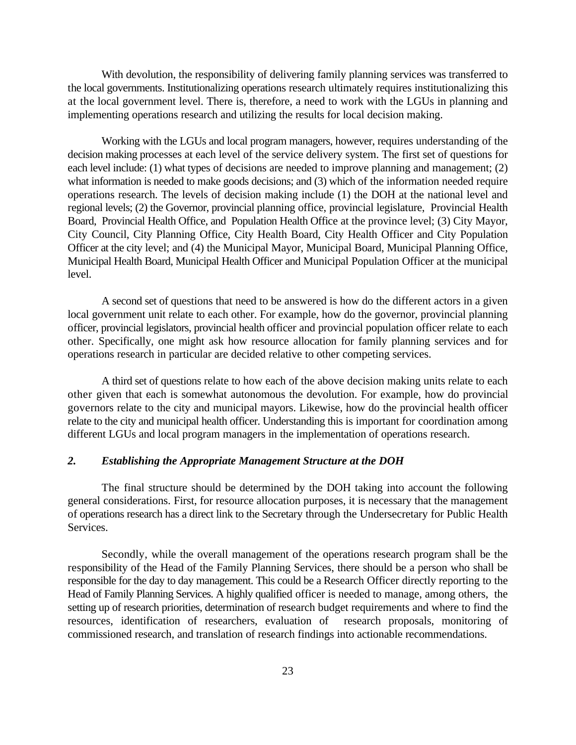With devolution, the responsibility of delivering family planning services was transferred to the local governments. Institutionalizing operations research ultimately requires institutionalizing this at the local government level. There is, therefore, a need to work with the LGUs in planning and implementing operations research and utilizing the results for local decision making.

Working with the LGUs and local program managers, however, requires understanding of the decision making processes at each level of the service delivery system. The first set of questions for each level include: (1) what types of decisions are needed to improve planning and management; (2) what information is needed to make goods decisions; and (3) which of the information needed require operations research. The levels of decision making include (1) the DOH at the national level and regional levels; (2) the Governor, provincial planning office, provincial legislature, Provincial Health Board, Provincial Health Office, and Population Health Office at the province level; (3) City Mayor, City Council, City Planning Office, City Health Board, City Health Officer and City Population Officer at the city level; and (4) the Municipal Mayor, Municipal Board, Municipal Planning Office, Municipal Health Board, Municipal Health Officer and Municipal Population Officer at the municipal level.

A second set of questions that need to be answered is how do the different actors in a given local government unit relate to each other. For example, how do the governor, provincial planning officer, provincial legislators, provincial health officer and provincial population officer relate to each other. Specifically, one might ask how resource allocation for family planning services and for operations research in particular are decided relative to other competing services.

A third set of questions relate to how each of the above decision making units relate to each other given that each is somewhat autonomous the devolution. For example, how do provincial governors relate to the city and municipal mayors. Likewise, how do the provincial health officer relate to the city and municipal health officer. Understanding this is important for coordination among different LGUs and local program managers in the implementation of operations research.

### *2. Establishing the Appropriate Management Structure at the DOH*

The final structure should be determined by the DOH taking into account the following general considerations. First, for resource allocation purposes, it is necessary that the management of operations research has a direct link to the Secretary through the Undersecretary for Public Health Services.

Secondly, while the overall management of the operations research program shall be the responsibility of the Head of the Family Planning Services, there should be a person who shall be responsible for the day to day management. This could be a Research Officer directly reporting to the Head of Family Planning Services. A highly qualified officer is needed to manage, among others, the setting up of research priorities, determination of research budget requirements and where to find the resources, identification of researchers, evaluation of research proposals, monitoring of commissioned research, and translation of research findings into actionable recommendations.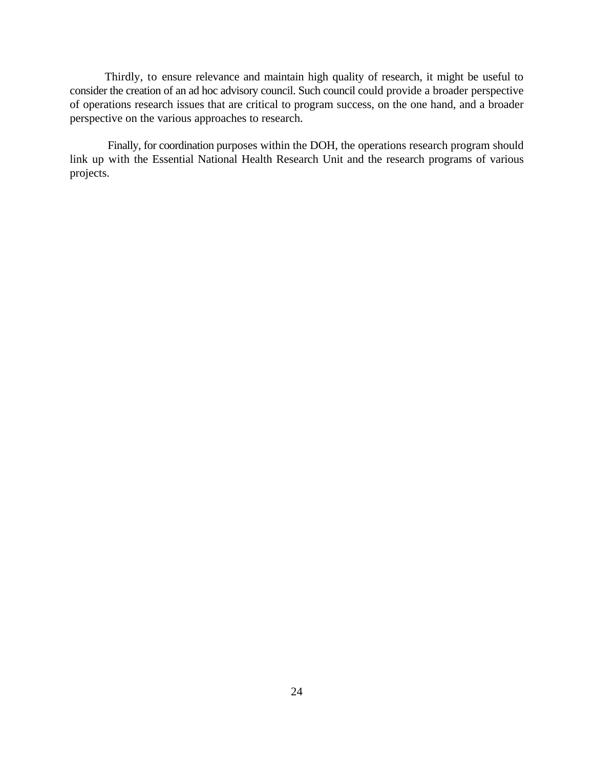Thirdly, to ensure relevance and maintain high quality of research, it might be useful to consider the creation of an ad hoc advisory council. Such council could provide a broader perspective of operations research issues that are critical to program success, on the one hand, and a broader perspective on the various approaches to research.

Finally, for coordination purposes within the DOH, the operations research program should link up with the Essential National Health Research Unit and the research programs of various projects.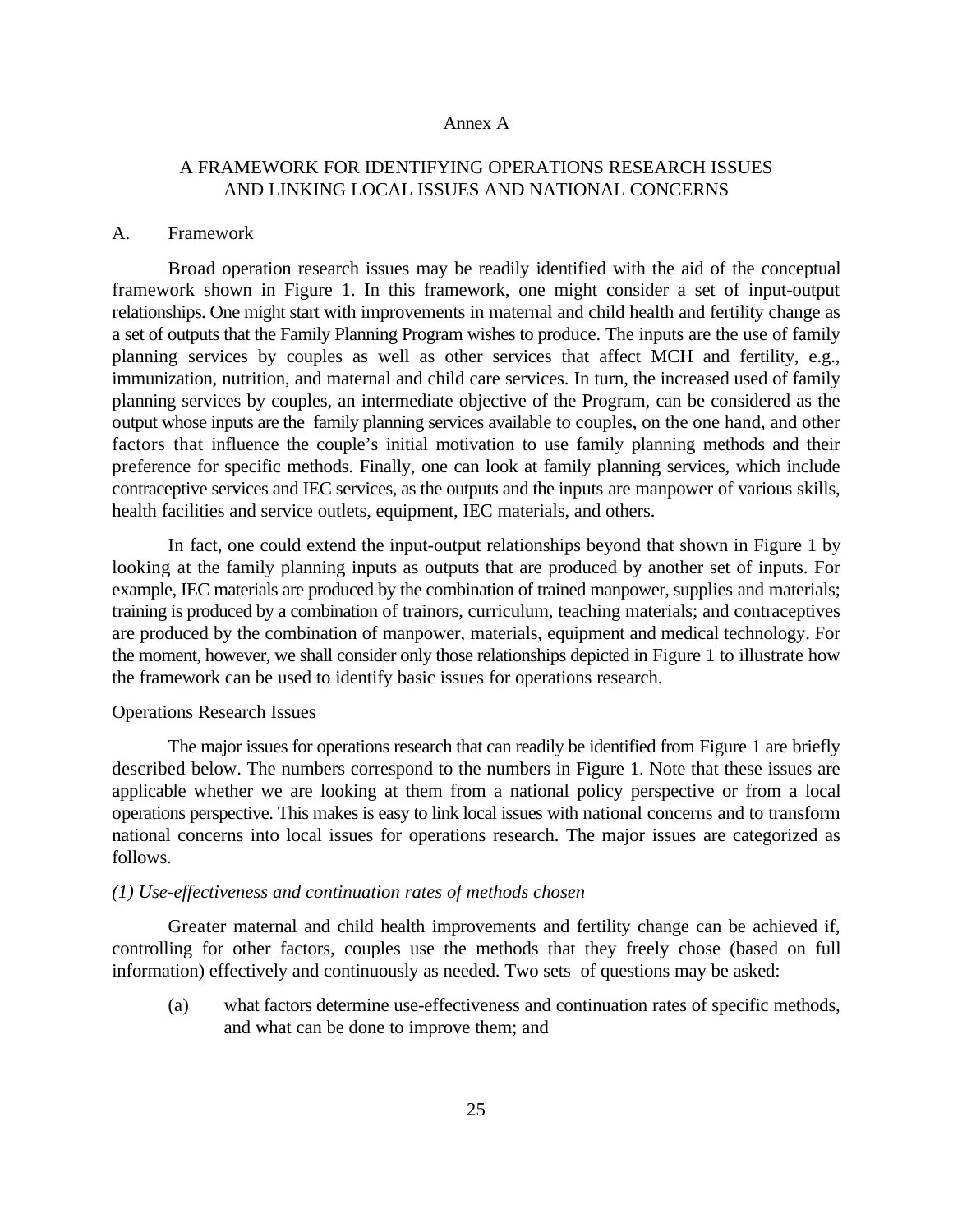Annex A

# A FRAMEWORK FOR IDENTIFYING OPERATIONS RESEARCH ISSUES AND LINKING LOCAL ISSUES AND NATIONAL CONCERNS

## A. Framework

Broad operation research issues may be readily identified with the aid of the conceptual framework shown in Figure 1. In this framework, one might consider a set of input-output relationships. One might start with improvements in maternal and child health and fertility change as a set of outputs that the Family Planning Program wishes to produce. The inputs are the use of family planning services by couples as well as other services that affect MCH and fertility, e.g., immunization, nutrition, and maternal and child care services. In turn, the increased used of family planning services by couples, an intermediate objective of the Program, can be considered as the output whose inputs are the family planning services available to couples, on the one hand, and other factors that influence the couple's initial motivation to use family planning methods and their preference for specific methods. Finally, one can look at family planning services, which include contraceptive services and IEC services, as the outputs and the inputs are manpower of various skills, health facilities and service outlets, equipment, IEC materials, and others.

In fact, one could extend the input-output relationships beyond that shown in Figure 1 by looking at the family planning inputs as outputs that are produced by another set of inputs. For example, IEC materials are produced by the combination of trained manpower, supplies and materials; training is produced by a combination of trainors, curriculum, teaching materials; and contraceptives are produced by the combination of manpower, materials, equipment and medical technology. For the moment, however, we shall consider only those relationships depicted in Figure 1 to illustrate how the framework can be used to identify basic issues for operations research.

### Operations Research Issues

The major issues for operations research that can readily be identified from Figure 1 are briefly described below. The numbers correspond to the numbers in Figure 1. Note that these issues are applicable whether we are looking at them from a national policy perspective or from a local operations perspective. This makes is easy to link local issues with national concerns and to transform national concerns into local issues for operations research. The major issues are categorized as follows.

*(1) Use-effectiveness and continuation rates of methods chosen*

Greater maternal and child health improvements and fertility change can be achieved if, controlling for other factors, couples use the methods that they freely chose (based on full information) effectively and continuously as needed. Two sets of questions may be asked:

(a) what factors determine use-effectiveness and continuation rates of specific methods, and what can be done to improve them; and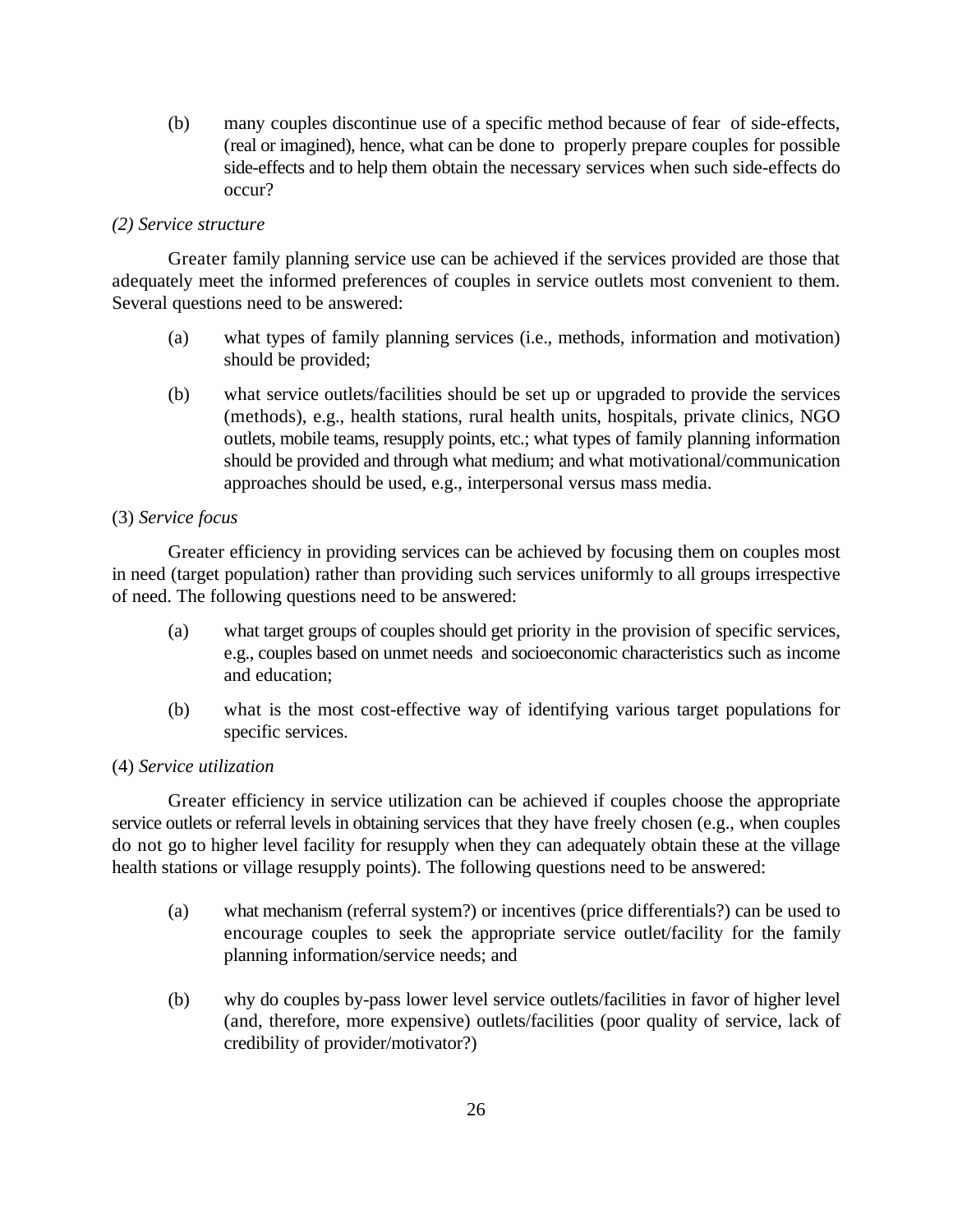(b) many couples discontinue use of a specific method because of fear of side-effects, (real or imagined), hence, what can be done to properly prepare couples for possible side-effects and to help them obtain the necessary services when such side-effects do occur?

*(2) Service structure*

Greater family planning service use can be achieved if the services provided are those that adequately meet the informed preferences of couples in service outlets most convenient to them. Several questions need to be answered:

(a) what types of family planning services (i.e., methods, information and motivation) should be provided;

(b) what service outlets/facilities should be set up or upgraded to provide the services (methods), e.g., health stations, rural health units, hospitals, private clinics, NGO outlets, mobile teams, resupply points, etc.; what types of family planning information should be provided and through what medium; and what motivational/communication approaches should be used, e.g., interpersonal versus mass media.

(3) *Service focus*

Greater efficiency in providing services can be achieved by focusing them on couples most in need (target population) rather than providing such services uniformly to all groups irrespective of need. The following questions need to be answered:

(a) what target groups of couples should get priority in the provision of specific services, e.g., couples based on unmet needs and socioeconomic characteristics such as income and education;

(b) what is the most cost-effective way of identifying various target populations for specific services.

(4) *Service utilization*

Greater efficiency in service utilization can be achieved if couples choose the appropriate service outlets or referral levels in obtaining services that they have freely chosen (e.g., when couples do not go to higher level facility for resupply when they can adequately obtain these at the village health stations or village resupply points). The following questions need to be answered:

(a) what mechanism (referral system?) or incentives (price differentials?) can be used to encourage couples to seek the appropriate service outlet/facility for the family planning information/service needs; and

(b) why do couples by-pass lower level service outlets/facilities in favor of higher level (and, therefore, more expensive) outlets/facilities (poor quality of service, lack of credibility of provider/motivator?)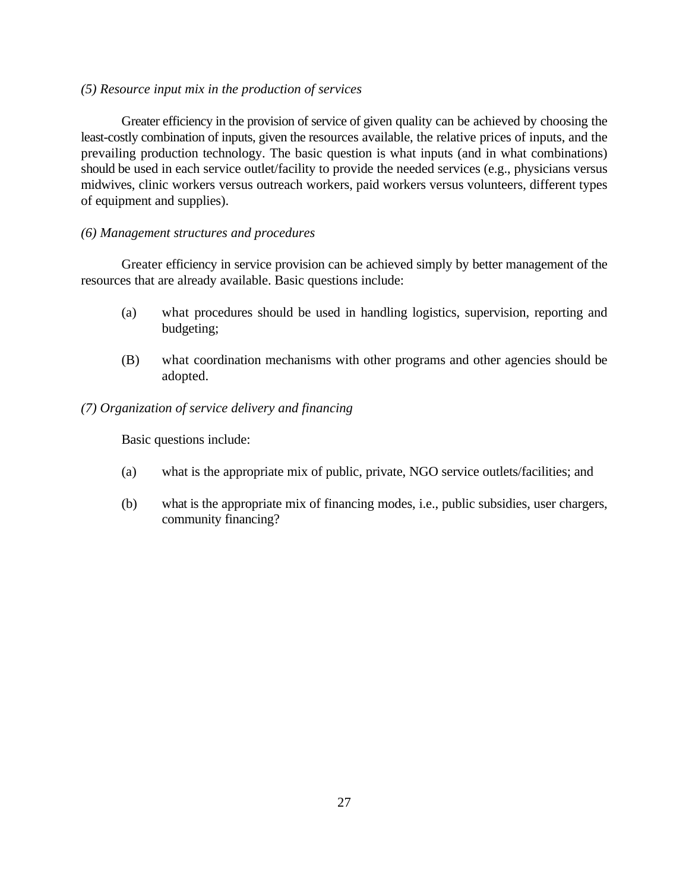*(5) Resource input mix in the production of services*

Greater efficiency in the provision of service of given quality can be achieved by choosing the least-costly combination of inputs, given the resources available, the relative prices of inputs, and the prevailing production technology. The basic question is what inputs (and in what combinations) should be used in each service outlet/facility to provide the needed services (e.g., physicians versus midwives, clinic workers versus outreach workers, paid workers versus volunteers, different types of equipment and supplies).

*(6) Management structures and procedures*

Greater efficiency in service provision can be achieved simply by better management of the resources that are already available. Basic questions include:

(a) what procedures should be used in handling logistics, supervision, reporting and budgeting;

(B) what coordination mechanisms with other programs and other agencies should be adopted.

*(7) Organization of service delivery and financing*

Basic questions include:

(a) what is the appropriate mix of public, private, NGO service outlets/facilities; and

(b) what is the appropriate mix of financing modes, i.e., public subsidies, user chargers, community financing?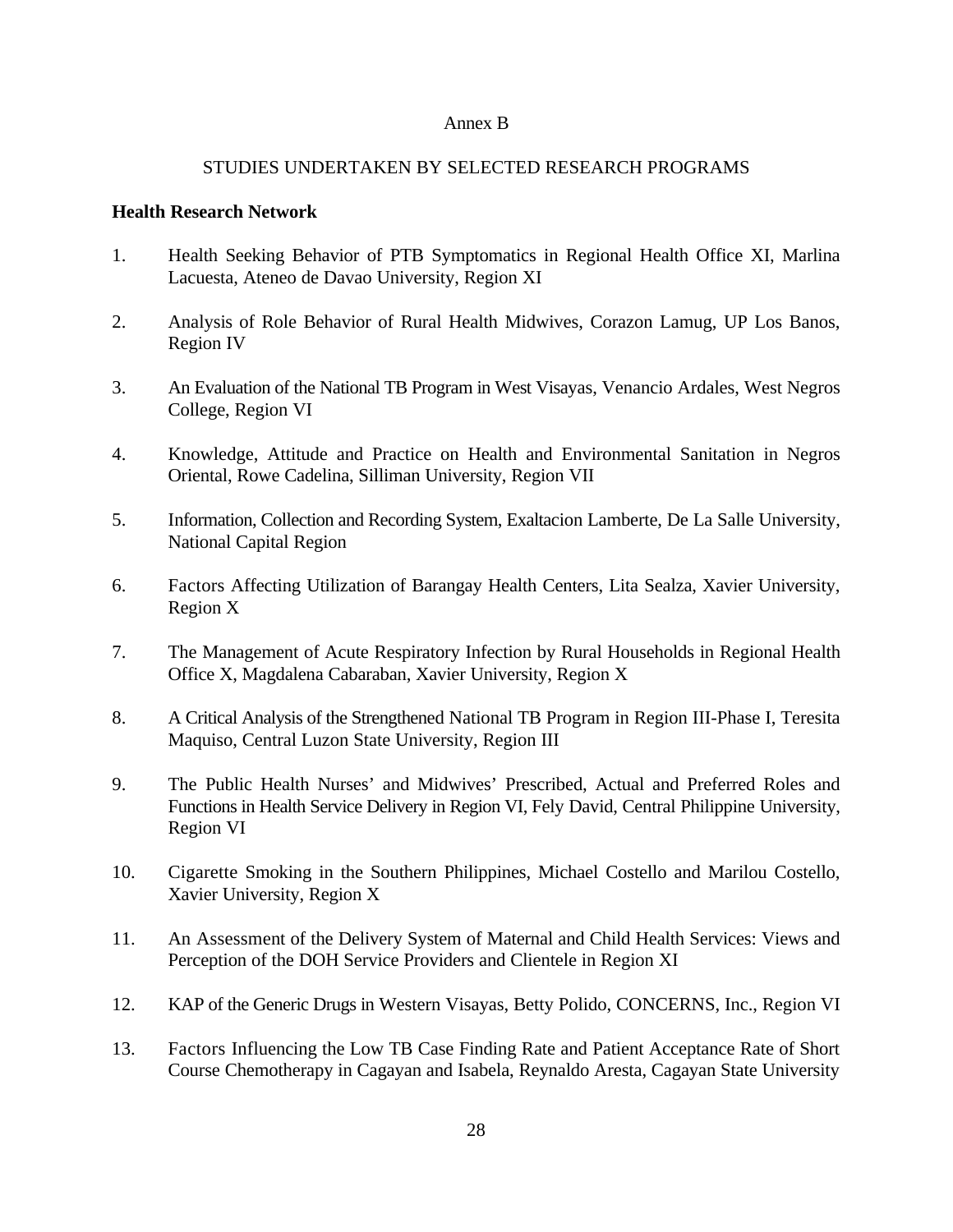Annex B

STUDIES UNDERTAKEN BY SELECTED RESEARCH PROGRAMS

**Health Research Network**

1. Health Seeking Behavior of PTB Symptomatics in Regional Health Office XI, Marlina Lacuesta, Ateneo de Davao University, Region XI

2. Analysis of Role Behavior of Rural Health Midwives, Corazon Lamug, UP Los Banos, Region IV

3. An Evaluation of the National TB Program in West Visayas, Venancio Ardales, West Negros College, Region VI

4. Knowledge, Attitude and Practice on Health and Environmental Sanitation in Negros Oriental, Rowe Cadelina, Silliman University, Region VII

5. Information, Collection and Recording System, Exaltacion Lamberte, De La Salle University, National Capital Region

6. Factors Affecting Utilization of Barangay Health Centers, Lita Sealza, Xavier University, Region X

7. The Management of Acute Respiratory Infection by Rural Households in Regional Health Office X, Magdalena Cabaraban, Xavier University, Region X

8. A Critical Analysis of the Strengthened National TB Program in Region III-Phase I, Teresita Maquiso, Central Luzon State University, Region III

9. The Public Health Nurses' and Midwives' Prescribed, Actual and Preferred Roles and Functions in Health Service Delivery in Region VI, Fely David, Central Philippine University, Region VI

10. Cigarette Smoking in the Southern Philippines, Michael Costello and Marilou Costello, Xavier University, Region X

11. An Assessment of the Delivery System of Maternal and Child Health Services: Views and Perception of the DOH Service Providers and Clientele in Region XI

12. KAP of the Generic Drugs in Western Visayas, Betty Polido, CONCERNS, Inc., Region VI

13. Factors Influencing the Low TB Case Finding Rate and Patient Acceptance Rate of Short Course Chemotherapy in Cagayan and Isabela, Reynaldo Aresta, Cagayan State University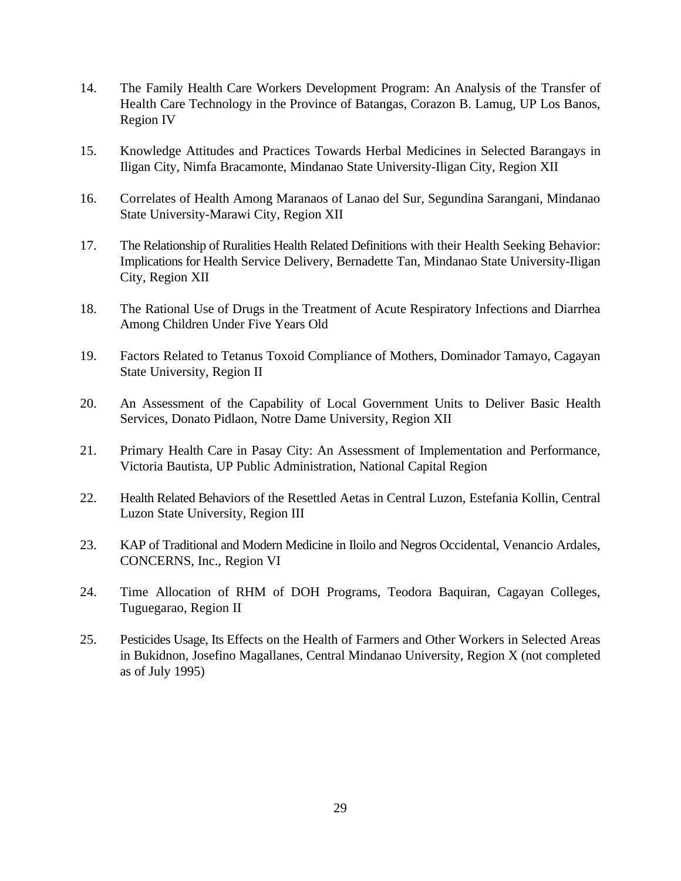14. The Family Health Care Workers Development Program: An Analysis of the Transfer of Health Care Technology in the Province of Batangas, Corazon B. Lamug, UP Los Banos, Region IV

15. Knowledge Attitudes and Practices Towards Herbal Medicines in Selected Barangays in Iligan City, Nimfa Bracamonte, Mindanao State University-Iligan City, Region XII

16. Correlates of Health Among Maranaos of Lanao del Sur, Segundina Sarangani, Mindanao State University-Marawi City, Region XII

17. The Relationship of Ruralities Health Related Definitions with their Health Seeking Behavior: Implications for Health Service Delivery, Bernadette Tan, Mindanao State University-Iligan City, Region XII

18. The Rational Use of Drugs in the Treatment of Acute Respiratory Infections and Diarrhea Among Children Under Five Years Old

19. Factors Related to Tetanus Toxoid Compliance of Mothers, Dominador Tamayo, Cagayan State University, Region II

20. An Assessment of the Capability of Local Government Units to Deliver Basic Health Services, Donato Pidlaon, Notre Dame University, Region XII

21. Primary Health Care in Pasay City: An Assessment of Implementation and Performance, Victoria Bautista, UP Public Administration, National Capital Region

22. Health Related Behaviors of the Resettled Aetas in Central Luzon, Estefania Kollin, Central Luzon State University, Region III

23. KAP of Traditional and Modern Medicine in Iloilo and Negros Occidental, Venancio Ardales, CONCERNS, Inc., Region VI

24. Time Allocation of RHM of DOH Programs, Teodora Baquiran, Cagayan Colleges, Tuguegarao, Region II

25. Pesticides Usage, Its Effects on the Health of Farmers and Other Workers in Selected Areas in Bukidnon, Josefino Magallanes, Central Mindanao University, Region X (not completed as of July 1995)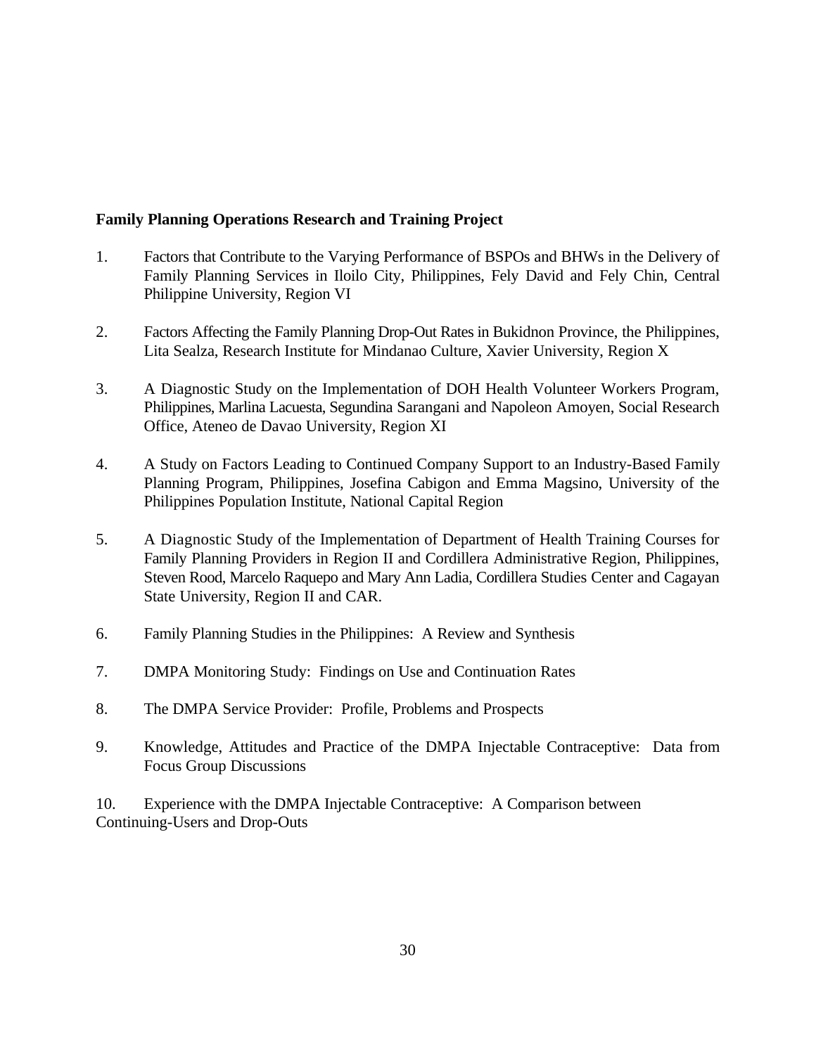**Family Planning Operations Research and Training Project**

1. Factors that Contribute to the Varying Performance of BSPOs and BHWs in the Delivery of Family Planning Services in Iloilo City, Philippines, Fely David and Fely Chin, Central Philippine University, Region VI

2. Factors Affecting the Family Planning Drop-Out Rates in Bukidnon Province, the Philippines, Lita Sealza, Research Institute for Mindanao Culture, Xavier University, Region X

3. A Diagnostic Study on the Implementation of DOH Health Volunteer Workers Program, Philippines, Marlina Lacuesta, Segundina Sarangani and Napoleon Amoyen, Social Research Office, Ateneo de Davao University, Region XI

4. A Study on Factors Leading to Continued Company Support to an Industry-Based Family Planning Program, Philippines, Josefina Cabigon and Emma Magsino, University of the Philippines Population Institute, National Capital Region

5. A Diagnostic Study of the Implementation of Department of Health Training Courses for Family Planning Providers in Region II and Cordillera Administrative Region, Philippines, Steven Rood, Marcelo Raquepo and Mary Ann Ladia, Cordillera Studies Center and Cagayan State University, Region II and CAR.

6. Family Planning Studies in the Philippines: A Review and Synthesis

7. DMPA Monitoring Study: Findings on Use and Continuation Rates

8. The DMPA Service Provider: Profile, Problems and Prospects

9. Knowledge, Attitudes and Practice of the DMPA Injectable Contraceptive: Data from Focus Group Discussions

10. Experience with the DMPA Injectable Contraceptive: A Comparison between Continuing-Users and Drop-Outs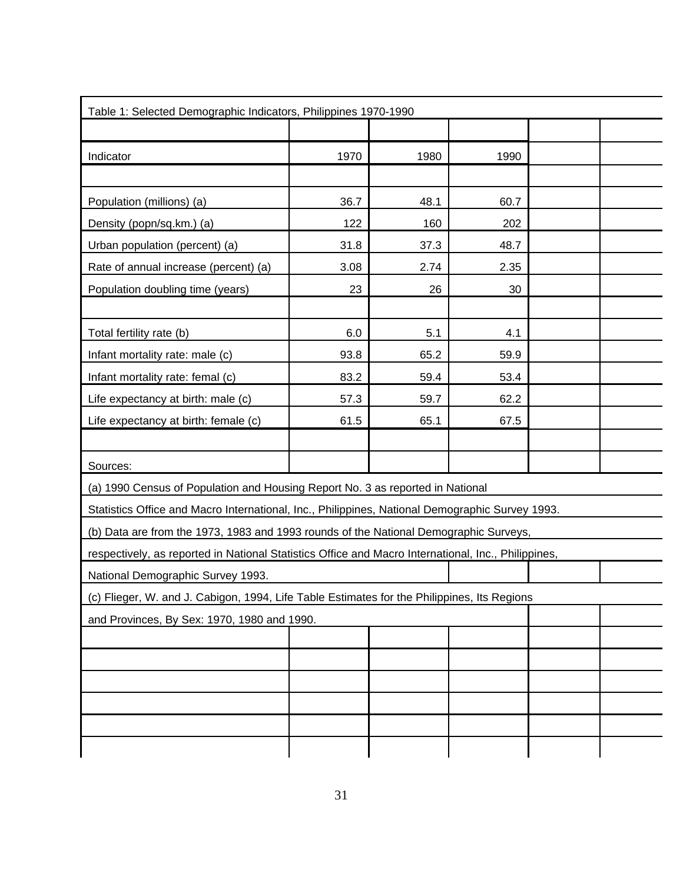Table 1: Selected Demographic Indicators, Philippines 1970-1990

| Indicator | 1970 | 1980 | 1990 |
|---|---|---|---|
| Population (millions) (a) | 36.7 | 48.1 | 60.7 |
| Density (popn/sq.km.) (a) | 122 | 160 | 202 |
| Urban population (percent) (a) | 31.8 | 37.3 | 48.7 |
| Rate of annual increase (percent) (a) | 3.08 | 2.74 | 2.35 |
| Population doubling time (years) | 23 | 26 | 30 |
| | | | |
| Total fertility rate (b) | 6.0 | 5.1 | 4.1 |
| Infant mortality rate: male (c) | 93.8 | 65.2 | 59.9 |
| Infant mortality rate: femal (c) | 83.2 | 59.4 | 53.4 |
| Life expectancy at birth: male (c) | 57.3 | 59.7 | 62.2 |
| Life expectancy at birth: female (c) | 61.5 | 65.1 | 67.5 |

Sources:

(a) 1990 Census of Population and Housing Report No. 3 as reported in National Statistics Office and Macro International, Inc., Philippines, National Demographic Survey 1993.

(b) Data are from the 1973, 1983 and 1993 rounds of the National Demographic Surveys, respectively, as reported in National Statistics Office and Macro International, Inc., Philippines, National Demographic Survey 1993.

(c) Flieger, W. and J. Cabigon, 1994, Life Table Estimates for the Philippines, Its Regions and Provinces, By Sex: 1970, 1980 and 1990.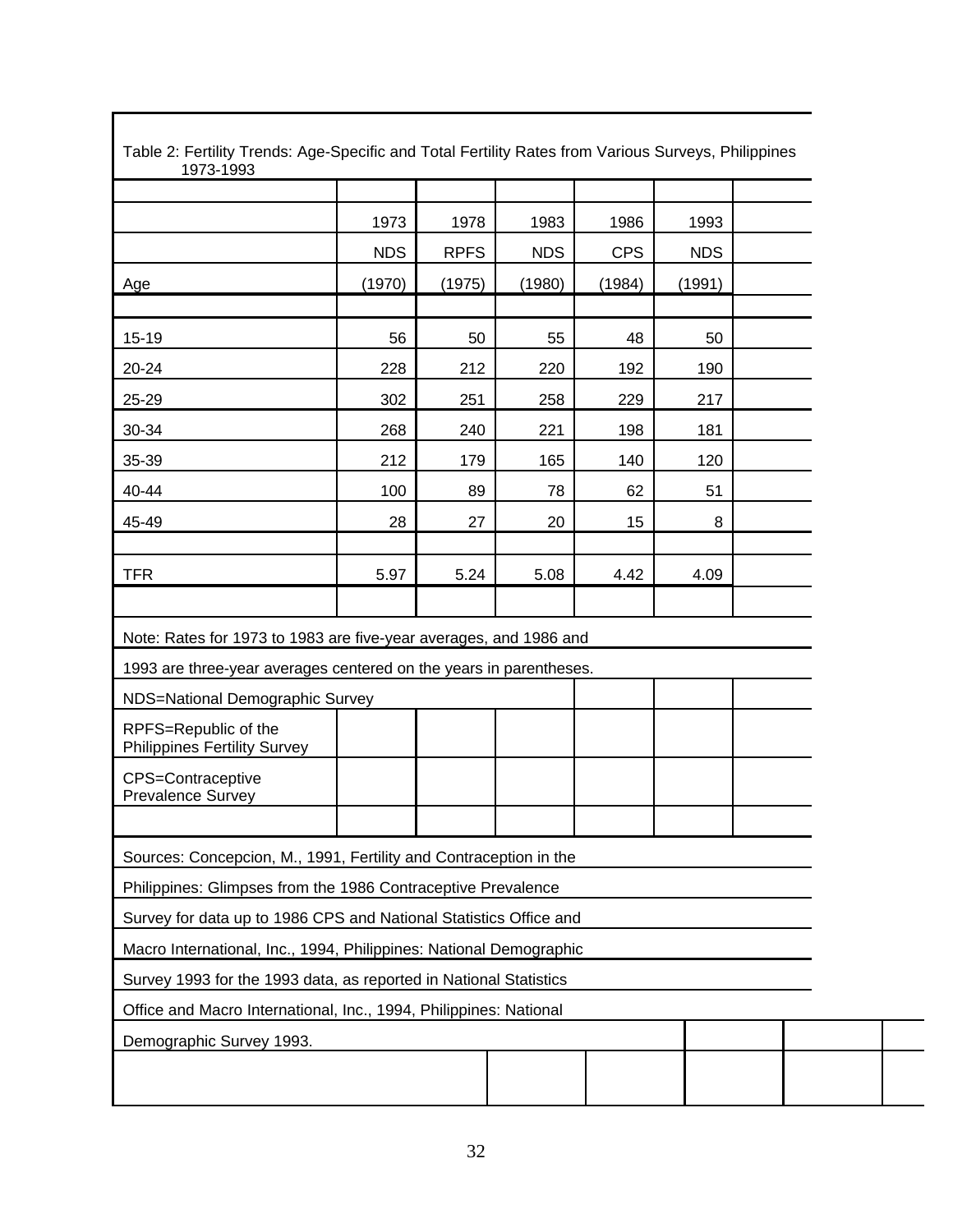Table 2: Fertility Trends: Age-Specific and Total Fertility Rates from Various Surveys, Philippines 1973-1993

| Age | 1973 NDS (1970) | 1978 RPFS (1975) | 1983 NDS (1980) | 1986 CPS (1984) | 1993 NDS (1991) |
|---|---|---|---|---|---|
| 15-19 | 56 | 50 | 55 | 48 | 50 |
| 20-24 | 228 | 212 | 220 | 192 | 190 |
| 25-29 | 302 | 251 | 258 | 229 | 217 |
| 30-34 | 268 | 240 | 221 | 198 | 181 |
| 35-39 | 212 | 179 | 165 | 140 | 120 |
| 40-44 | 100 | 89 | 78 | 62 | 51 |
| 45-49 | 28 | 27 | 20 | 15 | 8 |
| TFR | 5.97 | 5.24 | 5.08 | 4.42 | 4.09 |

Note: Rates for 1973 to 1983 are five-year averages, and 1986 and 1993 are three-year averages centered on the years in parentheses.

NDS=National Demographic Survey

RPFS=Republic of the Philippines Fertility Survey

CPS=Contraceptive Prevalence Survey

Sources: Concepcion, M., 1991, Fertility and Contraception in the Philippines: Glimpses from the 1986 Contraceptive Prevalence Survey for data up to 1986 CPS and National Statistics Office and Macro International, Inc., 1994, Philippines: National Demographic Survey 1993 for the 1993 data, as reported in National Statistics Office and Macro International, Inc., 1994, Philippines: National Demographic Survey 1993.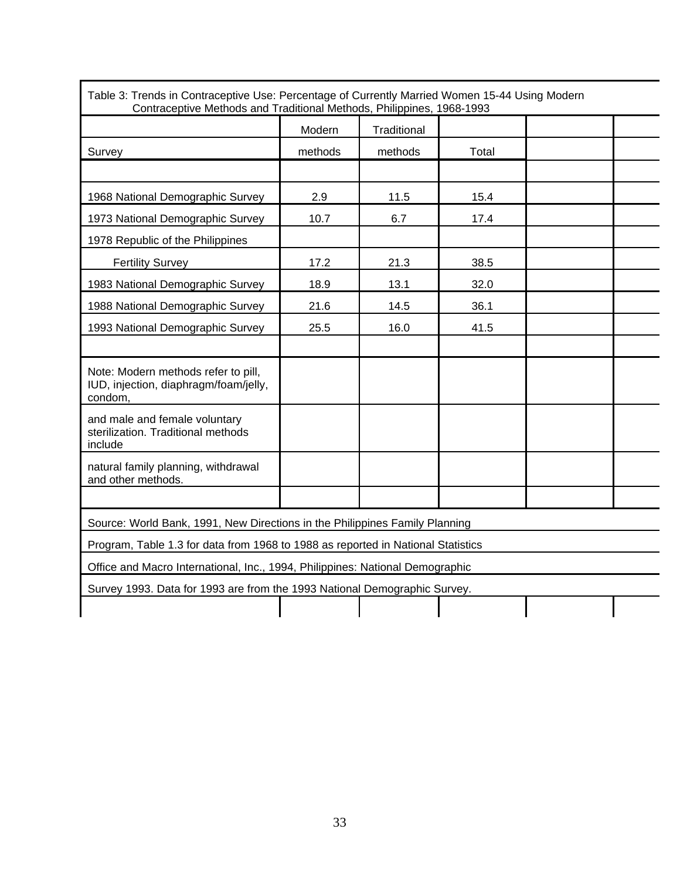Table 3: Trends in Contraceptive Use: Percentage of Currently Married Women 15-44 Using Modern Contraceptive Methods and Traditional Methods, Philippines, 1968-1993

| Survey | Modern methods | Traditional methods | Total |
|---|---|---|---|
| 1968 National Demographic Survey | 2.9 | 11.5 | 15.4 |
| 1973 National Demographic Survey | 10.7 | 6.7 | 17.4 |
| 1978 Republic of the Philippines Fertility Survey | 17.2 | 21.3 | 38.5 |
| 1983 National Demographic Survey | 18.9 | 13.1 | 32.0 |
| 1988 National Demographic Survey | 21.6 | 14.5 | 36.1 |
| 1993 National Demographic Survey | 25.5 | 16.0 | 41.5 |

Note: Modern methods refer to pill, IUD, injection, diaphragm/foam/jelly, condom, and male and female voluntary sterilization. Traditional methods include natural family planning, withdrawal and other methods.

Source: World Bank, 1991, New Directions in the Philippines Family Planning Program, Table 1.3 for data from 1968 to 1988 as reported in National Statistics Office and Macro International, Inc., 1994, Philippines: National Demographic Survey 1993. Data for 1993 are from the 1993 National Demographic Survey.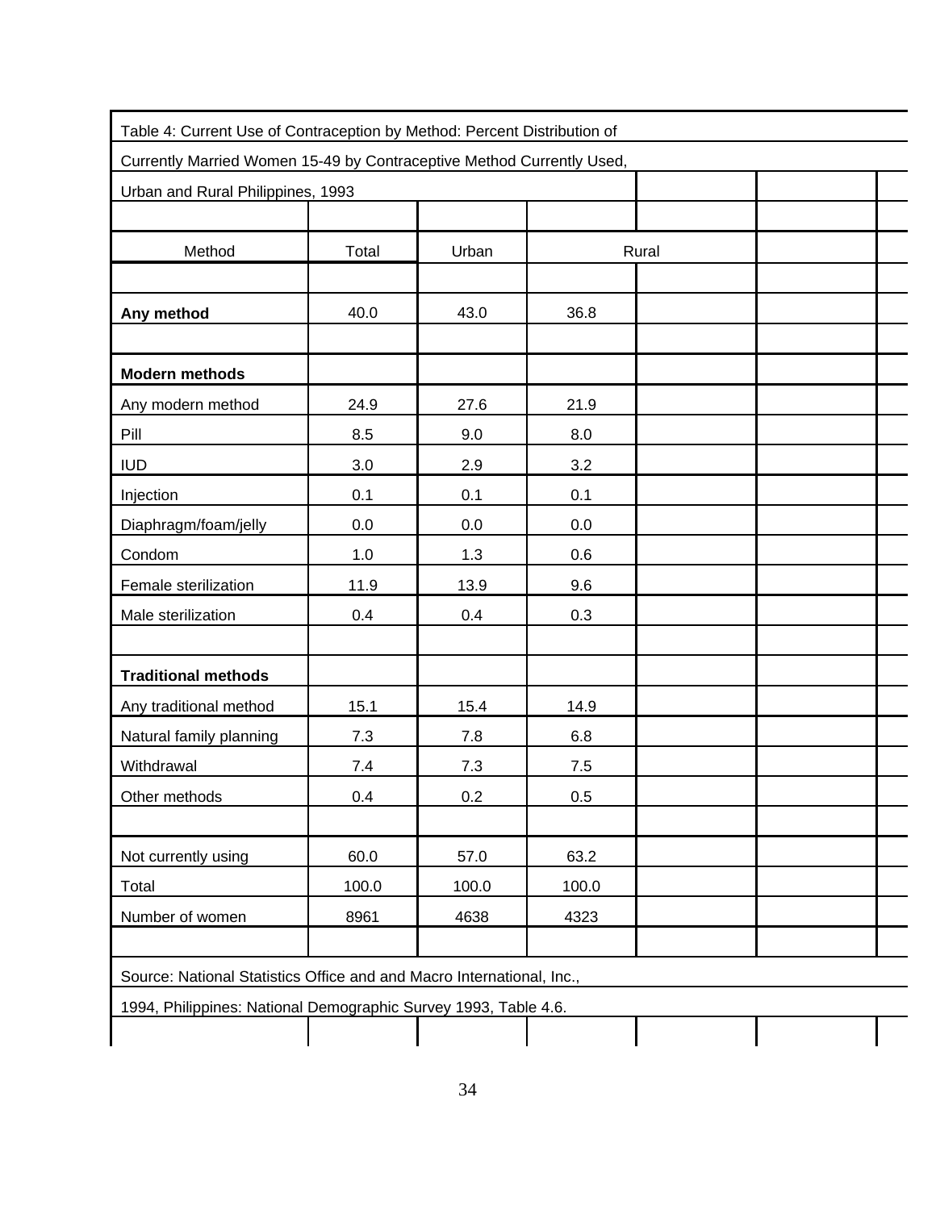Table 4: Current Use of Contraception by Method: Percent Distribution of Currently Married Women 15-49 by Contraceptive Method Currently Used, Urban and Rural Philippines, 1993

| Method | Total | Urban | Rural |
|---|---|---|---|
| **Any method** | 40.0 | 43.0 | 36.8 |
| **Modern methods** | | | |
| Any modern method | 24.9 | 27.6 | 21.9 |
| Pill | 8.5 | 9.0 | 8.0 |
| IUD | 3.0 | 2.9 | 3.2 |
| Injection | 0.1 | 0.1 | 0.1 |
| Diaphragm/foam/jelly | 0.0 | 0.0 | 0.0 |
| Condom | 1.0 | 1.3 | 0.6 |
| Female sterilization | 11.9 | 13.9 | 9.6 |
| Male sterilization | 0.4 | 0.4 | 0.3 |
| **Traditional methods** | | | |
| Any traditional method | 15.1 | 15.4 | 14.9 |
| Natural family planning | 7.3 | 7.8 | 6.8 |
| Withdrawal | 7.4 | 7.3 | 7.5 |
| Other methods | 0.4 | 0.2 | 0.5 |
| Not currently using | 60.0 | 57.0 | 63.2 |
| Total | 100.0 | 100.0 | 100.0 |
| Number of women | 8961 | 4638 | 4323 |

Source: National Statistics Office and and Macro International, Inc., 1994, Philippines: National Demographic Survey 1993, Table 4.6.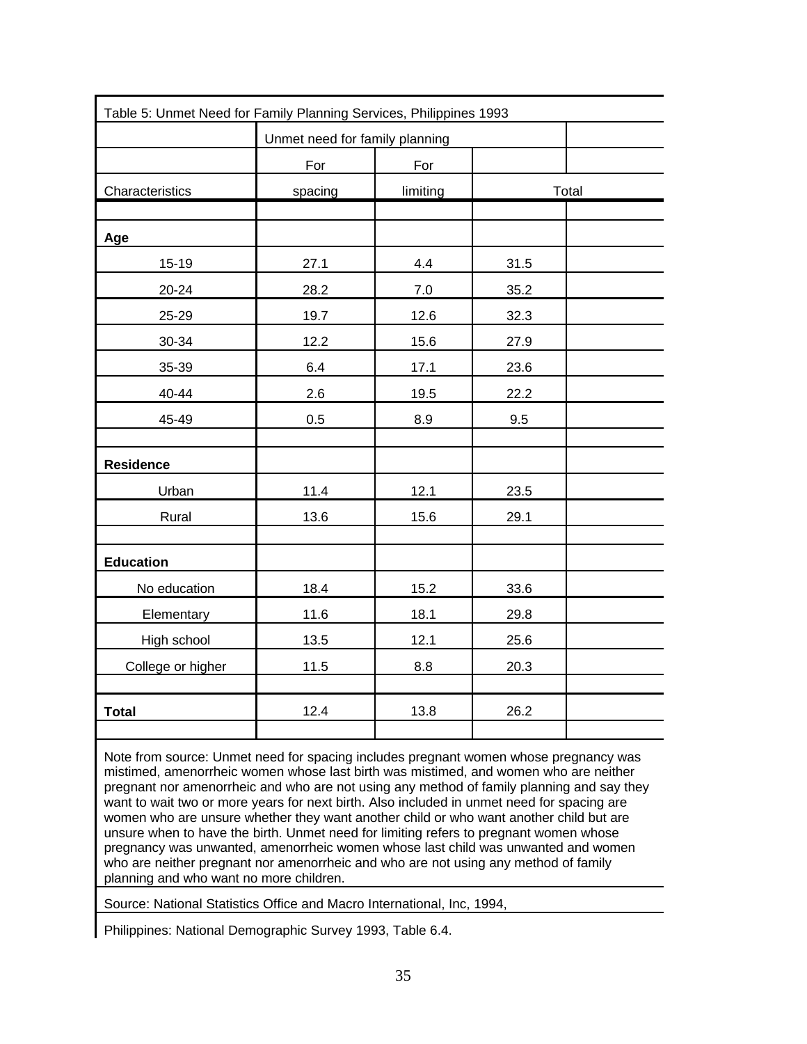Table 5: Unmet Need for Family Planning Services, Philippines 1993

| Characteristics | Unmet need for family planning: For spacing | For limiting | Total |
|---|---|---|---|
| **Age** | | | |
| 15-19 | 27.1 | 4.4 | 31.5 |
| 20-24 | 28.2 | 7.0 | 35.2 |
| 25-29 | 19.7 | 12.6 | 32.3 |
| 30-34 | 12.2 | 15.6 | 27.9 |
| 35-39 | 6.4 | 17.1 | 23.6 |
| 40-44 | 2.6 | 19.5 | 22.2 |
| 45-49 | 0.5 | 8.9 | 9.5 |
| **Residence** | | | |
| Urban | 11.4 | 12.1 | 23.5 |
| Rural | 13.6 | 15.6 | 29.1 |
| **Education** | | | |
| No education | 18.4 | 15.2 | 33.6 |
| Elementary | 11.6 | 18.1 | 29.8 |
| High school | 13.5 | 12.1 | 25.6 |
| College or higher | 11.5 | 8.8 | 20.3 |
| **Total** | 12.4 | 13.8 | 26.2 |

Note from source: Unmet need for spacing includes pregnant women whose pregnancy was mistimed, amenorrheic women whose last birth was mistimed, and women who are neither pregnant nor amenorrheic and who are not using any method of family planning and say they want to wait two or more years for next birth. Also included in unmet need for spacing are women who are unsure whether they want another child or who want another child but are unsure when to have the birth. Unmet need for limiting refers to pregnant women whose pregnancy was unwanted, amenorrheic women whose last child was unwanted and women who are neither pregnant nor amenorrheic and who are not using any method of family planning and who want no more children.

Source: National Statistics Office and Macro International, Inc, 1994,

Philippines: National Demographic Survey 1993, Table 6.4.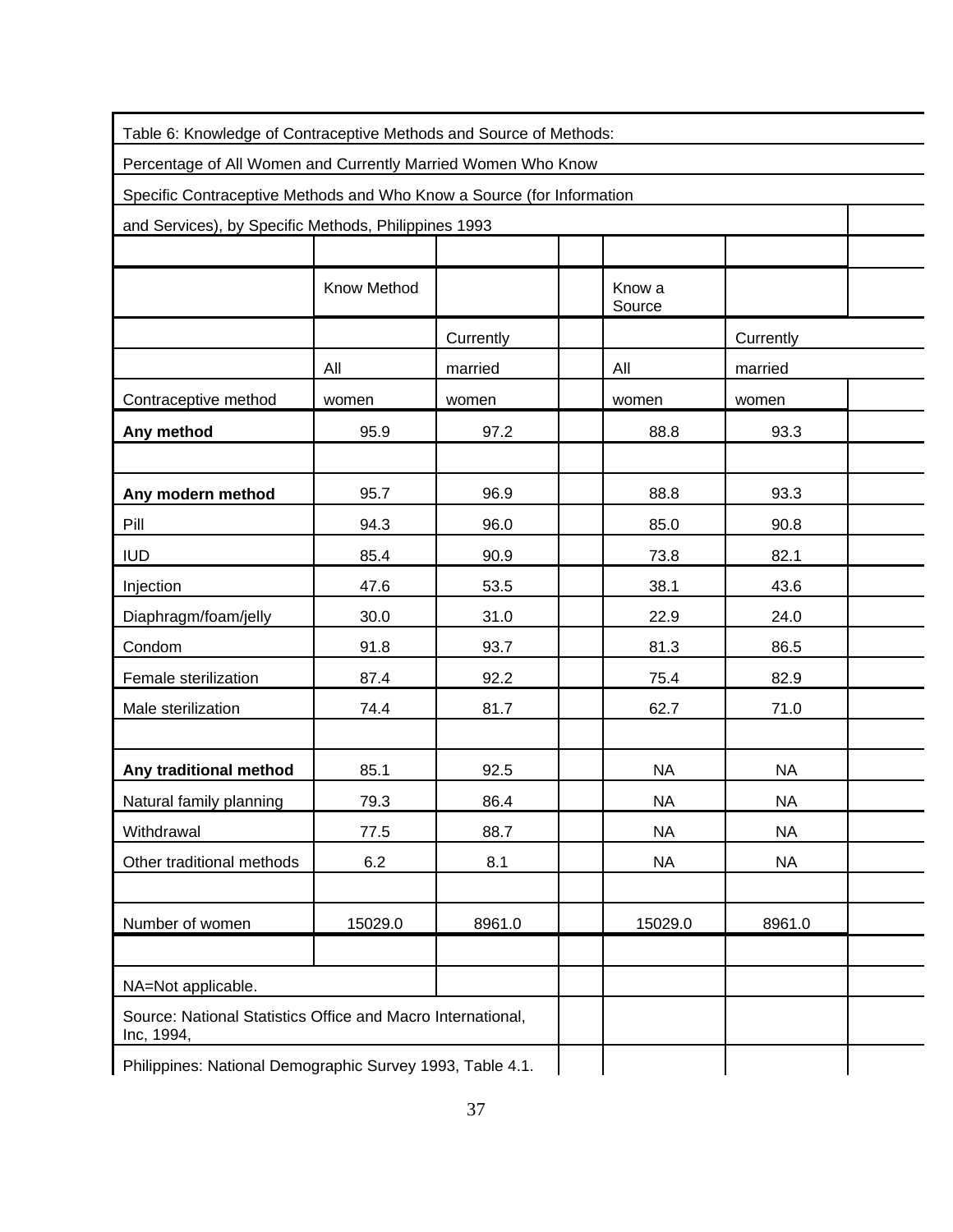Table 6: Knowledge of Contraceptive Methods and Source of Methods:
Percentage of All Women and Currently Married Women Who Know
Specific Contraceptive Methods and Who Know a Source (for Information
and Services), by Specific Methods, Philippines 1993

| Contraceptive method | Know Method | | Know a Source | |
|---|---|---|---|---|
| | All women | Currently married women | All women | Currently married women |
| **Any method** | 95.9 | 97.2 | 88.8 | 93.3 |
| | | | | |
| **Any modern method** | 95.7 | 96.9 | 88.8 | 93.3 |
| Pill | 94.3 | 96.0 | 85.0 | 90.8 |
| IUD | 85.4 | 90.9 | 73.8 | 82.1 |
| Injection | 47.6 | 53.5 | 38.1 | 43.6 |
| Diaphragm/foam/jelly | 30.0 | 31.0 | 22.9 | 24.0 |
| Condom | 91.8 | 93.7 | 81.3 | 86.5 |
| Female sterilization | 87.4 | 92.2 | 75.4 | 82.9 |
| Male sterilization | 74.4 | 81.7 | 62.7 | 71.0 |
| | | | | |
| **Any traditional method** | 85.1 | 92.5 | NA | NA |
| Natural family planning | 79.3 | 86.4 | NA | NA |
| Withdrawal | 77.5 | 88.7 | NA | NA |
| Other traditional methods | 6.2 | 8.1 | NA | NA |
| | | | | |
| Number of women | 15029.0 | 8961.0 | 15029.0 | 8961.0 |

NA=Not applicable.

Source: National Statistics Office and Macro International, Inc, 1994,
Philippines: National Demographic Survey 1993, Table 4.1.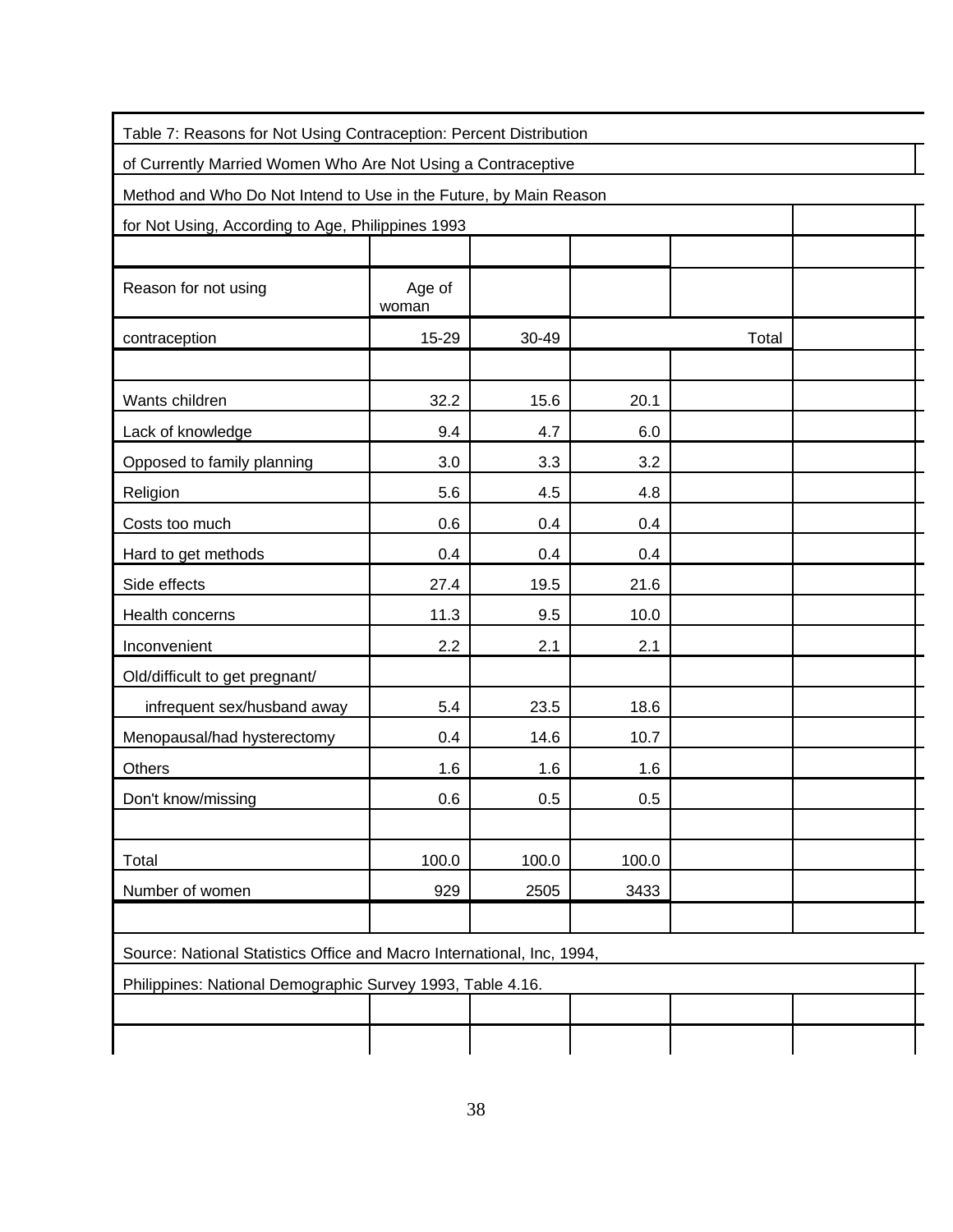Table 7: Reasons for Not Using Contraception: Percent Distribution of Currently Married Women Who Are Not Using a Contraceptive Method and Who Do Not Intend to Use in the Future, by Main Reason for Not Using, According to Age, Philippines 1993

| Reason for not using contraception | Age of woman 15-29 | 30-49 | Total |
|---|---|---|---|
| Wants children | 32.2 | 15.6 | 20.1 |
| Lack of knowledge | 9.4 | 4.7 | 6.0 |
| Opposed to family planning | 3.0 | 3.3 | 3.2 |
| Religion | 5.6 | 4.5 | 4.8 |
| Costs too much | 0.6 | 0.4 | 0.4 |
| Hard to get methods | 0.4 | 0.4 | 0.4 |
| Side effects | 27.4 | 19.5 | 21.6 |
| Health concerns | 11.3 | 9.5 | 10.0 |
| Inconvenient | 2.2 | 2.1 | 2.1 |
| Old/difficult to get pregnant/ infrequent sex/husband away | 5.4 | 23.5 | 18.6 |
| Menopausal/had hysterectomy | 0.4 | 14.6 | 10.7 |
| Others | 1.6 | 1.6 | 1.6 |
| Don't know/missing | 0.6 | 0.5 | 0.5 |
| Total | 100.0 | 100.0 | 100.0 |
| Number of women | 929 | 2505 | 3433 |

Source: National Statistics Office and Macro International, Inc, 1994, Philippines: National Demographic Survey 1993, Table 4.16.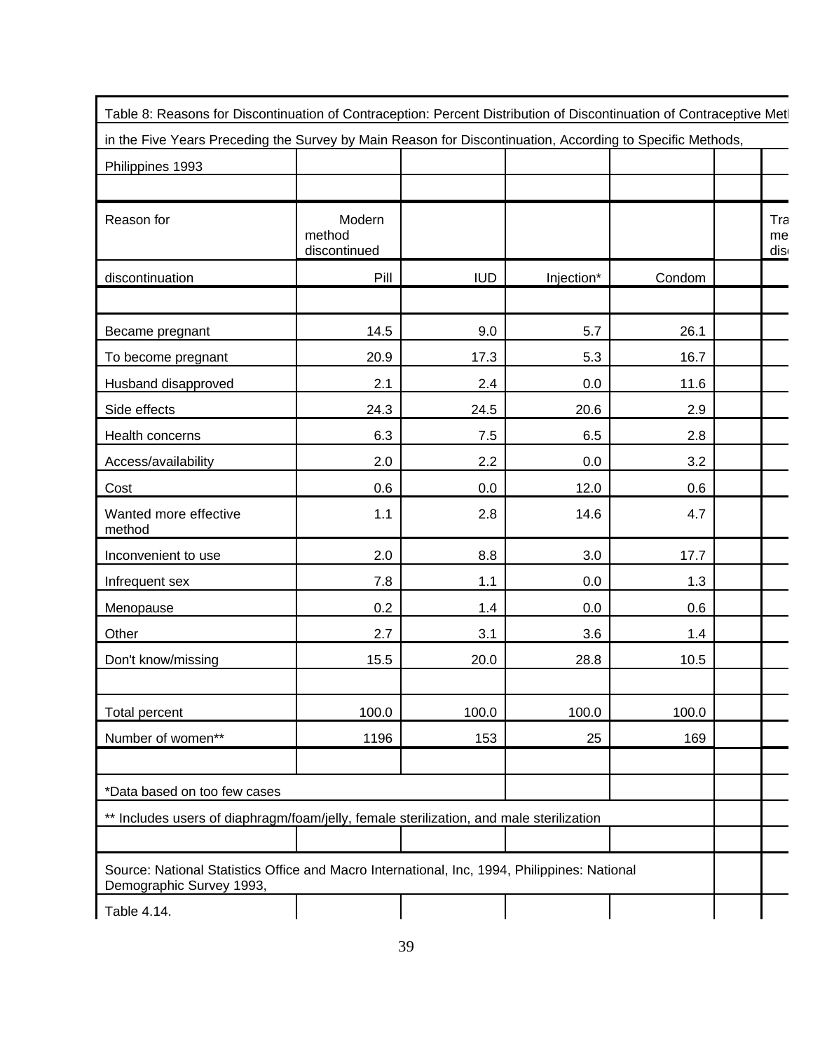Table 8: Reasons for Discontinuation of Contraception: Percent Distribution of Discontinuation of Contraceptive Met

in the Five Years Preceding the Survey by Main Reason for Discontinuation, According to Specific Methods,

Philippines 1993

| Reason for discontinuation | Modern method discontinued Pill | IUD | Injection* | Condom | | Tra me dis |
|---|---|---|---|---|---|---|
| Became pregnant | 14.5 | 9.0 | 5.7 | 26.1 | | |
| To become pregnant | 20.9 | 17.3 | 5.3 | 16.7 | | |
| Husband disapproved | 2.1 | 2.4 | 0.0 | 11.6 | | |
| Side effects | 24.3 | 24.5 | 20.6 | 2.9 | | |
| Health concerns | 6.3 | 7.5 | 6.5 | 2.8 | | |
| Access/availability | 2.0 | 2.2 | 0.0 | 3.2 | | |
| Cost | 0.6 | 0.0 | 12.0 | 0.6 | | |
| Wanted more effective method | 1.1 | 2.8 | 14.6 | 4.7 | | |
| Inconvenient to use | 2.0 | 8.8 | 3.0 | 17.7 | | |
| Infrequent sex | 7.8 | 1.1 | 0.0 | 1.3 | | |
| Menopause | 0.2 | 1.4 | 0.0 | 0.6 | | |
| Other | 2.7 | 3.1 | 3.6 | 1.4 | | |
| Don't know/missing | 15.5 | 20.0 | 28.8 | 10.5 | | |
| | | | | | | |
| Total percent | 100.0 | 100.0 | 100.0 | 100.0 | | |
| Number of women** | 1196 | 153 | 25 | 169 | | |

*Data based on too few cases

** Includes users of diaphragm/foam/jelly, female sterilization, and male sterilization

Source: National Statistics Office and Macro International, Inc, 1994, Philippines: National Demographic Survey 1993,

Table 4.14.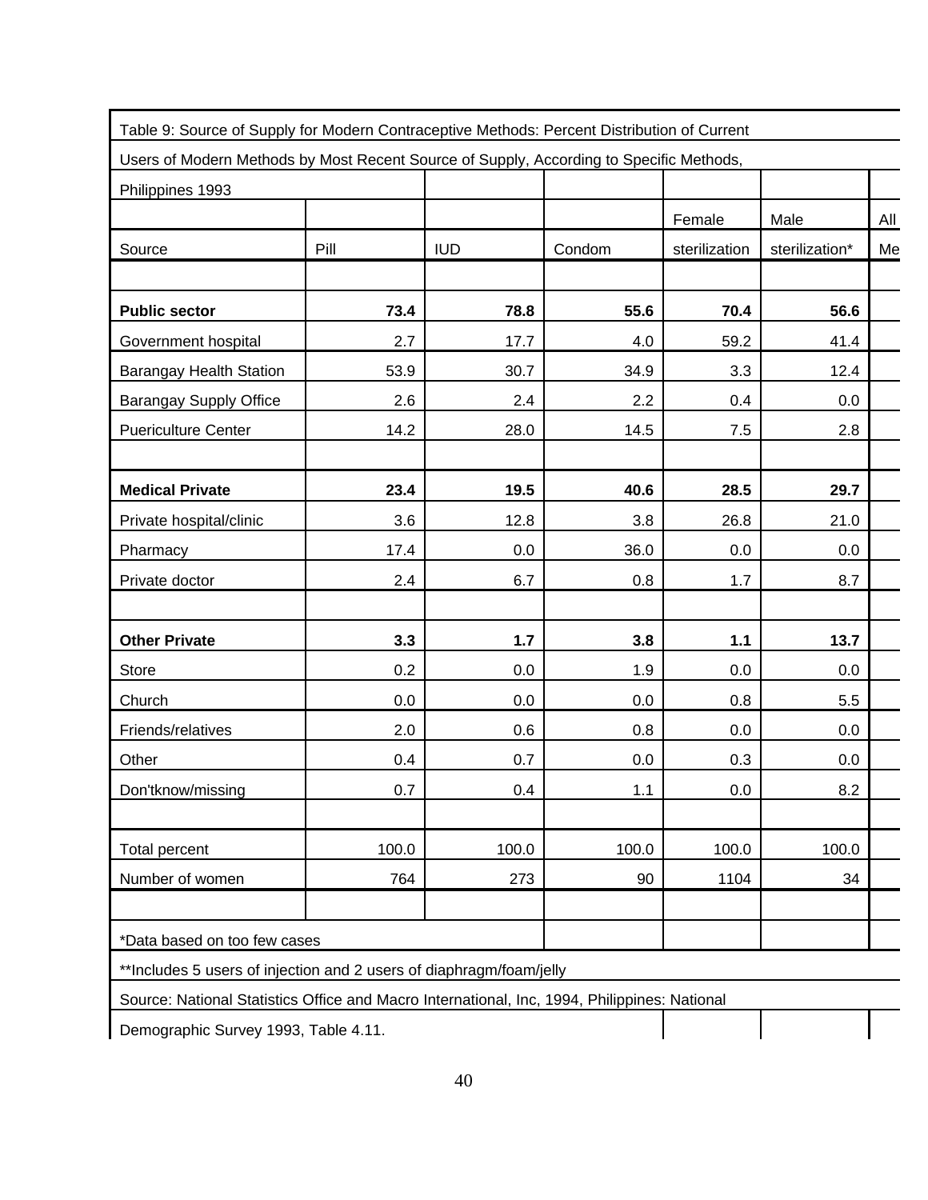Table 9: Source of Supply for Modern Contraceptive Methods: Percent Distribution of Current Users of Modern Methods by Most Recent Source of Supply, According to Specific Methods, Philippines 1993

| Source | Pill | IUD | Condom | Female sterilization | Male sterilization* | All Me |
|---|---|---|---|---|---|---|
| **Public sector** | **73.4** | **78.8** | **55.6** | **70.4** | **56.6** | |
| Government hospital | 2.7 | 17.7 | 4.0 | 59.2 | 41.4 | |
| Barangay Health Station | 53.9 | 30.7 | 34.9 | 3.3 | 12.4 | |
| Barangay Supply Office | 2.6 | 2.4 | 2.2 | 0.4 | 0.0 | |
| Puericulture Center | 14.2 | 28.0 | 14.5 | 7.5 | 2.8 | |
| | | | | | | |
| **Medical Private** | **23.4** | **19.5** | **40.6** | **28.5** | **29.7** | |
| Private hospital/clinic | 3.6 | 12.8 | 3.8 | 26.8 | 21.0 | |
| Pharmacy | 17.4 | 0.0 | 36.0 | 0.0 | 0.0 | |
| Private doctor | 2.4 | 6.7 | 0.8 | 1.7 | 8.7 | |
| | | | | | | |
| **Other Private** | **3.3** | **1.7** | **3.8** | **1.1** | **13.7** | |
| Store | 0.2 | 0.0 | 1.9 | 0.0 | 0.0 | |
| Church | 0.0 | 0.0 | 0.0 | 0.8 | 5.5 | |
| Friends/relatives | 2.0 | 0.6 | 0.8 | 0.0 | 0.0 | |
| Other | 0.4 | 0.7 | 0.0 | 0.3 | 0.0 | |
| Don'tknow/missing | 0.7 | 0.4 | 1.1 | 0.0 | 8.2 | |
| | | | | | | |
| Total percent | 100.0 | 100.0 | 100.0 | 100.0 | 100.0 | |
| Number of women | 764 | 273 | 90 | 1104 | 34 | |

*Data based on too few cases

**Includes 5 users of injection and 2 users of diaphragm/foam/jelly

Source: National Statistics Office and Macro International, Inc, 1994, Philippines: National Demographic Survey 1993, Table 4.11.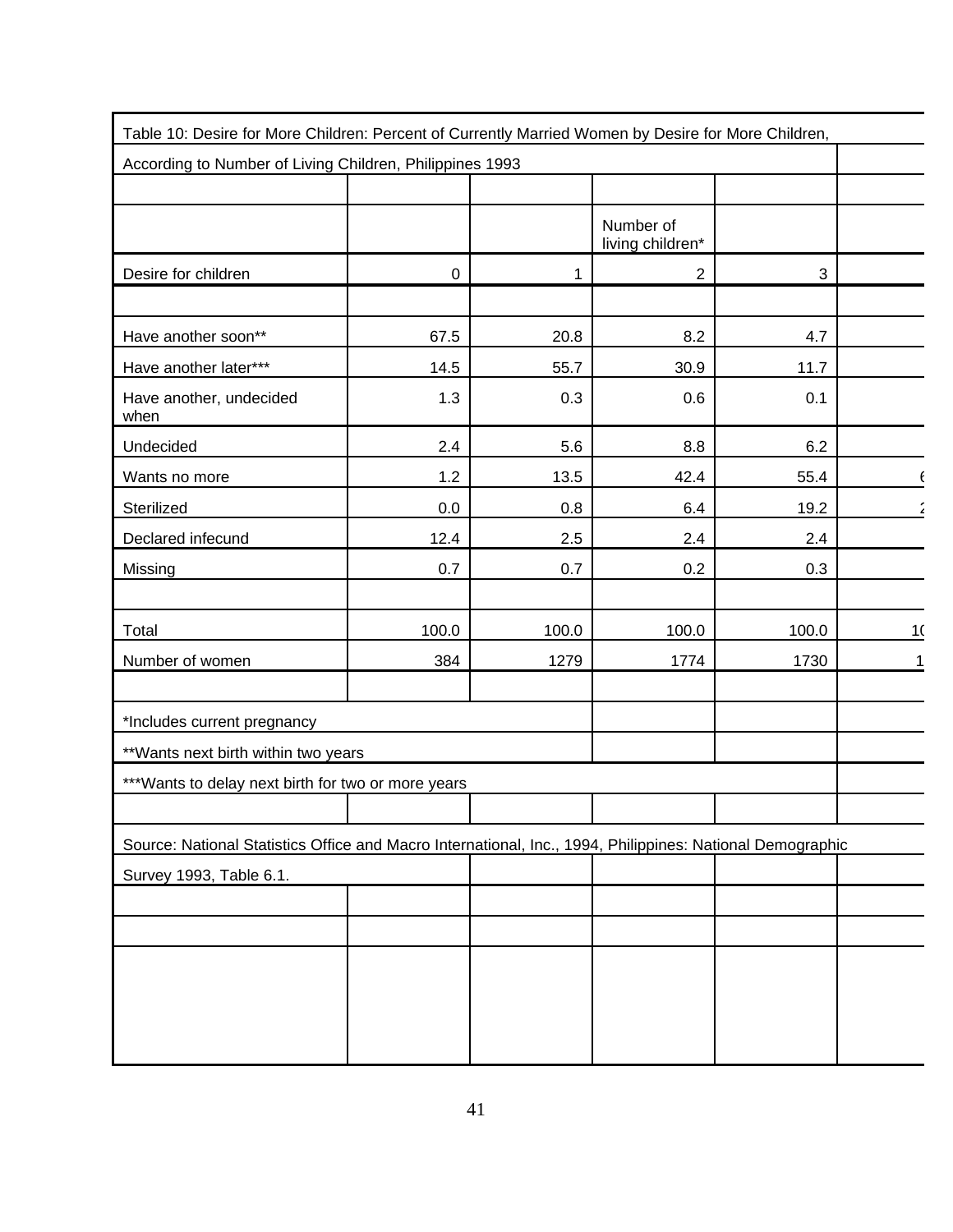Table 10: Desire for More Children: Percent of Currently Married Women by Desire for More Children, According to Number of Living Children, Philippines 1993

| | | | Number of living children* | | |
|---|---|---|---|---|---|
| Desire for children | 0 | 1 | 2 | 3 | |
| Have another soon** | 67.5 | 20.8 | 8.2 | 4.7 | |
| Have another later*** | 14.5 | 55.7 | 30.9 | 11.7 | |
| Have another, undecided when | 1.3 | 0.3 | 0.6 | 0.1 | |
| Undecided | 2.4 | 5.6 | 8.8 | 6.2 | |
| Wants no more | 1.2 | 13.5 | 42.4 | 55.4 | 6 |
| Sterilized | 0.0 | 0.8 | 6.4 | 19.2 | 2 |
| Declared infecund | 12.4 | 2.5 | 2.4 | 2.4 | |
| Missing | 0.7 | 0.7 | 0.2 | 0.3 | |
| Total | 100.0 | 100.0 | 100.0 | 100.0 | 10 |
| Number of women | 384 | 1279 | 1774 | 1730 | 1 |

*Includes current pregnancy

**Wants next birth within two years

***Wants to delay next birth for two or more years

Source: National Statistics Office and Macro International, Inc., 1994, Philippines: National Demographic Survey 1993, Table 6.1.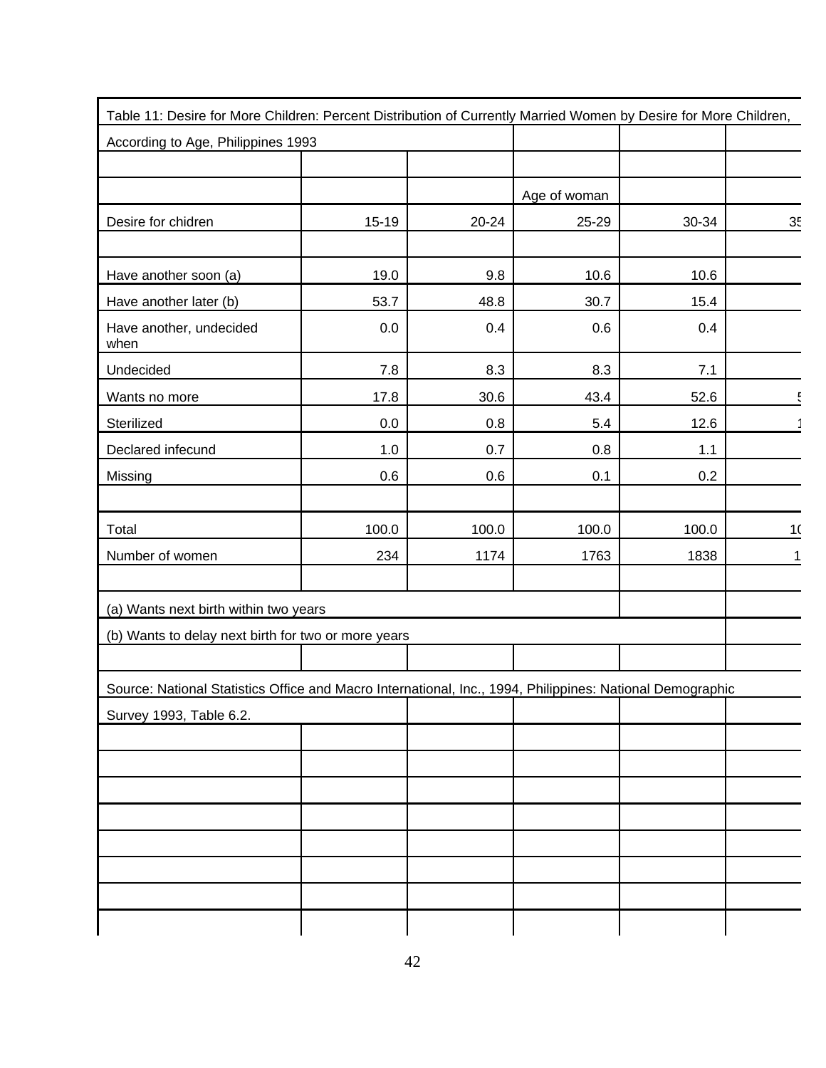Table 11: Desire for More Children: Percent Distribution of Currently Married Women by Desire for More Children, According to Age, Philippines 1993

| | | | Age of woman | | |
|---|---|---|---|---|---|
| Desire for chidren | 15-19 | 20-24 | 25-29 | 30-34 | 35 |
| Have another soon (a) | 19.0 | 9.8 | 10.6 | 10.6 | |
| Have another later (b) | 53.7 | 48.8 | 30.7 | 15.4 | |
| Have another, undecided when | 0.0 | 0.4 | 0.6 | 0.4 | |
| Undecided | 7.8 | 8.3 | 8.3 | 7.1 | |
| Wants no more | 17.8 | 30.6 | 43.4 | 52.6 | 5 |
| Sterilized | 0.0 | 0.8 | 5.4 | 12.6 | 1 |
| Declared infecund | 1.0 | 0.7 | 0.8 | 1.1 | |
| Missing | 0.6 | 0.6 | 0.1 | 0.2 | |
| Total | 100.0 | 100.0 | 100.0 | 100.0 | 10 |
| Number of women | 234 | 1174 | 1763 | 1838 | 1 |

(a) Wants next birth within two years

(b) Wants to delay next birth for two or more years

Source: National Statistics Office and Macro International, Inc., 1994, Philippines: National Demographic Survey 1993, Table 6.2.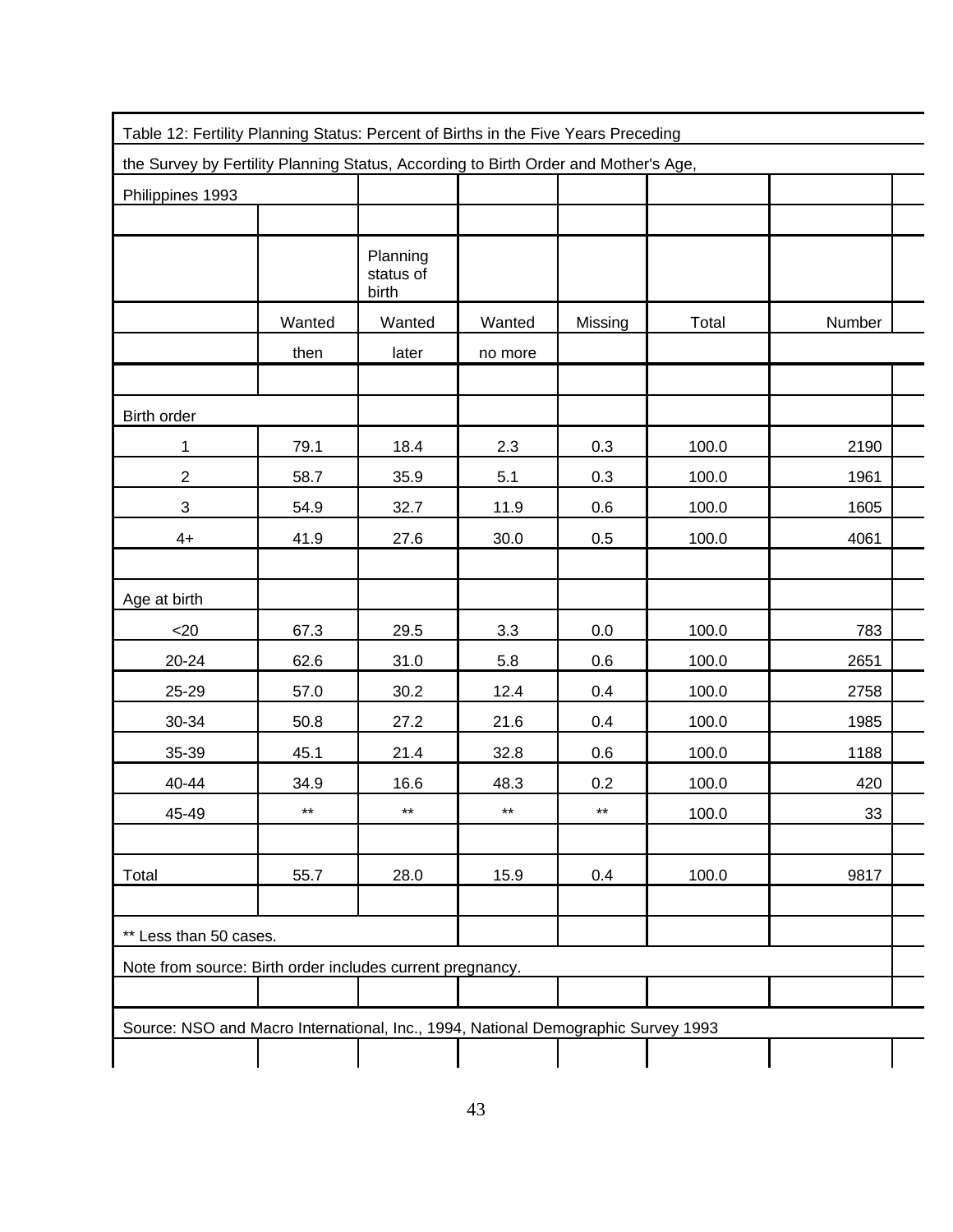Table 12: Fertility Planning Status: Percent of Births in the Five Years Preceding the Survey by Fertility Planning Status, According to Birth Order and Mother's Age, Philippines 1993

| | Planning status of birth | | | | | |
|---|---|---|---|---|---|---|
| | Wanted then | Wanted later | Wanted no more | Missing | Total | Number |
| **Birth order** | | | | | | |
| 1 | 79.1 | 18.4 | 2.3 | 0.3 | 100.0 | 2190 |
| 2 | 58.7 | 35.9 | 5.1 | 0.3 | 100.0 | 1961 |
| 3 | 54.9 | 32.7 | 11.9 | 0.6 | 100.0 | 1605 |
| 4+ | 41.9 | 27.6 | 30.0 | 0.5 | 100.0 | 4061 |
| **Age at birth** | | | | | | |
| <20 | 67.3 | 29.5 | 3.3 | 0.0 | 100.0 | 783 |
| 20-24 | 62.6 | 31.0 | 5.8 | 0.6 | 100.0 | 2651 |
| 25-29 | 57.0 | 30.2 | 12.4 | 0.4 | 100.0 | 2758 |
| 30-34 | 50.8 | 27.2 | 21.6 | 0.4 | 100.0 | 1985 |
| 35-39 | 45.1 | 21.4 | 32.8 | 0.6 | 100.0 | 1188 |
| 40-44 | 34.9 | 16.6 | 48.3 | 0.2 | 100.0 | 420 |
| 45-49 | ** | ** | ** | ** | 100.0 | 33 |
| Total | 55.7 | 28.0 | 15.9 | 0.4 | 100.0 | 9817 |

** Less than 50 cases.

Note from source: Birth order includes current pregnancy.

Source: NSO and Macro International, Inc., 1994, National Demographic Survey 1993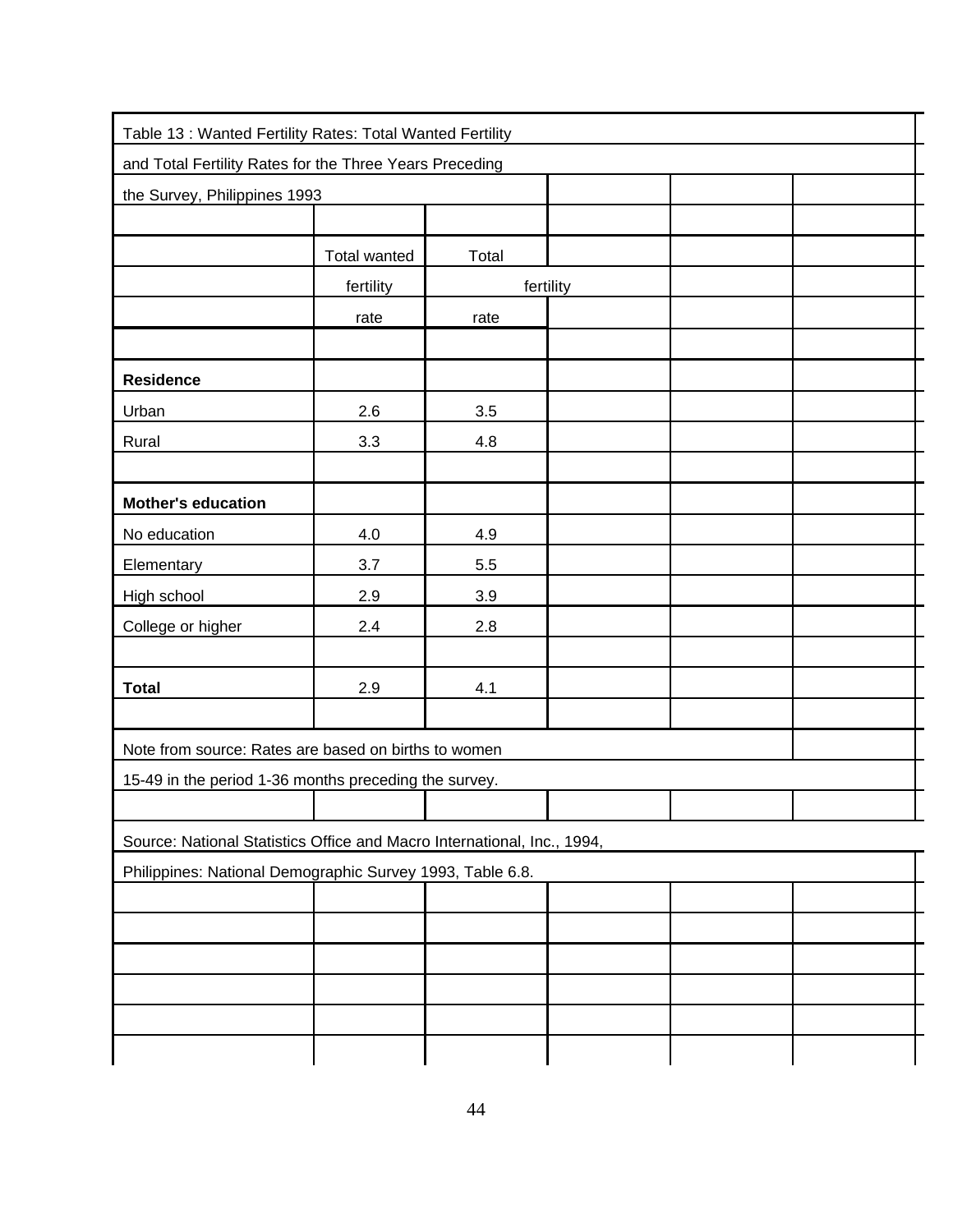Table 13 : Wanted Fertility Rates: Total Wanted Fertility and Total Fertility Rates for the Three Years Preceding the Survey, Philippines 1993

| | Total wanted fertility rate | Total fertility rate |
|---|---|---|
| **Residence** | | |
| Urban | 2.6 | 3.5 |
| Rural | 3.3 | 4.8 |
| **Mother's education** | | |
| No education | 4.0 | 4.9 |
| Elementary | 3.7 | 5.5 |
| High school | 2.9 | 3.9 |
| College or higher | 2.4 | 2.8 |
| **Total** | 2.9 | 4.1 |

Note from source: Rates are based on births to women 15-49 in the period 1-36 months preceding the survey.

Source: National Statistics Office and Macro International, Inc., 1994, Philippines: National Demographic Survey 1993, Table 6.8.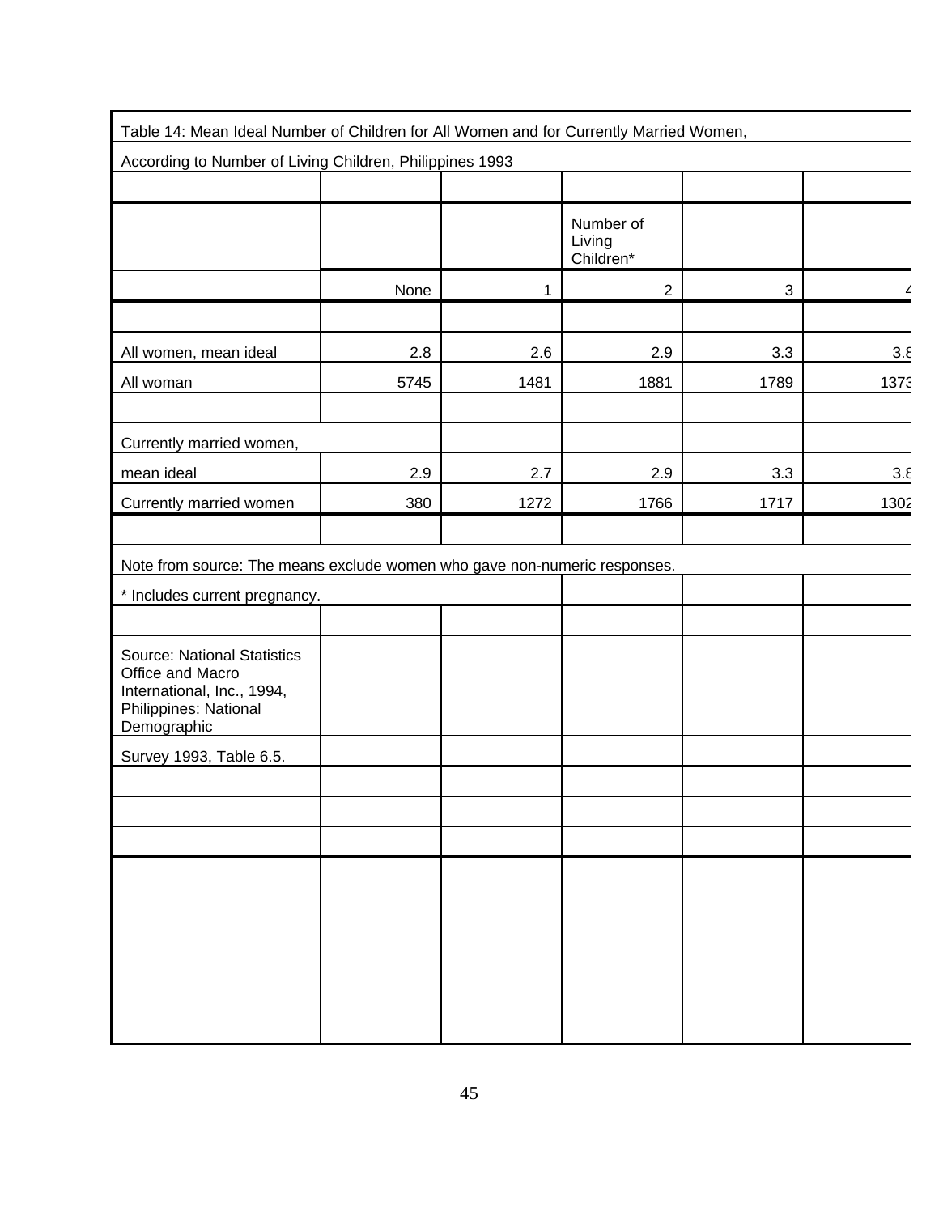Table 14: Mean Ideal Number of Children for All Women and for Currently Married Women,

According to Number of Living Children, Philippines 1993

| | | | Number of Living Children* | | |
|---|---|---|---|---|---|
| | None | 1 | 2 | 3 | 4 |
| All women, mean ideal | 2.8 | 2.6 | 2.9 | 3.3 | 3.8 |
| All woman | 5745 | 1481 | 1881 | 1789 | 1373 |
| Currently married women, | | | | | |
| mean ideal | 2.9 | 2.7 | 2.9 | 3.3 | 3.8 |
| Currently married women | 380 | 1272 | 1766 | 1717 | 1302 |

Note from source: The means exclude women who gave non-numeric responses.

* Includes current pregnancy.

Source: National Statistics Office and Macro International, Inc., 1994, Philippines: National Demographic Survey 1993, Table 6.5.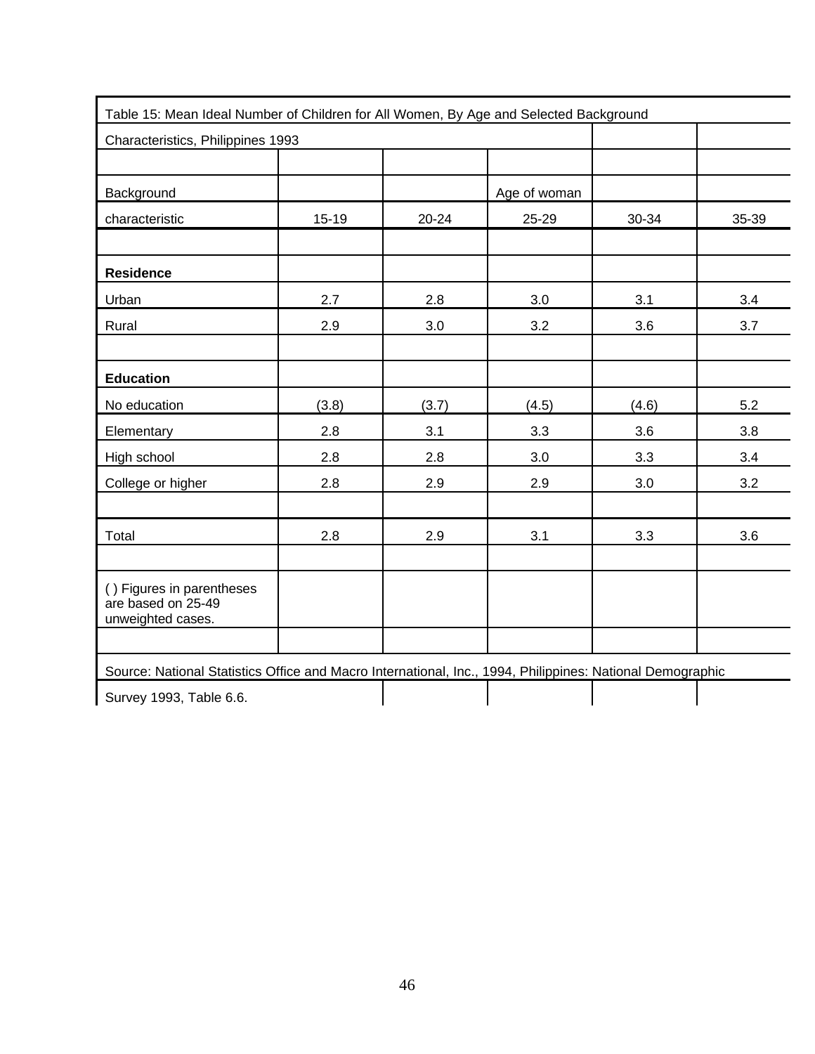Table 15: Mean Ideal Number of Children for All Women, By Age and Selected Background Characteristics, Philippines 1993

| Background characteristic | 15-19 | 20-24 | 25-29 | 30-34 | 35-39 |
|---|---|---|---|---|---|
| | | | Age of woman | | |
| **Residence** | | | | | |
| Urban | 2.7 | 2.8 | 3.0 | 3.1 | 3.4 |
| Rural | 2.9 | 3.0 | 3.2 | 3.6 | 3.7 |
| **Education** | | | | | |
| No education | (3.8) | (3.7) | (4.5) | (4.6) | 5.2 |
| Elementary | 2.8 | 3.1 | 3.3 | 3.6 | 3.8 |
| High school | 2.8 | 2.8 | 3.0 | 3.3 | 3.4 |
| College or higher | 2.8 | 2.9 | 2.9 | 3.0 | 3.2 |
| Total | 2.8 | 2.9 | 3.1 | 3.3 | 3.6 |

( ) Figures in parentheses are based on 25-49 unweighted cases.

Source: National Statistics Office and Macro International, Inc., 1994, Philippines: National Demographic Survey 1993, Table 6.6.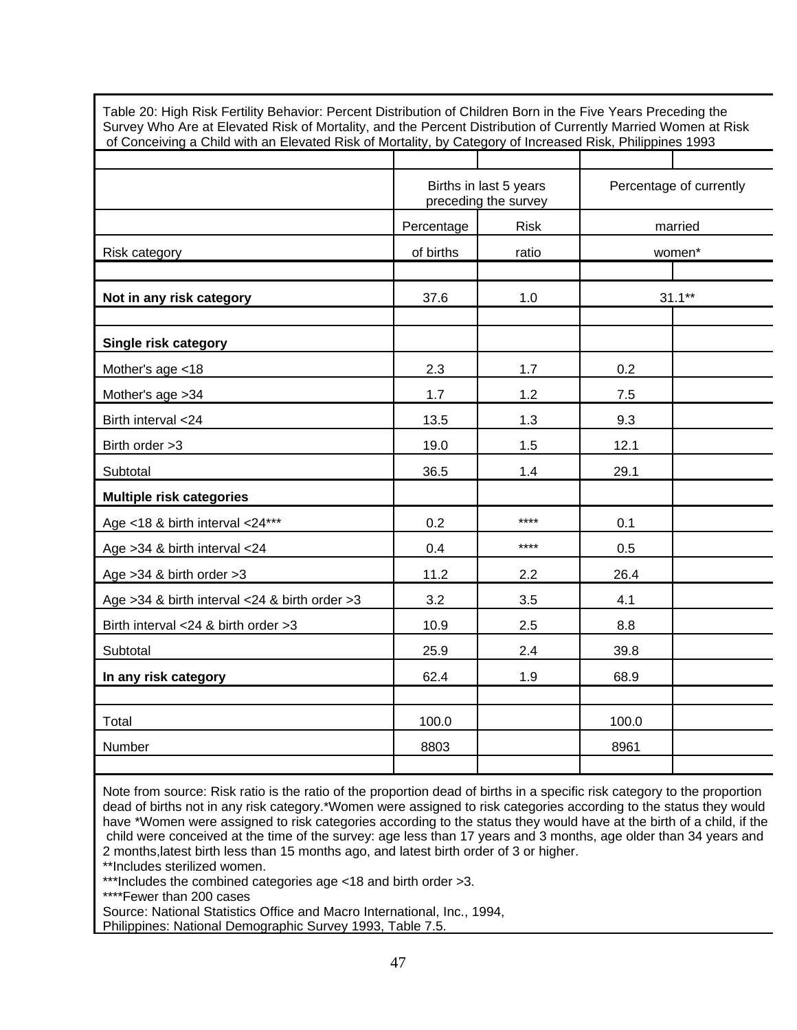Table 20: High Risk Fertility Behavior: Percent Distribution of Children Born in the Five Years Preceding the Survey Who Are at Elevated Risk of Mortality, and the Percent Distribution of Currently Married Women at Risk of Conceiving a Child with an Elevated Risk of Mortality, by Category of Increased Risk, Philippines 1993

| Risk category | Births in last 5 years preceding the survey | | Percentage of currently married women* |
|---|---|---|---|
| | Percentage of births | Risk ratio | |
| **Not in any risk category** | 37.6 | 1.0 | 31.1** |
| **Single risk category** | | | |
| Mother's age <18 | 2.3 | 1.7 | 0.2 |
| Mother's age >34 | 1.7 | 1.2 | 7.5 |
| Birth interval <24 | 13.5 | 1.3 | 9.3 |
| Birth order >3 | 19.0 | 1.5 | 12.1 |
| Subtotal | 36.5 | 1.4 | 29.1 |
| **Multiple risk categories** | | | |
| Age <18 & birth interval <24*** | 0.2 | **** | 0.1 |
| Age >34 & birth interval <24 | 0.4 | **** | 0.5 |
| Age >34 & birth order >3 | 11.2 | 2.2 | 26.4 |
| Age >34 & birth interval <24 & birth order >3 | 3.2 | 3.5 | 4.1 |
| Birth interval <24 & birth order >3 | 10.9 | 2.5 | 8.8 |
| Subtotal | 25.9 | 2.4 | 39.8 |
| **In any risk category** | 62.4 | 1.9 | 68.9 |
| Total | 100.0 | | 100.0 |
| Number | 8803 | | 8961 |

Note from source: Risk ratio is the ratio of the proportion dead of births in a specific risk category to the proportion dead of births not in any risk category.*Women were assigned to risk categories according to the status they would have *Women were assigned to risk categories according to the status they would have at the birth of a child, if the child were conceived at the time of the survey: age less than 17 years and 3 months, age older than 34 years and 2 months,latest birth less than 15 months ago, and latest birth order of 3 or higher.
**Includes sterilized women.
***Includes the combined categories age <18 and birth order >3.
****Fewer than 200 cases
Source: National Statistics Office and Macro International, Inc., 1994,
Philippines: National Demographic Survey 1993, Table 7.5.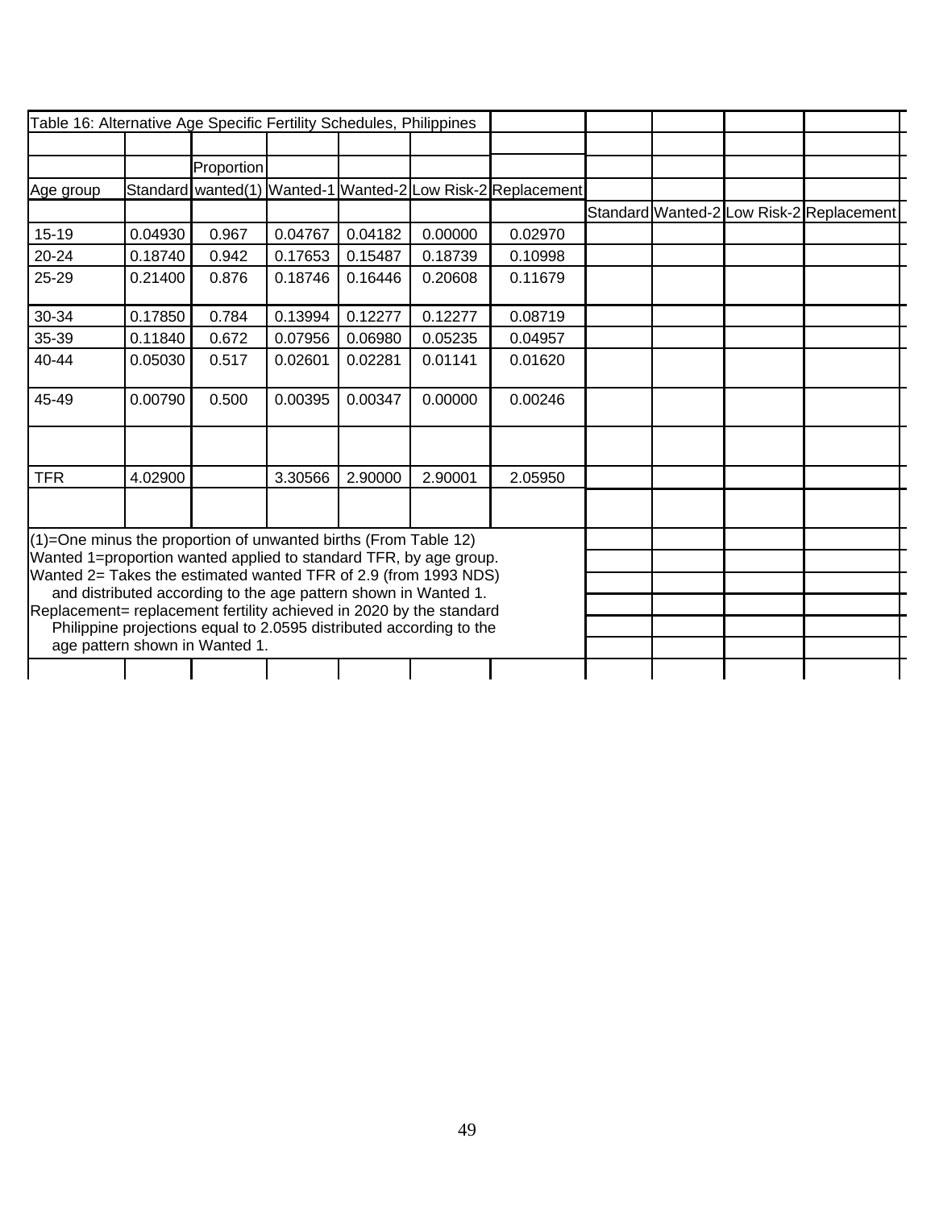Table 16: Alternative Age Specific Fertility Schedules, Philippines

| Age group | Standard | Proportion wanted(1) | Wanted-1 | Wanted-2 | Low Risk-2 | Replacement |
|---|---|---|---|---|---|---|
| 15-19 | 0.04930 | 0.967 | 0.04767 | 0.04182 | 0.00000 | 0.02970 |
| 20-24 | 0.18740 | 0.942 | 0.17653 | 0.15487 | 0.18739 | 0.10998 |
| 25-29 | 0.21400 | 0.876 | 0.18746 | 0.16446 | 0.20608 | 0.11679 |
| 30-34 | 0.17850 | 0.784 | 0.13994 | 0.12277 | 0.12277 | 0.08719 |
| 35-39 | 0.11840 | 0.672 | 0.07956 | 0.06980 | 0.05235 | 0.04957 |
| 40-44 | 0.05030 | 0.517 | 0.02601 | 0.02281 | 0.01141 | 0.01620 |
| 45-49 | 0.00790 | 0.500 | 0.00395 | 0.00347 | 0.00000 | 0.00246 |
| TFR | 4.02900 | | 3.30566 | 2.90000 | 2.90001 | 2.05950 |

| Standard | Wanted-2 | Low Risk-2 | Replacement |
|---|---|---|---|

(1)=One minus the proportion of unwanted births (From Table 12)
Wanted 1=proportion wanted applied to standard TFR, by age group.
Wanted 2= Takes the estimated wanted TFR of 2.9 (from 1993 NDS) and distributed according to the age pattern shown in Wanted 1.
Replacement= replacement fertility achieved in 2020 by the standard Philippine projections equal to 2.0595 distributed according to the age pattern shown in Wanted 1.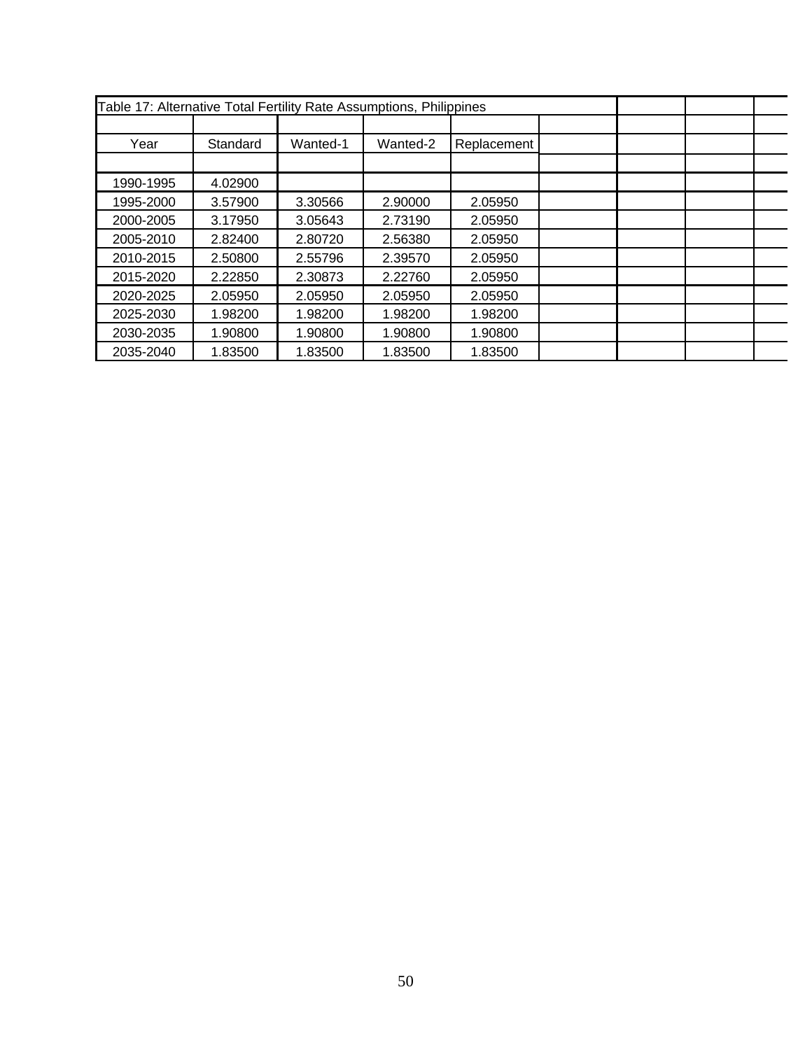Table 17: Alternative Total Fertility Rate Assumptions, Philippines

| Year | Standard | Wanted-1 | Wanted-2 | Replacement |
|---|---|---|---|---|
| 1990-1995 | 4.02900 | | | |
| 1995-2000 | 3.57900 | 3.30566 | 2.90000 | 2.05950 |
| 2000-2005 | 3.17950 | 3.05643 | 2.73190 | 2.05950 |
| 2005-2010 | 2.82400 | 2.80720 | 2.56380 | 2.05950 |
| 2010-2015 | 2.50800 | 2.55796 | 2.39570 | 2.05950 |
| 2015-2020 | 2.22850 | 2.30873 | 2.22760 | 2.05950 |
| 2020-2025 | 2.05950 | 2.05950 | 2.05950 | 2.05950 |
| 2025-2030 | 1.98200 | 1.98200 | 1.98200 | 1.98200 |
| 2030-2035 | 1.90800 | 1.90800 | 1.90800 | 1.90800 |
| 2035-2040 | 1.83500 | 1.83500 | 1.83500 | 1.83500 |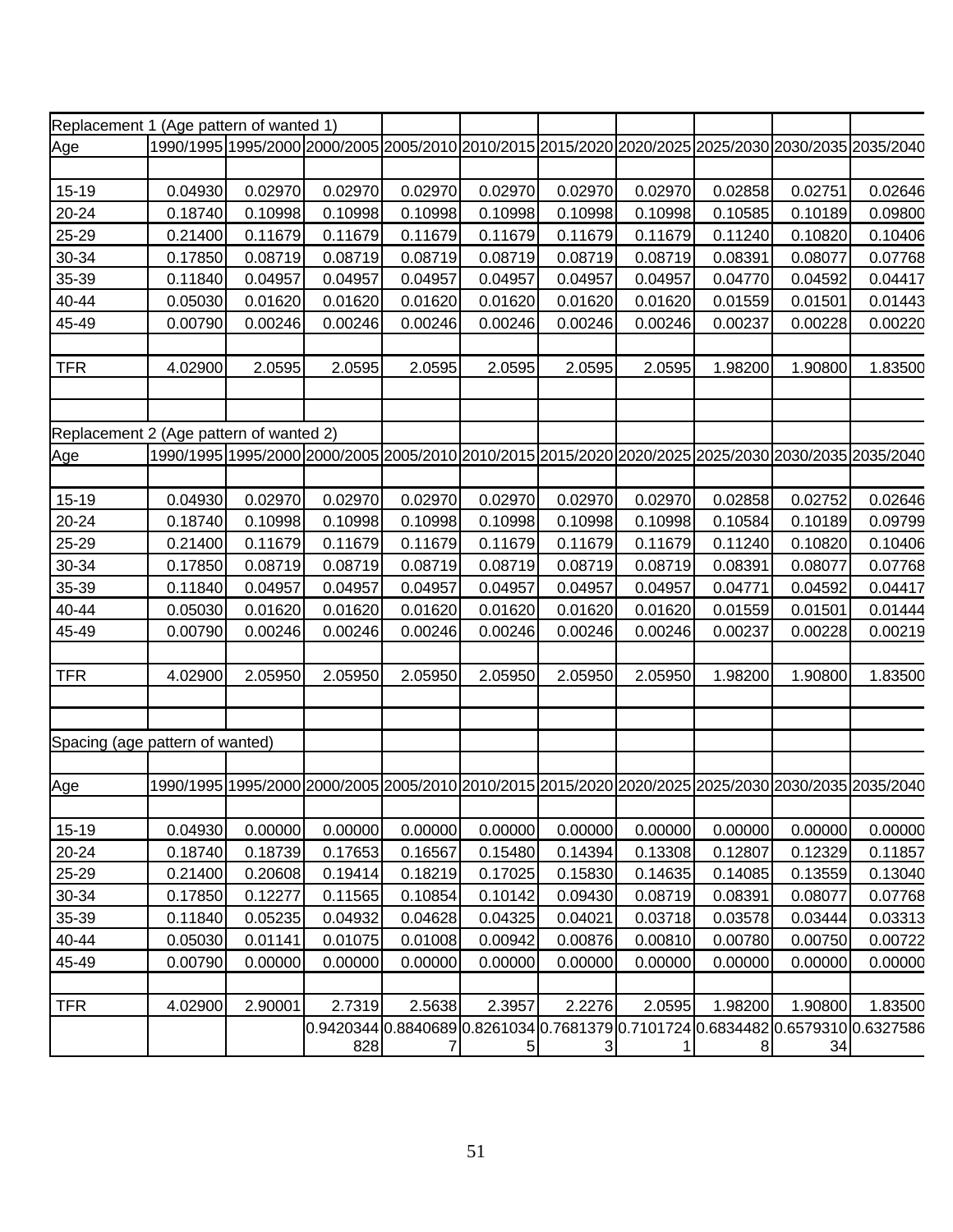| Replacement 1 (Age pattern of wanted 1) | | | | | | | | | | |
|---|---|---|---|---|---|---|---|---|---|---|
| Age | 1990/1995 | 1995/2000 | 2000/2005 | 2005/2010 | 2010/2015 | 2015/2020 | 2020/2025 | 2025/2030 | 2030/2035 | 2035/2040 |
| | | | | | | | | | | |
| 15-19 | 0.04930 | 0.02970 | 0.02970 | 0.02970 | 0.02970 | 0.02970 | 0.02970 | 0.02858 | 0.02751 | 0.02646 |
| 20-24 | 0.18740 | 0.10998 | 0.10998 | 0.10998 | 0.10998 | 0.10998 | 0.10998 | 0.10585 | 0.10189 | 0.09800 |
| 25-29 | 0.21400 | 0.11679 | 0.11679 | 0.11679 | 0.11679 | 0.11679 | 0.11679 | 0.11240 | 0.10820 | 0.10406 |
| 30-34 | 0.17850 | 0.08719 | 0.08719 | 0.08719 | 0.08719 | 0.08719 | 0.08719 | 0.08391 | 0.08077 | 0.07768 |
| 35-39 | 0.11840 | 0.04957 | 0.04957 | 0.04957 | 0.04957 | 0.04957 | 0.04957 | 0.04770 | 0.04592 | 0.04417 |
| 40-44 | 0.05030 | 0.01620 | 0.01620 | 0.01620 | 0.01620 | 0.01620 | 0.01620 | 0.01559 | 0.01501 | 0.01443 |
| 45-49 | 0.00790 | 0.00246 | 0.00246 | 0.00246 | 0.00246 | 0.00246 | 0.00246 | 0.00237 | 0.00228 | 0.00220 |
| | | | | | | | | | | |
| TFR | 4.02900 | 2.0595 | 2.0595 | 2.0595 | 2.0595 | 2.0595 | 2.0595 | 1.98200 | 1.90800 | 1.83500 |

| Replacement 2 (Age pattern of wanted 2) | | | | | | | | | | |
|---|---|---|---|---|---|---|---|---|---|---|
| Age | 1990/1995 | 1995/2000 | 2000/2005 | 2005/2010 | 2010/2015 | 2015/2020 | 2020/2025 | 2025/2030 | 2030/2035 | 2035/2040 |
| | | | | | | | | | | |
| 15-19 | 0.04930 | 0.02970 | 0.02970 | 0.02970 | 0.02970 | 0.02970 | 0.02970 | 0.02858 | 0.02752 | 0.02646 |
| 20-24 | 0.18740 | 0.10998 | 0.10998 | 0.10998 | 0.10998 | 0.10998 | 0.10998 | 0.10584 | 0.10189 | 0.09799 |
| 25-29 | 0.21400 | 0.11679 | 0.11679 | 0.11679 | 0.11679 | 0.11679 | 0.11679 | 0.11240 | 0.10820 | 0.10406 |
| 30-34 | 0.17850 | 0.08719 | 0.08719 | 0.08719 | 0.08719 | 0.08719 | 0.08719 | 0.08391 | 0.08077 | 0.07768 |
| 35-39 | 0.11840 | 0.04957 | 0.04957 | 0.04957 | 0.04957 | 0.04957 | 0.04957 | 0.04771 | 0.04592 | 0.04417 |
| 40-44 | 0.05030 | 0.01620 | 0.01620 | 0.01620 | 0.01620 | 0.01620 | 0.01620 | 0.01559 | 0.01501 | 0.01444 |
| 45-49 | 0.00790 | 0.00246 | 0.00246 | 0.00246 | 0.00246 | 0.00246 | 0.00246 | 0.00237 | 0.00228 | 0.00219 |
| | | | | | | | | | | |
| TFR | 4.02900 | 2.05950 | 2.05950 | 2.05950 | 2.05950 | 2.05950 | 2.05950 | 1.98200 | 1.90800 | 1.83500 |

| Spacing (age pattern of wanted) | | | | | | | | | | |
|---|---|---|---|---|---|---|---|---|---|---|
| | | | | | | | | | | |
| Age | 1990/1995 | 1995/2000 | 2000/2005 | 2005/2010 | 2010/2015 | 2015/2020 | 2020/2025 | 2025/2030 | 2030/2035 | 2035/2040 |
| | | | | | | | | | | |
| 15-19 | 0.04930 | 0.00000 | 0.00000 | 0.00000 | 0.00000 | 0.00000 | 0.00000 | 0.00000 | 0.00000 | 0.00000 |
| 20-24 | 0.18740 | 0.18739 | 0.17653 | 0.16567 | 0.15480 | 0.14394 | 0.13308 | 0.12807 | 0.12329 | 0.11857 |
| 25-29 | 0.21400 | 0.20608 | 0.19414 | 0.18219 | 0.17025 | 0.15830 | 0.14635 | 0.14085 | 0.13559 | 0.13040 |
| 30-34 | 0.17850 | 0.12277 | 0.11565 | 0.10854 | 0.10142 | 0.09430 | 0.08719 | 0.08391 | 0.08077 | 0.07768 |
| 35-39 | 0.11840 | 0.05235 | 0.04932 | 0.04628 | 0.04325 | 0.04021 | 0.03718 | 0.03578 | 0.03444 | 0.03313 |
| 40-44 | 0.05030 | 0.01141 | 0.01075 | 0.01008 | 0.00942 | 0.00876 | 0.00810 | 0.00780 | 0.00750 | 0.00722 |
| 45-49 | 0.00790 | 0.00000 | 0.00000 | 0.00000 | 0.00000 | 0.00000 | 0.00000 | 0.00000 | 0.00000 | 0.00000 |
| | | | | | | | | | | |
| TFR | 4.02900 | 2.90001 | 2.7319 | 2.5638 | 2.3957 | 2.2276 | 2.0595 | 1.98200 | 1.90800 | 1.83500 |
| | | | 0.9420344828 | 0.88406897 | 0.82610345 | 0.76813793 | 0.71017241 | 0.68344828 | 0.657931034 | 0.6327586 |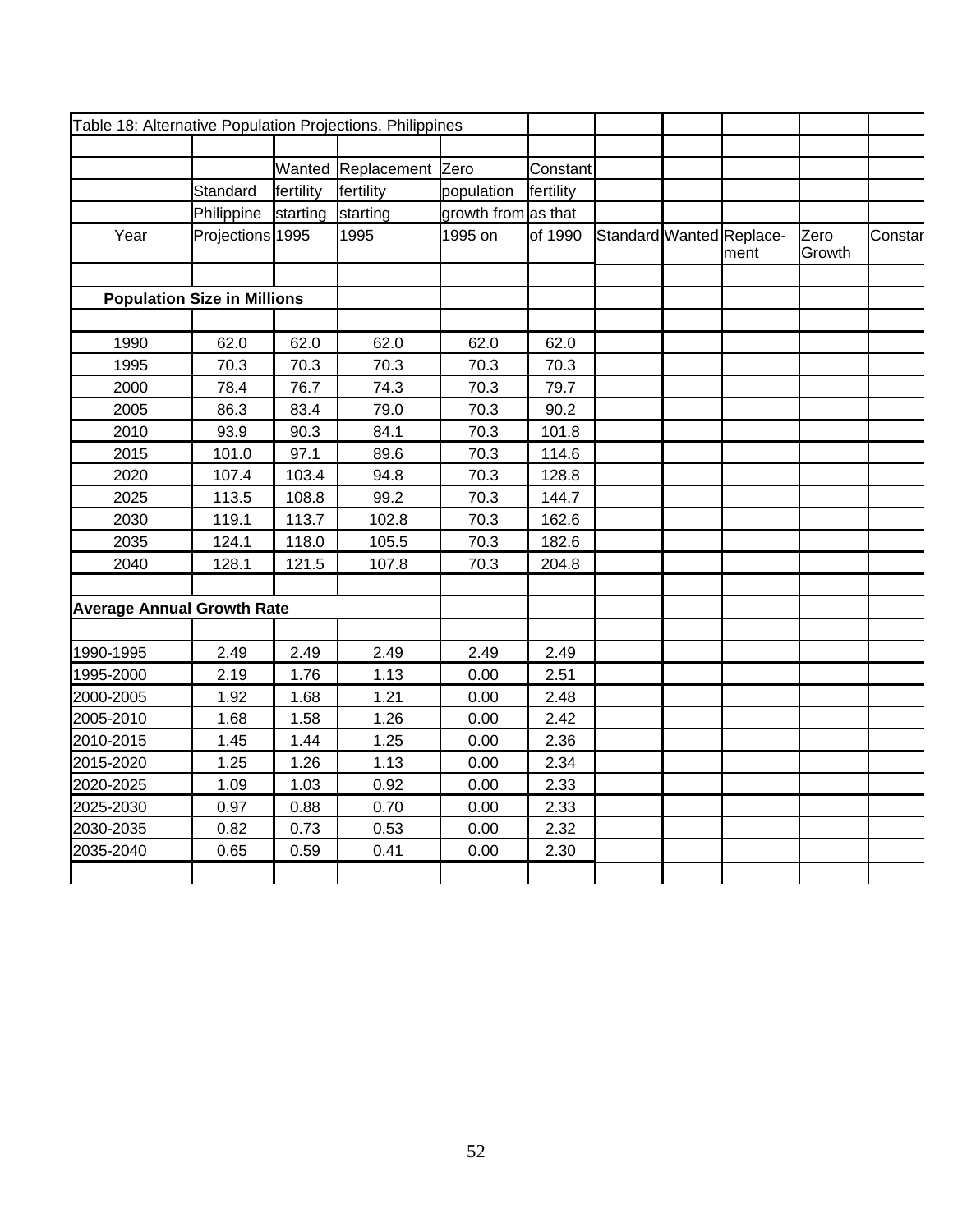Table 18: Alternative Population Projections, Philippines

| Year | Standard Philippine Projections | Wanted fertility starting 1995 | Replacement fertility starting 1995 | Zero population growth from 1995 on | Constant fertility as that of 1990 | Standard | Wanted | Replace-ment | Zero Growth | Constar |
|---|---|---|---|---|---|---|---|---|---|---|
| **Population Size in Millions** | | | | | | | | | | |
| 1990 | 62.0 | 62.0 | 62.0 | 62.0 | 62.0 | | | | | |
| 1995 | 70.3 | 70.3 | 70.3 | 70.3 | 70.3 | | | | | |
| 2000 | 78.4 | 76.7 | 74.3 | 70.3 | 79.7 | | | | | |
| 2005 | 86.3 | 83.4 | 79.0 | 70.3 | 90.2 | | | | | |
| 2010 | 93.9 | 90.3 | 84.1 | 70.3 | 101.8 | | | | | |
| 2015 | 101.0 | 97.1 | 89.6 | 70.3 | 114.6 | | | | | |
| 2020 | 107.4 | 103.4 | 94.8 | 70.3 | 128.8 | | | | | |
| 2025 | 113.5 | 108.8 | 99.2 | 70.3 | 144.7 | | | | | |
| 2030 | 119.1 | 113.7 | 102.8 | 70.3 | 162.6 | | | | | |
| 2035 | 124.1 | 118.0 | 105.5 | 70.3 | 182.6 | | | | | |
| 2040 | 128.1 | 121.5 | 107.8 | 70.3 | 204.8 | | | | | |
| **Average Annual Growth Rate** | | | | | | | | | | |
| 1990-1995 | 2.49 | 2.49 | 2.49 | 2.49 | 2.49 | | | | | |
| 1995-2000 | 2.19 | 1.76 | 1.13 | 0.00 | 2.51 | | | | | |
| 2000-2005 | 1.92 | 1.68 | 1.21 | 0.00 | 2.48 | | | | | |
| 2005-2010 | 1.68 | 1.58 | 1.26 | 0.00 | 2.42 | | | | | |
| 2010-2015 | 1.45 | 1.44 | 1.25 | 0.00 | 2.36 | | | | | |
| 2015-2020 | 1.25 | 1.26 | 1.13 | 0.00 | 2.34 | | | | | |
| 2020-2025 | 1.09 | 1.03 | 0.92 | 0.00 | 2.33 | | | | | |
| 2025-2030 | 0.97 | 0.88 | 0.70 | 0.00 | 2.33 | | | | | |
| 2030-2035 | 0.82 | 0.73 | 0.53 | 0.00 | 2.32 | | | | | |
| 2035-2040 | 0.65 | 0.59 | 0.41 | 0.00 | 2.30 | | | | | |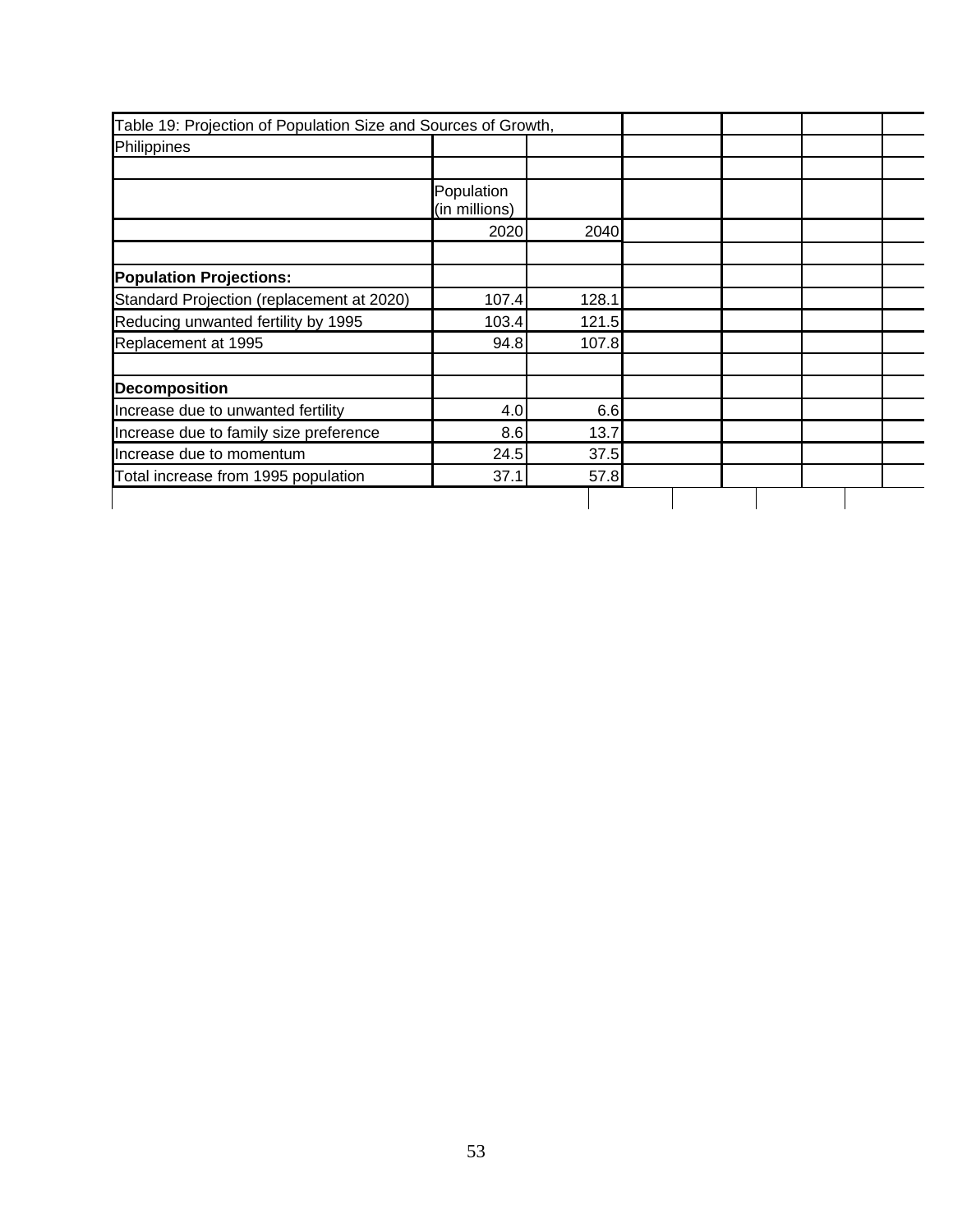Table 19: Projection of Population Size and Sources of Growth, Philippines

| | Population (in millions) | |
|---|---|---|
| | 2020 | 2040 |
| **Population Projections:** | | |
| Standard Projection (replacement at 2020) | 107.4 | 128.1 |
| Reducing unwanted fertility by 1995 | 103.4 | 121.5 |
| Replacement at 1995 | 94.8 | 107.8 |
| | | |
| **Decomposition** | | |
| Increase due to unwanted fertility | 4.0 | 6.6 |
| Increase due to family size preference | 8.6 | 13.7 |
| Increase due to momentum | 24.5 | 37.5 |
| Total increase from 1995 population | 37.1 | 57.8 |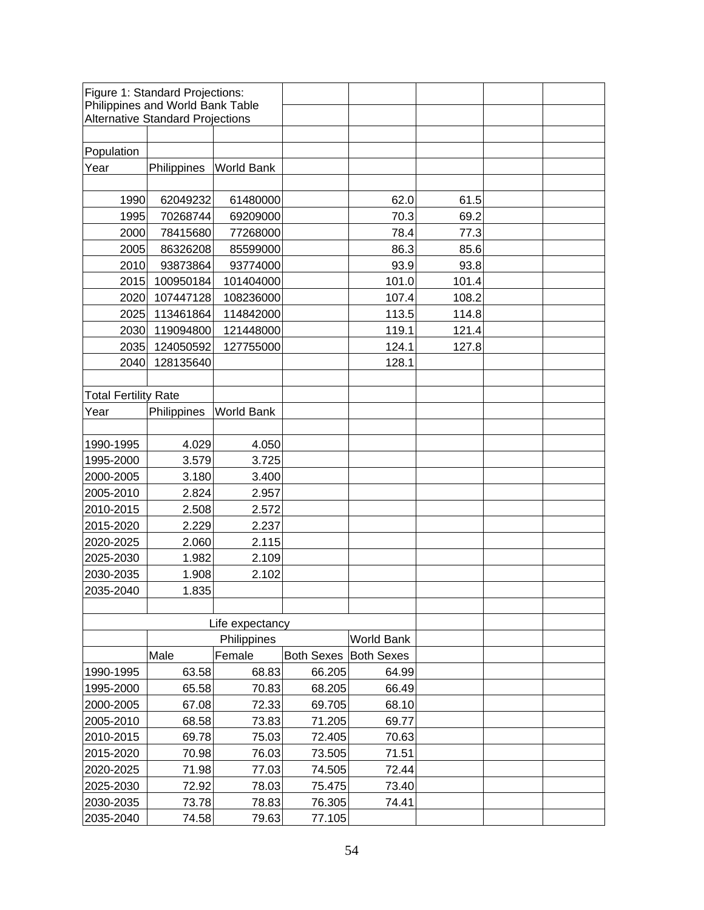Figure 1: Standard Projections: Philippines and World Bank Table Alternative Standard Projections

| | | | | | | | |
|---|---|---|---|---|---|---|---|
| Population | | | | | | | |
| Year | Philippines | World Bank | | | | | |
| | | | | | | | |
| 1990 | 62049232 | 61480000 | | 62.0 | 61.5 | | |
| 1995 | 70268744 | 69209000 | | 70.3 | 69.2 | | |
| 2000 | 78415680 | 77268000 | | 78.4 | 77.3 | | |
| 2005 | 86326208 | 85599000 | | 86.3 | 85.6 | | |
| 2010 | 93873864 | 93774000 | | 93.9 | 93.8 | | |
| 2015 | 100950184 | 101404000 | | 101.0 | 101.4 | | |
| 2020 | 107447128 | 108236000 | | 107.4 | 108.2 | | |
| 2025 | 113461864 | 114842000 | | 113.5 | 114.8 | | |
| 2030 | 119094800 | 121448000 | | 119.1 | 121.4 | | |
| 2035 | 124050592 | 127755000 | | 124.1 | 127.8 | | |
| 2040 | 128135640 | | | 128.1 | | | |

| | | |
|---|---|---|
| Total Fertility Rate | | |
| Year | Philippines | World Bank |
| | | |
| 1990-1995 | 4.029 | 4.050 |
| 1995-2000 | 3.579 | 3.725 |
| 2000-2005 | 3.180 | 3.400 |
| 2005-2010 | 2.824 | 2.957 |
| 2010-2015 | 2.508 | 2.572 |
| 2015-2020 | 2.229 | 2.237 |
| 2020-2025 | 2.060 | 2.115 |
| 2025-2030 | 1.982 | 2.109 |
| 2030-2035 | 1.908 | 2.102 |
| 2035-2040 | 1.835 | |

| Life expectancy | | | | |
|---|---|---|---|---|
| | Philippines | | | World Bank |
| | Male | Female | Both Sexes | Both Sexes |
| 1990-1995 | 63.58 | 68.83 | 66.205 | 64.99 |
| 1995-2000 | 65.58 | 70.83 | 68.205 | 66.49 |
| 2000-2005 | 67.08 | 72.33 | 69.705 | 68.10 |
| 2005-2010 | 68.58 | 73.83 | 71.205 | 69.77 |
| 2010-2015 | 69.78 | 75.03 | 72.405 | 70.63 |
| 2015-2020 | 70.98 | 76.03 | 73.505 | 71.51 |
| 2020-2025 | 71.98 | 77.03 | 74.505 | 72.44 |
| 2025-2030 | 72.92 | 78.03 | 75.475 | 73.40 |
| 2030-2035 | 73.78 | 78.83 | 76.305 | 74.41 |
| 2035-2040 | 74.58 | 79.63 | 77.105 | |